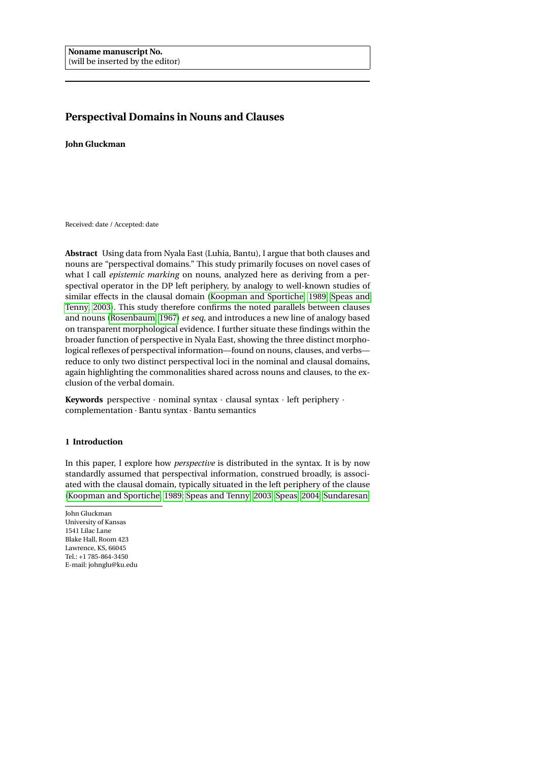**Noname manuscript No.**
(will be inserted by the editor)

# Perspectival Domains in Nouns and Clauses

**John Gluckman**

Received: date / Accepted: date

**Abstract** Using data from Nyala East (Luhia, Bantu), I argue that both clauses and nouns are "perspectival domains." This study primarily focuses on novel cases of what I call *epistemic marking* on nouns, analyzed here as deriving from a perspectival operator in the DP left periphery, by analogy to well-known studies of similar effects in the clausal domain (Koopman and Sportiche, 1989; Speas and Tenny, 2003). This study therefore confirms the noted parallels between clauses and nouns (Rosenbaum, 1967) *et seq*, and introduces a new line of analogy based on transparent morphological evidence. I further situate these findings within the broader function of perspective in Nyala East, showing the three distinct morphological reflexes of perspectival information—found on nouns, clauses, and verbs—reduce to only two distinct perspectival loci in the nominal and clausal domains, again highlighting the commonalities shared across nouns and clauses, to the exclusion of the verbal domain.

**Keywords** perspective · nominal syntax · clausal syntax · left periphery · complementation · Bantu syntax · Bantu semantics

## 1 Introduction

In this paper, I explore how *perspective* is distributed in the syntax. It is by now standardly assumed that perspectival information, construed broadly, is associated with the clausal domain, typically situated in the left periphery of the clause (Koopman and Sportiche, 1989; Speas and Tenny, 2003; Speas, 2004; Sundaresan,

---

John Gluckman
University of Kansas
1541 Lilac Lane
Blake Hall, Room 423
Lawrence, KS, 66045
Tel.: +1 785-864-3450
E-mail: johnglu@ku.edu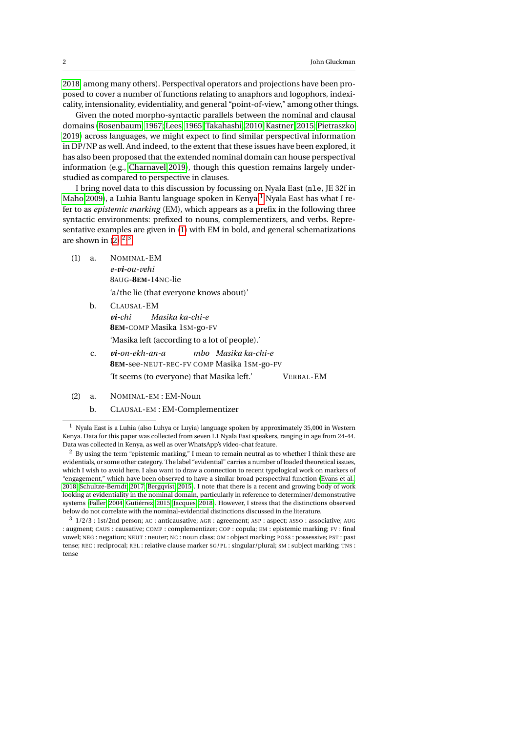2018, among many others). Perspectival operators and projections have been proposed to cover a number of functions relating to anaphors and logophors, indexicality, intensionality, evidentiality, and general "point-of-view," among other things.

Given the noted morpho-syntactic parallels between the nominal and clausal domains (Rosenbaum 1967; Lees 1965; Takahashi 2010; Kastner 2015; Pietraszko 2019) across languages, we might expect to find similar perspectival information in DP/NP as well. And indeed, to the extent that these issues have been explored, it has also been proposed that the extended nominal domain can house perspectival information (e.g., Charnavel 2019), though this question remains largely understudied as compared to perspective in clauses.

I bring novel data to this discussion by focussing on Nyala East (`nle`, JE 32f in Maho 2009), a Luhia Bantu language spoken in Kenya.[1] Nyala East has what I refer to as *epistemic marking* (EM), which appears as a prefix in the following three syntactic environments: prefixed to nouns, complementizers, and verbs. Representative examples are given in (1) with EM in bold, and general schematizations are shown in (2).[2,3]

(1) a. NOMINAL-EM
*e-**vi**-ou-vehi*
8AUG-**8EM**-14NC-lie
'a/the lie (that everyone knows about)'

b. CLAUSAL-EM
***vi**-chi Masika ka-chi-e*
**8EM**-COMP Masika 1SM-go-FV
'Masika left (according to a lot of people).'

c. ***vi**-on-ekh-an-a mbo Masika ka-chi-e*
**8EM**-see-NEUT-REC-FV COMP Masika 1SM-go-FV
'It seems (to everyone) that Masika left.' VERBAL-EM

(2) a. NOMINAL-EM : EM-Noun

b. CLAUSAL-EM : EM-Complementizer

---

[1] Nyala East is a Luhia (also Luhya or Luyia) language spoken by approximately 35,000 in Western Kenya. Data for this paper was collected from seven L1 Nyala East speakers, ranging in age from 24-44. Data was collected in Kenya, as well as over WhatsApp's video-chat feature.

[2] By using the term "epistemic marking," I mean to remain neutral as to whether I think these are evidentials, or some other category. The label "evidential" carries a number of loaded theoretical issues, which I wish to avoid here. I also want to draw a connection to recent typological work on markers of "engagement," which have been observed to have a similar broad perspectival function (Evans et al. 2018; Schultze-Berndt 2017; Bergqvist 2015). I note that there is a recent and growing body of work looking at evidentiality in the nominal domain, particularly in reference to determiner/demonstrative systems (Faller 2004; Gutiérrez 2015; Jacques 2018). However, I stress that the distinctions observed below do not correlate with the nominal-evidential distinctions discussed in the literature.

[3] 1/2/3 : 1st/2nd person; AC : anticausative; AGR : agreement; ASP : aspect; ASSO : associative; AUG : augment; CAUS : causative; COMP : complementizer; COP : copula; EM : epistemic marking; FV : final vowel; NEG : negation; NEUT : neuter; NC : noun class; OM : object marking; POSS : possessive; PST : past tense; REC : reciprocal; REL : relative clause marker SG/PL : singular/plural; SM : subject marking; TNS : tense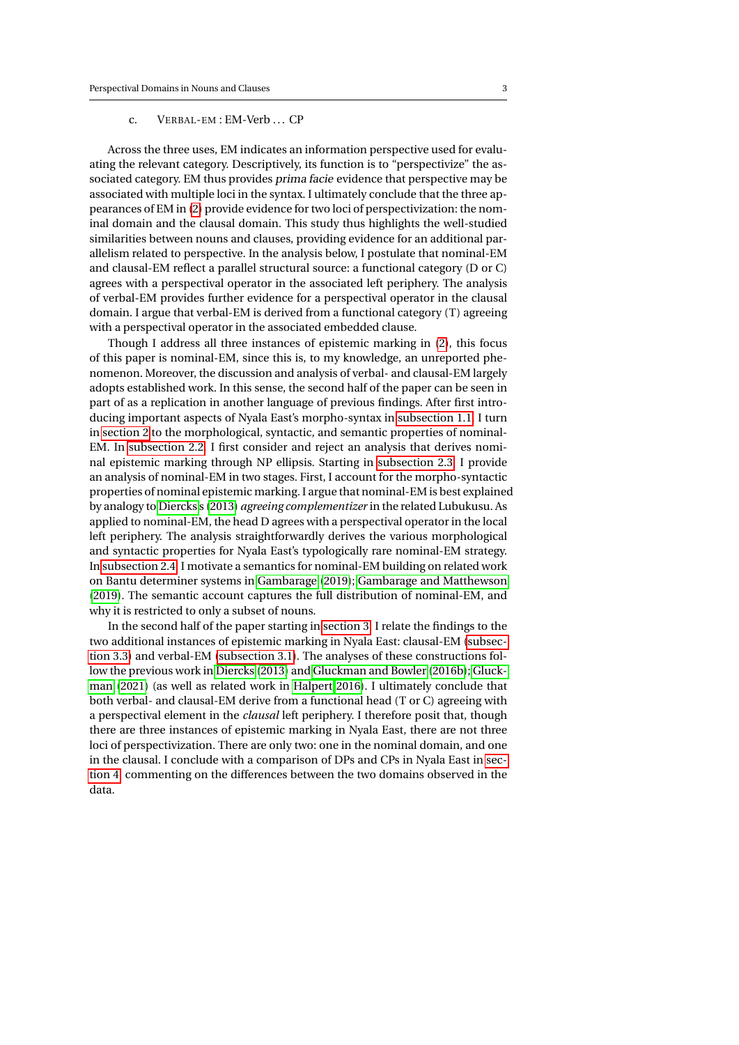c. VERBAL-EM : EM-Verb … CP

Across the three uses, EM indicates an information perspective used for evaluating the relevant category. Descriptively, its function is to "perspectivize" the associated category. EM thus provides *prima facie* evidence that perspective may be associated with multiple loci in the syntax. I ultimately conclude that the three appearances of EM in (2) provide evidence for two loci of perspectivization: the nominal domain and the clausal domain. This study thus highlights the well-studied similarities between nouns and clauses, providing evidence for an additional parallelism related to perspective. In the analysis below, I postulate that nominal-EM and clausal-EM reflect a parallel structural source: a functional category (D or C) agrees with a perspectival operator in the associated left periphery. The analysis of verbal-EM provides further evidence for a perspectival operator in the clausal domain. I argue that verbal-EM is derived from a functional category (T) agreeing with a perspectival operator in the associated embedded clause.

Though I address all three instances of epistemic marking in (2), this focus of this paper is nominal-EM, since this is, to my knowledge, an unreported phenomenon. Moreover, the discussion and analysis of verbal- and clausal-EM largely adopts established work. In this sense, the second half of the paper can be seen in part of as a replication in another language of previous findings. After first introducing important aspects of Nyala East's morpho-syntax in subsection 1.1, I turn in section 2 to the morphological, syntactic, and semantic properties of nominal-EM. In subsection 2.2, I first consider and reject an analysis that derives nominal epistemic marking through NP ellipsis. Starting in subsection 2.3, I provide an analysis of nominal-EM in two stages. First, I account for the morpho-syntactic properties of nominal epistemic marking. I argue that nominal-EM is best explained by analogy to Diercks's (2013) *agreeing complementizer* in the related Lubukusu. As applied to nominal-EM, the head D agrees with a perspectival operator in the local left periphery. The analysis straightforwardly derives the various morphological and syntactic properties for Nyala East's typologically rare nominal-EM strategy. In subsection 2.4, I motivate a semantics for nominal-EM building on related work on Bantu determiner systems in Gambarage (2019); Gambarage and Matthewson (2019). The semantic account captures the full distribution of nominal-EM, and why it is restricted to only a subset of nouns.

In the second half of the paper starting in section 3, I relate the findings to the two additional instances of epistemic marking in Nyala East: clausal-EM (subsection 3.3) and verbal-EM (subsection 3.1). The analyses of these constructions follow the previous work in Diercks (2013) and Gluckman and Bowler (2016b); Gluckman (2021) (as well as related work in Halpert 2016). I ultimately conclude that both verbal- and clausal-EM derive from a functional head (T or C) agreeing with a perspectival element in the *clausal* left periphery. I therefore posit that, though there are three instances of epistemic marking in Nyala East, there are not three loci of perspectivization. There are only two: one in the nominal domain, and one in the clausal. I conclude with a comparison of DPs and CPs in Nyala East in section 4, commenting on the differences between the two domains observed in the data.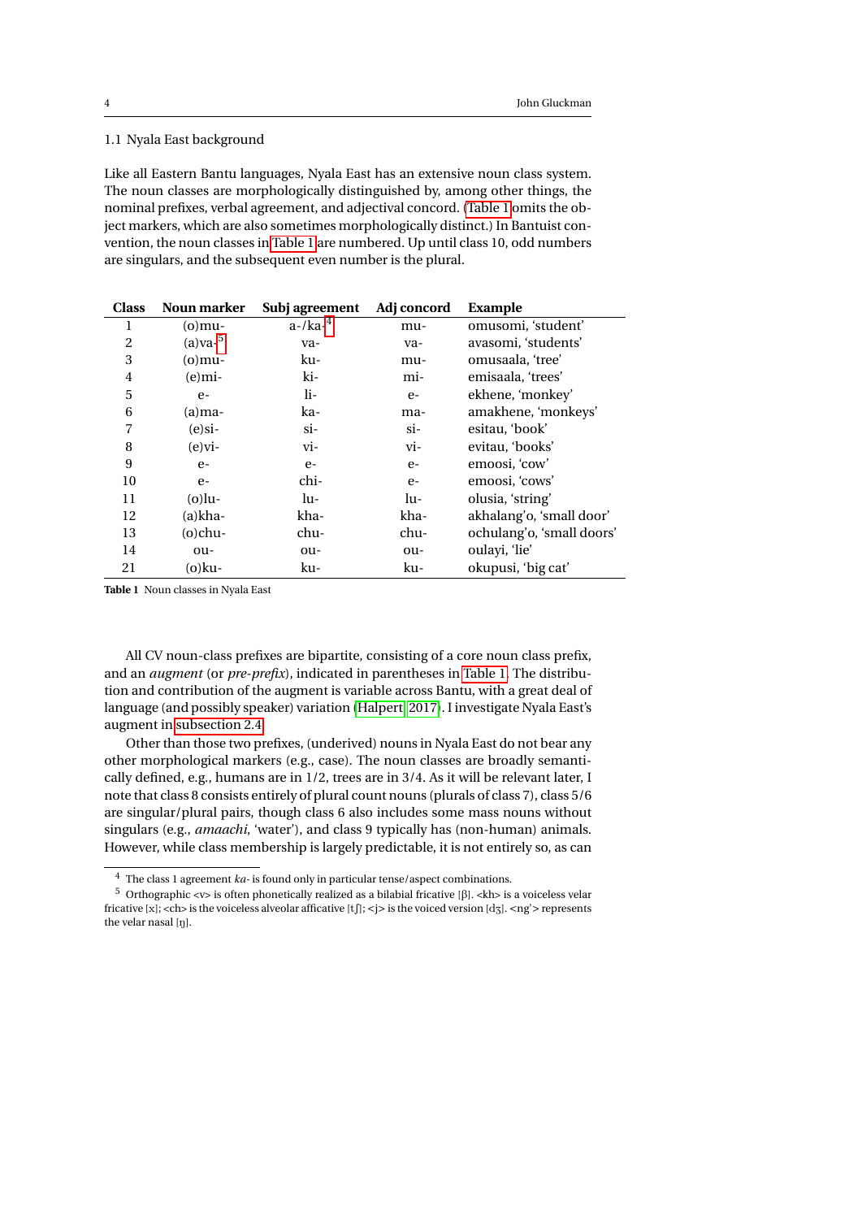### 1.1 Nyala East background

Like all Eastern Bantu languages, Nyala East has an extensive noun class system. The noun classes are morphologically distinguished by, among other things, the nominal prefixes, verbal agreement, and adjectival concord. (Table 1 omits the object markers, which are also sometimes morphologically distinct.) In Bantuist convention, the noun classes in Table 1 are numbered. Up until class 10, odd numbers are singulars, and the subsequent even number is the plural.

| Class | Noun marker | Subj agreement | Adj concord | Example |
|---|---|---|---|---|
| 1 | (o)mu- | a-/ka-[4] | mu- | omusomi, 'student' |
| 2 | (a)va-[5] | va- | va- | avasomi, 'students' |
| 3 | (o)mu- | ku- | mu- | omusaala, 'tree' |
| 4 | (e)mi- | ki- | mi- | emisaala, 'trees' |
| 5 | e- | li- | e- | ekhene, 'monkey' |
| 6 | (a)ma- | ka- | ma- | amakhene, 'monkeys' |
| 7 | (e)si- | si- | si- | esitau, 'book' |
| 8 | (e)vi- | vi- | vi- | evitau, 'books' |
| 9 | e- | e- | e- | emoosi, 'cow' |
| 10 | e- | chi- | e- | emoosi, 'cows' |
| 11 | (o)lu- | lu- | lu- | olusia, 'string' |
| 12 | (a)kha- | kha- | kha- | akhalang'o, 'small door' |
| 13 | (o)chu- | chu- | chu- | ochulang'o, 'small doors' |
| 14 | ou- | ou- | ou- | oulayi, 'lie' |
| 21 | (o)ku- | ku- | ku- | okupusi, 'big cat' |

**Table 1** Noun classes in Nyala East

All CV noun-class prefixes are bipartite, consisting of a core noun class prefix, and an *augment* (or *pre-prefix*), indicated in parentheses in Table 1. The distribution and contribution of the augment is variable across Bantu, with a great deal of language (and possibly speaker) variation (Halpert 2017). I investigate Nyala East's augment in subsection 2.4.

Other than those two prefixes, (underived) nouns in Nyala East do not bear any other morphological markers (e.g., case). The noun classes are broadly semantically defined, e.g., humans are in 1/2, trees are in 3/4. As it will be relevant later, I note that class 8 consists entirely of plural count nouns (plurals of class 7), class 5/6 are singular/plural pairs, though class 6 also includes some mass nouns without singulars (e.g., *amaachi*, 'water'), and class 9 typically has (non-human) animals. However, while class membership is largely predictable, it is not entirely so, as can

[4] The class 1 agreement *ka-* is found only in particular tense/aspect combinations.

[5] Orthographic <v> is often phonetically realized as a bilabial fricative [β]. <kh> is a voiceless velar fricative [x]; <ch> is the voiceless alveolar affricative [tʃ]; <j> is the voiced version [dʒ]. <ng'> represents the velar nasal [ŋ].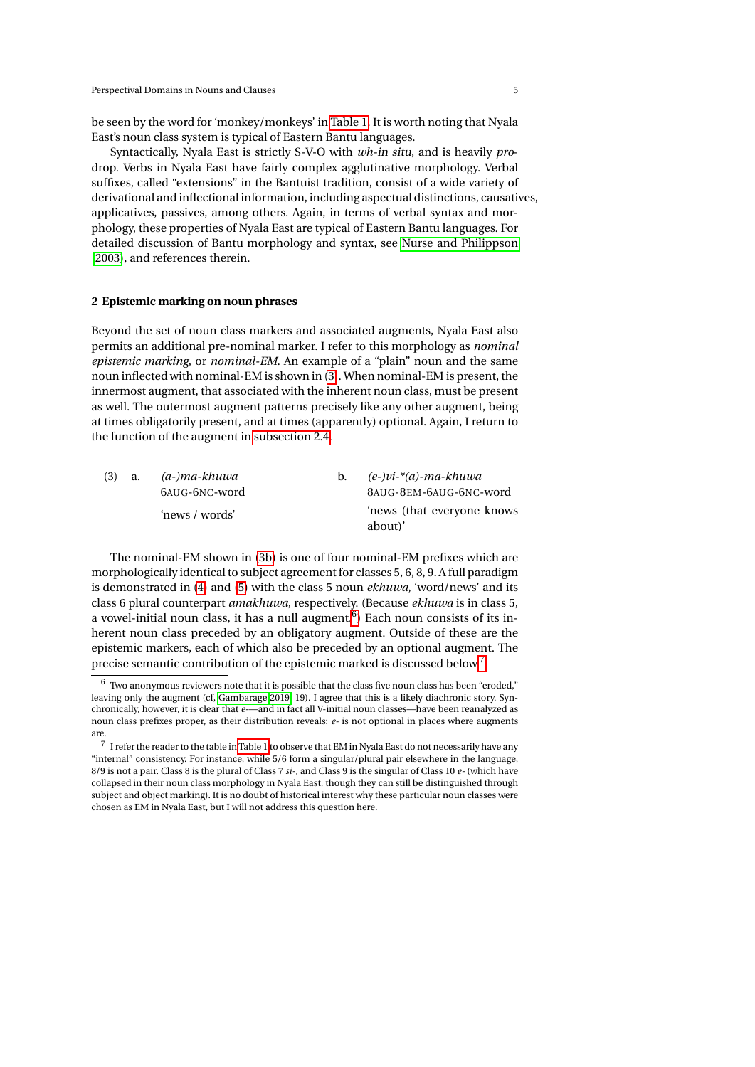be seen by the word for 'monkey/monkeys' in Table 1. It is worth noting that Nyala East's noun class system is typical of Eastern Bantu languages.

Syntactically, Nyala East is strictly S-V-O with *wh-in situ*, and is heavily *pro*-drop. Verbs in Nyala East have fairly complex agglutinative morphology. Verbal suffixes, called "extensions" in the Bantuist tradition, consist of a wide variety of derivational and inflectional information, including aspectual distinctions, causatives, applicatives, passives, among others. Again, in terms of verbal syntax and morphology, these properties of Nyala East are typical of Eastern Bantu languages. For detailed discussion of Bantu morphology and syntax, see Nurse and Philippson (2003), and references therein.

## 2 Epistemic marking on noun phrases

Beyond the set of noun class markers and associated augments, Nyala East also permits an additional pre-nominal marker. I refer to this morphology as *nominal epistemic marking*, or *nominal-EM*. An example of a "plain" noun and the same noun inflected with nominal-EM is shown in (3). When nominal-EM is present, the innermost augment, that associated with the inherent noun class, must be present as well. The outermost augment patterns precisely like any other augment, being at times obligatorily present, and at times (apparently) optional. Again, I return to the function of the augment in subsection 2.4.

(3) a. *(a-)ma-khuwa*
6AUG-6NC-word
'news / words'

b. *(e-)vi-\*(a)-ma-khuwa*
8AUG-8EM-6AUG-6NC-word
'news (that everyone knows about)'

The nominal-EM shown in (3b) is one of four nominal-EM prefixes which are morphologically identical to subject agreement for classes 5, 6, 8, 9. A full paradigm is demonstrated in (4) and (5) with the class 5 noun *ekhuwa*, 'word/news' and its class 6 plural counterpart *amakhuwa*, respectively. (Because *ekhuwa* is in class 5, a vowel-initial noun class, it has a null augment.[6]) Each noun consists of its inherent noun class preceded by an obligatory augment. Outside of these are the epistemic markers, each of which also be preceded by an optional augment. The precise semantic contribution of the epistemic marked is discussed below.[7]

---

[6] Two anonymous reviewers note that it is possible that the class five noun class has been "eroded," leaving only the augment (cf, Gambarage 2019, 19). I agree that this is a likely diachronic story. Synchronically, however, it is clear that *e-*—and in fact all V-initial noun classes—have been reanalyzed as noun class prefixes proper, as their distribution reveals: *e-* is not optional in places where augments are.

[7] I refer the reader to the table in Table 1 to observe that EM in Nyala East do not necessarily have any "internal" consistency. For instance, while 5/6 form a singular/plural pair elsewhere in the language, 8/9 is not a pair. Class 8 is the plural of Class 7 *si-*, and Class 9 is the singular of Class 10 *e-* (which have collapsed in their noun class morphology in Nyala East, though they can still be distinguished through subject and object marking). It is no doubt of historical interest why these particular noun classes were chosen as EM in Nyala East, but I will not address this question here.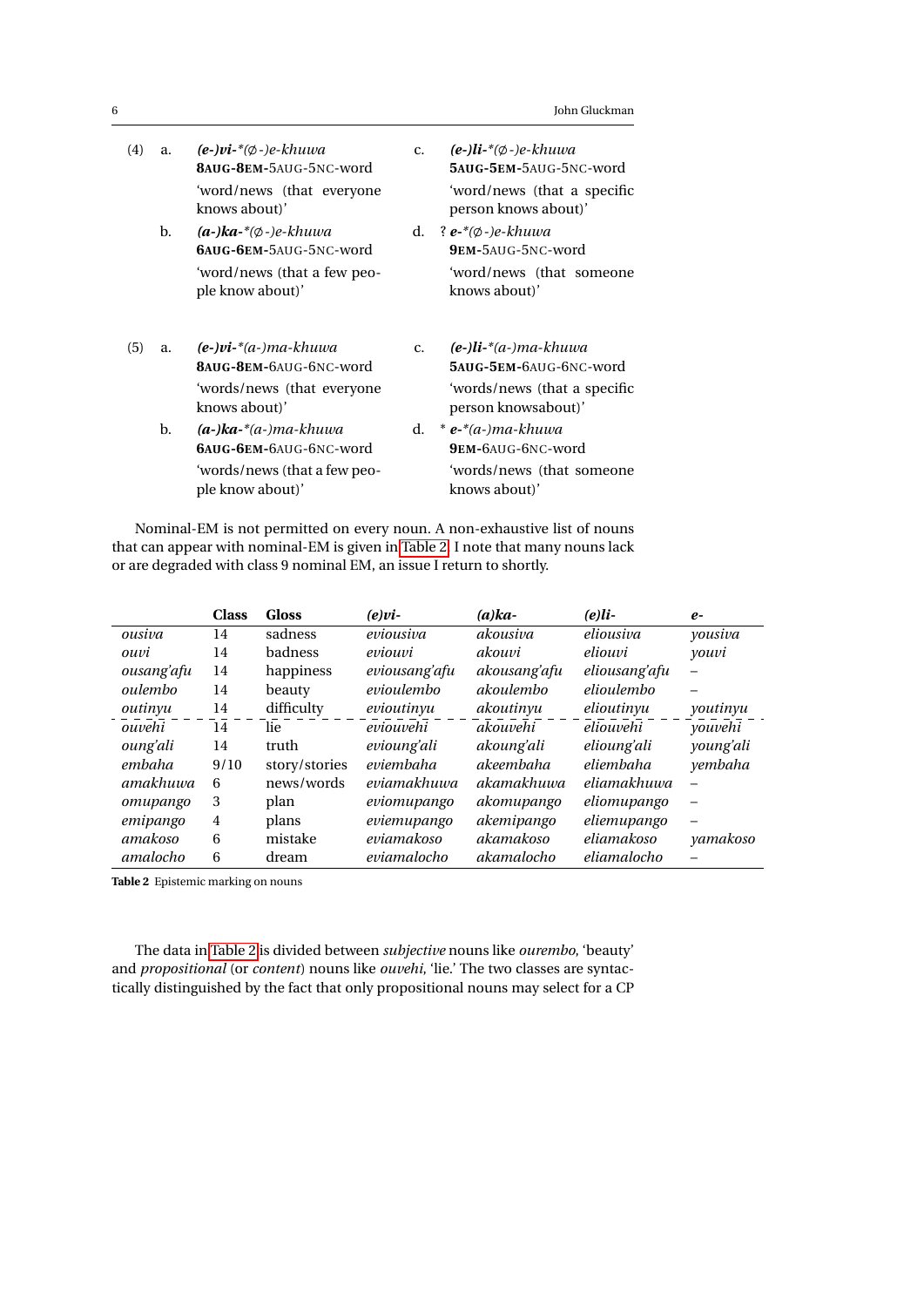(4) a. ***(e-)vi-****(∅-)e-khuwa*
**8AUG-8EM-**5AUG-5NC-word
'word/news (that everyone knows about)'

b. ***(a-)ka-****(∅-)e-khuwa*
**6AUG-6EM-**5AUG-5NC-word
'word/news (that a few people know about)'

c. ***(e-)li-****(∅-)e-khuwa*
**5AUG-5EM-**5AUG-5NC-word
'word/news (that a specific person knows about)'

d. ? ***e-****(∅-)e-khuwa*
**9EM-**5AUG-5NC-word
'word/news (that someone knows about)'

(5) a. ***(e-)vi-****(a-)ma-khuwa*
**8AUG-8EM-**6AUG-6NC-word
'words/news (that everyone knows about)'

b. ***(a-)ka-****(a-)ma-khuwa*
**6AUG-6EM-**6AUG-6NC-word
'words/news (that a few people know about)'

c. ***(e-)li-****(a-)ma-khuwa*
**5AUG-5EM-**6AUG-6NC-word
'words/news (that a specific person knowsabout)'

d. * ***e-****(a-)ma-khuwa*
**9EM-**6AUG-6NC-word
'words/news (that someone knows about)'

Nominal-EM is not permitted on every noun. A non-exhaustive list of nouns that can appear with nominal-EM is given in Table 2. I note that many nouns lack or are degraded with class 9 nominal EM, an issue I return to shortly.

| | Class | Gloss | *(e)vi-* | *(a)ka-* | *(e)li-* | *e-* |
|---|---|---|---|---|---|---|
| *ousiva* | 14 | sadness | *eviousiva* | *akousiva* | *eliousiva* | *yousiva* |
| *ouvi* | 14 | badness | *eviouvi* | *akouvi* | *eliouvi* | *youvi* |
| *ousang'afu* | 14 | happiness | *eviousang'afu* | *akousang'afu* | *eliousang'afu* | – |
| *oulembo* | 14 | beauty | *evioulembo* | *akoulembo* | *elioulembo* | – |
| *outinyu* | 14 | difficulty | *evioutinyu* | *akoutinyu* | *elioutinyu* | *youtinyu* |
| *ouvehi* | 14 | lie | *eviouvehi* | *akouvehi* | *eliouvehi* | *youvehi* |
| *oung'ali* | 14 | truth | *evioung'ali* | *akoung'ali* | *elioung'ali* | *young'ali* |
| *embaha* | 9/10 | story/stories | *eviembaha* | *akeembaha* | *eliembaha* | *yembaha* |
| *amakhuwa* | 6 | news/words | *eviamakhuwa* | *akamakhuwa* | *eliamakhuwa* | – |
| *omupango* | 3 | plan | *eviomupango* | *akomupango* | *eliomupango* | – |
| *emipango* | 4 | plans | *eviemupango* | *akemipango* | *eliemupango* | – |
| *amakoso* | 6 | mistake | *eviamakoso* | *akamakoso* | *eliamakoso* | *yamakoso* |
| *amalocho* | 6 | dream | *eviamalocho* | *akamalocho* | *eliamalocho* | – |

**Table 2** Epistemic marking on nouns

The data in Table 2 is divided between *subjective* nouns like *ourembo*, 'beauty' and *propositional* (or *content*) nouns like *ouvehi*, 'lie.' The two classes are syntactically distinguished by the fact that only propositional nouns may select for a CP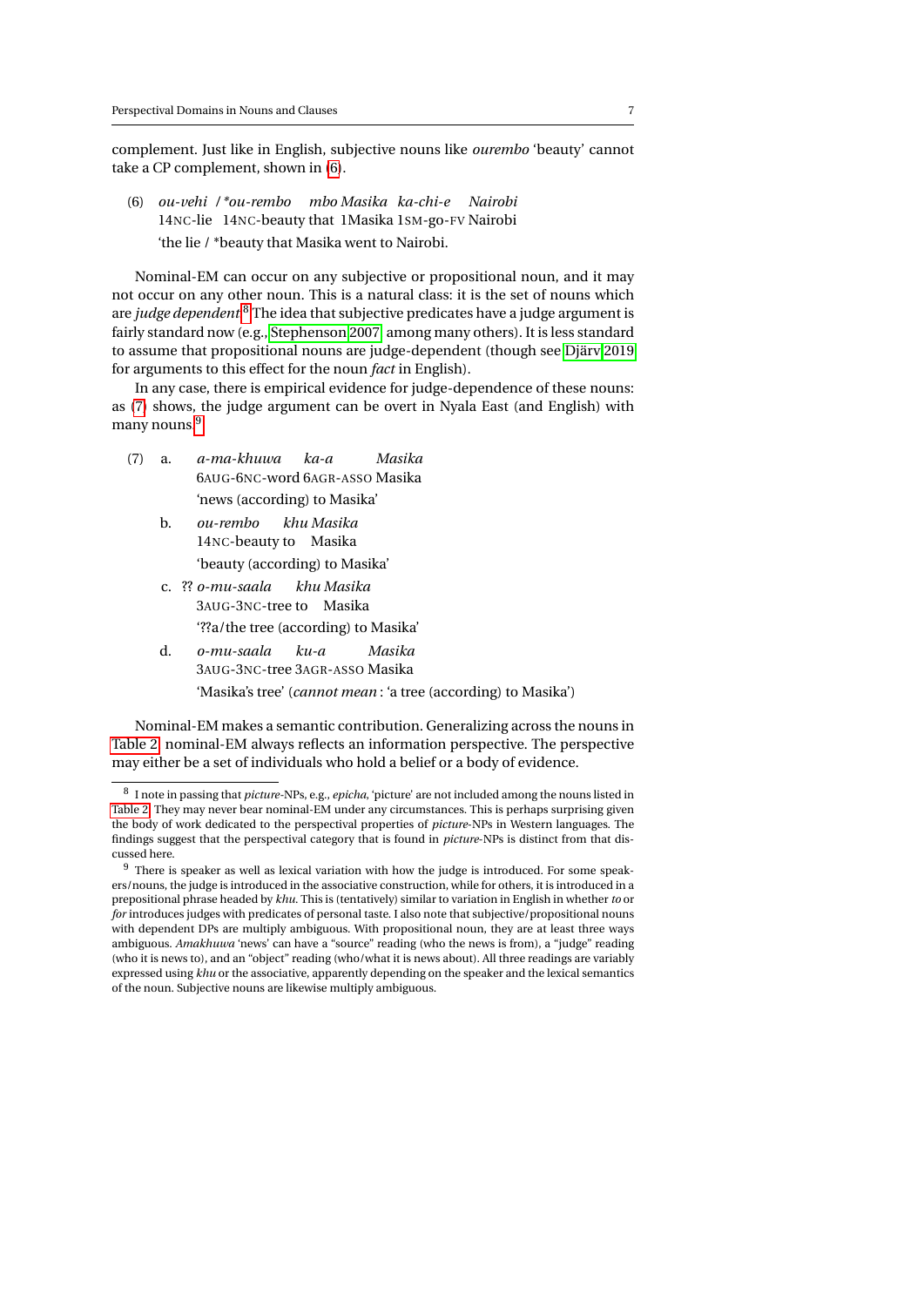complement. Just like in English, subjective nouns like *ourembo* 'beauty' cannot take a CP complement, shown in (6).

(6) *ou-vehi / \*ou-rembo mbo Masika ka-chi-e Nairobi*
   14NC-lie 14NC-beauty that 1Masika 1SM-go-FV Nairobi
   'the lie / \*beauty that Masika went to Nairobi.

Nominal-EM can occur on any subjective or propositional noun, and it may not occur on any other noun. This is a natural class: it is the set of nouns which are *judge dependent*.[8] The idea that subjective predicates have a judge argument is fairly standard now (e.g., Stephenson 2007 among many others). It is less standard to assume that propositional nouns are judge-dependent (though see Djärv 2019 for arguments to this effect for the noun *fact* in English).

In any case, there is empirical evidence for judge-dependence of these nouns: as (7) shows, the judge argument can be overt in Nyala East (and English) with many nouns.[9]

(7) a. *a-ma-khuwa ka-a Masika*
   6AUG-6NC-word 6AGR-ASSO Masika
   'news (according) to Masika'

   b. *ou-rembo khu Masika*
   14NC-beauty to Masika
   'beauty (according) to Masika'

   c. ?? *o-mu-saala khu Masika*
   3AUG-3NC-tree to Masika
   '??a/the tree (according) to Masika'

   d. *o-mu-saala ku-a Masika*
   3AUG-3NC-tree 3AGR-ASSO Masika
   'Masika's tree' (*cannot mean*: 'a tree (according) to Masika')

Nominal-EM makes a semantic contribution. Generalizing across the nouns in Table 2, nominal-EM always reflects an information perspective. The perspective may either be a set of individuals who hold a belief or a body of evidence.

---

[8] I note in passing that *picture*-NPs, e.g., *epicha*, 'picture' are not included among the nouns listed in Table 2. They may never bear nominal-EM under any circumstances. This is perhaps surprising given the body of work dedicated to the perspectival properties of *picture*-NPs in Western languages. The findings suggest that the perspectival category that is found in *picture*-NPs is distinct from that discussed here.

[9] There is speaker as well as lexical variation with how the judge is introduced. For some speakers/nouns, the judge is introduced in the associative construction, while for others, it is introduced in a prepositional phrase headed by *khu*. This is (tentatively) similar to variation in English in whether *to* or *for* introduces judges with predicates of personal taste. I also note that subjective/propositional nouns with dependent DPs are multiply ambiguous. With propositional noun, they are at least three ways ambiguous. *Amakhuwa* 'news' can have a "source" reading (who the news is from), a "judge" reading (who it is news to), and an "object" reading (who/what it is news about). All three readings are variably expressed using *khu* or the associative, apparently depending on the speaker and the lexical semantics of the noun. Subjective nouns are likewise multiply ambiguous.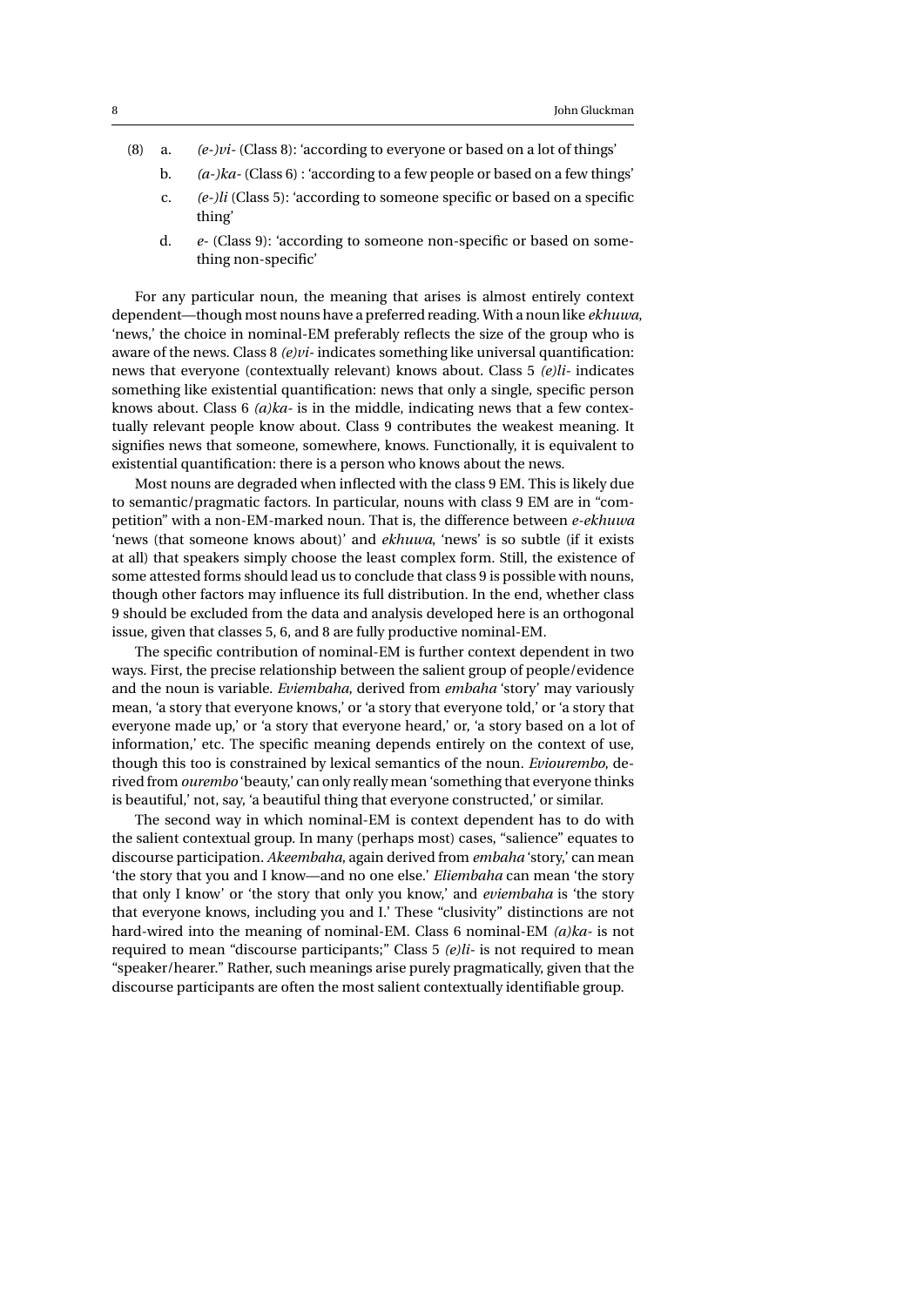(8) a. *(e-)vi-* (Class 8): 'according to everyone or based on a lot of things'

b. *(a-)ka-* (Class 6) : 'according to a few people or based on a few things'

c. *(e-)li* (Class 5): 'according to someone specific or based on a specific thing'

d. *e-* (Class 9): 'according to someone non-specific or based on something non-specific'

For any particular noun, the meaning that arises is almost entirely context dependent—though most nouns have a preferred reading. With a noun like *ekhuwa*, 'news,' the choice in nominal-EM preferably reflects the size of the group who is aware of the news. Class 8 *(e)vi-* indicates something like universal quantification: news that everyone (contextually relevant) knows about. Class 5 *(e)li-* indicates something like existential quantification: news that only a single, specific person knows about. Class 6 *(a)ka-* is in the middle, indicating news that a few contextually relevant people know about. Class 9 contributes the weakest meaning. It signifies news that someone, somewhere, knows. Functionally, it is equivalent to existential quantification: there is a person who knows about the news.

Most nouns are degraded when inflected with the class 9 EM. This is likely due to semantic/pragmatic factors. In particular, nouns with class 9 EM are in "competition" with a non-EM-marked noun. That is, the difference between *e-ekhuwa* 'news (that someone knows about)' and *ekhuwa*, 'news' is so subtle (if it exists at all) that speakers simply choose the least complex form. Still, the existence of some attested forms should lead us to conclude that class 9 is possible with nouns, though other factors may influence its full distribution. In the end, whether class 9 should be excluded from the data and analysis developed here is an orthogonal issue, given that classes 5, 6, and 8 are fully productive nominal-EM.

The specific contribution of nominal-EM is further context dependent in two ways. First, the precise relationship between the salient group of people/evidence and the noun is variable. *Eviembaha*, derived from *embaha* 'story' may variously mean, 'a story that everyone knows,' or 'a story that everyone told,' or 'a story that everyone made up,' or 'a story that everyone heard,' or, 'a story based on a lot of information,' etc. The specific meaning depends entirely on the context of use, though this too is constrained by lexical semantics of the noun. *Eviourembo*, derived from *ourembo* 'beauty,' can only really mean 'something that everyone thinks is beautiful,' not, say, 'a beautiful thing that everyone constructed,' or similar.

The second way in which nominal-EM is context dependent has to do with the salient contextual group. In many (perhaps most) cases, "salience" equates to discourse participation. *Akeembaha*, again derived from *embaha* 'story,' can mean 'the story that you and I know—and no one else.' *Eliembaha* can mean 'the story that only I know' or 'the story that only you know,' and *eviembaha* is 'the story that everyone knows, including you and I.' These "clusivity" distinctions are not hard-wired into the meaning of nominal-EM. Class 6 nominal-EM *(a)ka-* is not required to mean "discourse participants;" Class 5 *(e)li-* is not required to mean "speaker/hearer." Rather, such meanings arise purely pragmatically, given that the discourse participants are often the most salient contextually identifiable group.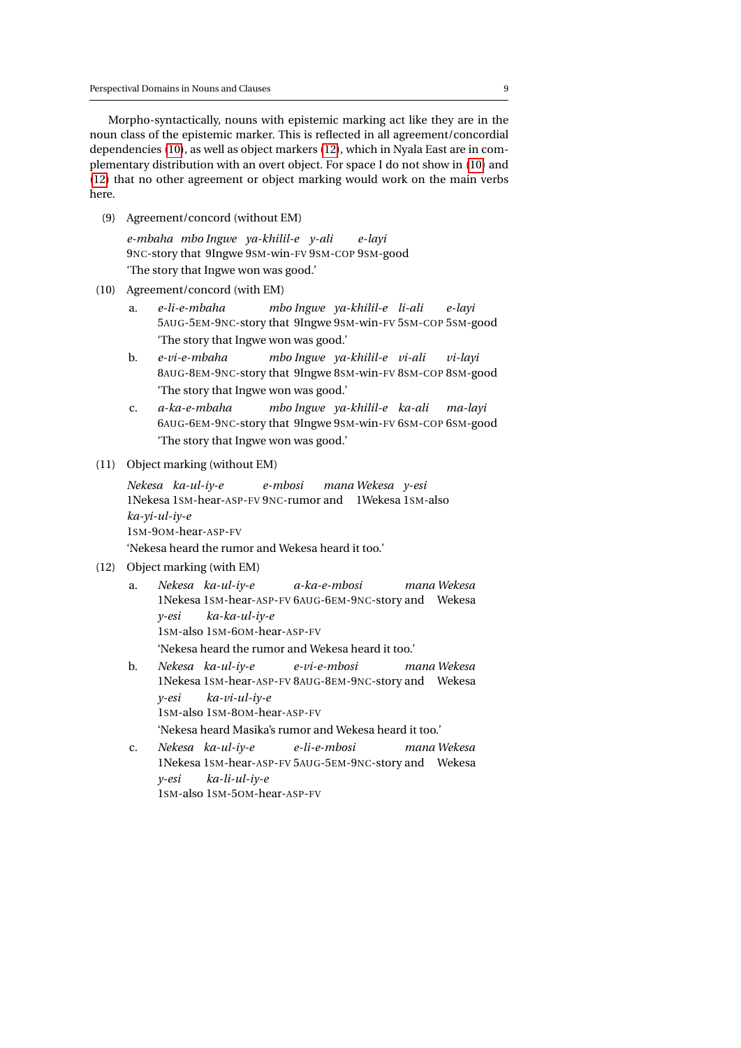Morpho-syntactically, nouns with epistemic marking act like they are in the noun class of the epistemic marker. This is reflected in all agreement/concordial dependencies (10), as well as object markers (12), which in Nyala East are in complementary distribution with an overt object. For space I do not show in (10) and (12) that no other agreement or object marking would work on the main verbs here.

(9) Agreement/concord (without EM)

*e-mbaha mbo Ingwe ya-khilil-e y-ali e-layi*
9NC-story that 9Ingwe 9SM-win-FV 9SM-COP 9SM-good
'The story that Ingwe won was good.'

(10) Agreement/concord (with EM)

a. *e-li-e-mbaha mbo Ingwe ya-khilil-e li-ali e-layi*
5AUG-5EM-9NC-story that 9Ingwe 9SM-win-FV 5SM-COP 5SM-good
'The story that Ingwe won was good.'

b. *e-vi-e-mbaha mbo Ingwe ya-khilil-e vi-ali vi-layi*
8AUG-8EM-9NC-story that 9Ingwe 8SM-win-FV 8SM-COP 8SM-good
'The story that Ingwe won was good.'

c. *a-ka-e-mbaha mbo Ingwe ya-khilil-e ka-ali ma-layi*
6AUG-6EM-9NC-story that 9Ingwe 9SM-win-FV 6SM-COP 6SM-good
'The story that Ingwe won was good.'

(11) Object marking (without EM)

*Nekesa ka-ul-iy-e e-mbosi mana Wekesa y-esi*
1Nekesa 1SM-hear-ASP-FV 9NC-rumor and 1Wekesa 1SM-also
*ka-yi-ul-iy-e*
1SM-9OM-hear-ASP-FV
'Nekesa heard the rumor and Wekesa heard it too.'

(12) Object marking (with EM)

a. *Nekesa ka-ul-iy-e a-ka-e-mbosi mana Wekesa*
1Nekesa 1SM-hear-ASP-FV 6AUG-6EM-9NC-story and Wekesa
*y-esi ka-ka-ul-iy-e*
1SM-also 1SM-6OM-hear-ASP-FV
'Nekesa heard the rumor and Wekesa heard it too.'

b. *Nekesa ka-ul-iy-e e-vi-e-mbosi mana Wekesa*
1Nekesa 1SM-hear-ASP-FV 8AUG-8EM-9NC-story and Wekesa
*y-esi ka-vi-ul-iy-e*
1SM-also 1SM-8OM-hear-ASP-FV
'Nekesa heard Masika's rumor and Wekesa heard it too.'

c. *Nekesa ka-ul-iy-e e-li-e-mbosi mana Wekesa*
1Nekesa 1SM-hear-ASP-FV 5AUG-5EM-9NC-story and Wekesa
*y-esi ka-li-ul-iy-e*
1SM-also 1SM-5OM-hear-ASP-FV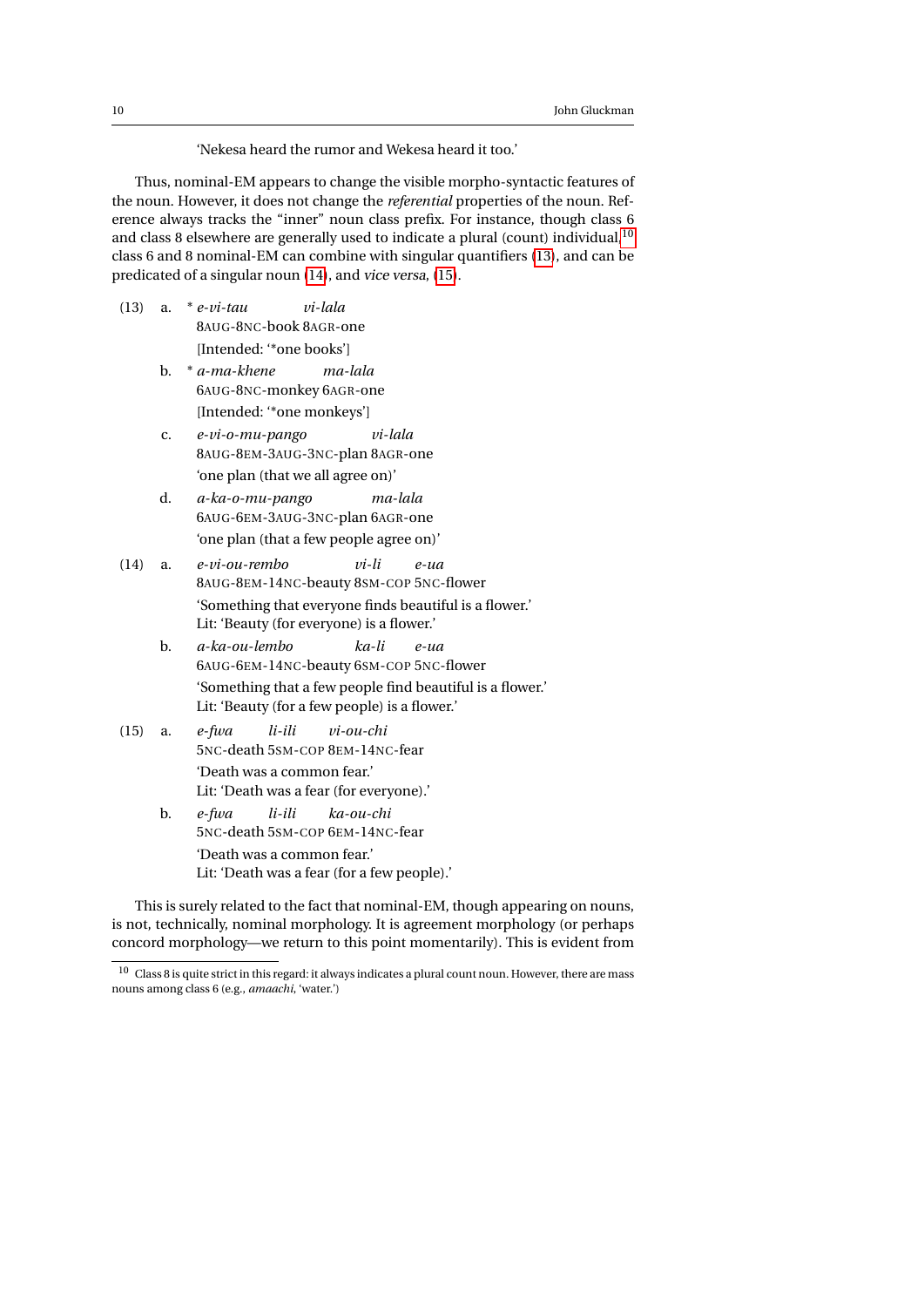'Nekesa heard the rumor and Wekesa heard it too.'

Thus, nominal-EM appears to change the visible morpho-syntactic features of the noun. However, it does not change the *referential* properties of the noun. Reference always tracks the "inner" noun class prefix. For instance, though class 6 and class 8 elsewhere are generally used to indicate a plural (count) individual,[10] class 6 and 8 nominal-EM can combine with singular quantifiers (13), and can be predicated of a singular noun (14), and *vice versa*, (15).

(13) a. * *e-vi-tau vi-lala*
8AUG-8NC-book 8AGR-one
[Intended: '*one books']

b. * *a-ma-khene ma-lala*
6AUG-8NC-monkey 6AGR-one
[Intended: '*one monkeys']

c. *e-vi-o-mu-pango vi-lala*
8AUG-8EM-3AUG-3NC-plan 8AGR-one
'one plan (that we all agree on)'

d. *a-ka-o-mu-pango ma-lala*
6AUG-6EM-3AUG-3NC-plan 6AGR-one
'one plan (that a few people agree on)'

(14) a. *e-vi-ou-rembo vi-li e-ua*
8AUG-8EM-14NC-beauty 8SM-COP 5NC-flower
'Something that everyone finds beautiful is a flower.'
Lit: 'Beauty (for everyone) is a flower.'

b. *a-ka-ou-lembo ka-li e-ua*
6AUG-6EM-14NC-beauty 6SM-COP 5NC-flower
'Something that a few people find beautiful is a flower.'
Lit: 'Beauty (for a few people) is a flower.'

(15) a. *e-fwa li-ili vi-ou-chi*
5NC-death 5SM-COP 8EM-14NC-fear
'Death was a common fear.'
Lit: 'Death was a fear (for everyone).'

b. *e-fwa li-ili ka-ou-chi*
5NC-death 5SM-COP 6EM-14NC-fear
'Death was a common fear.'
Lit: 'Death was a fear (for a few people).'

This is surely related to the fact that nominal-EM, though appearing on nouns, is not, technically, nominal morphology. It is agreement morphology (or perhaps concord morphology—we return to this point momentarily). This is evident from

[10] Class 8 is quite strict in this regard: it always indicates a plural count noun. However, there are mass nouns among class 6 (e.g., *amaachi*, 'water.')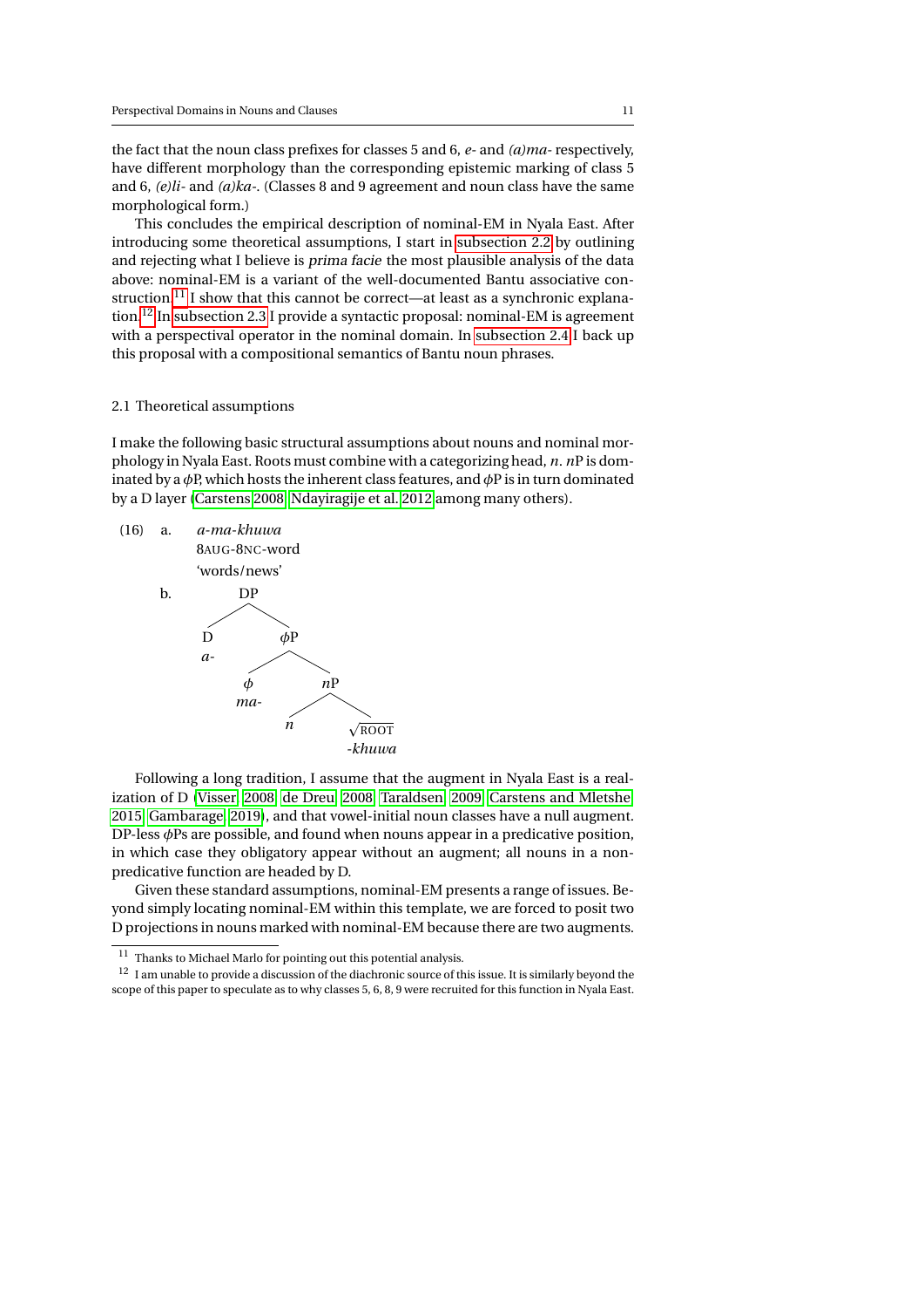the fact that the noun class prefixes for classes 5 and 6, *e-* and *(a)ma-* respectively, have different morphology than the corresponding epistemic marking of class 5 and 6, *(e)li-* and *(a)ka-*. (Classes 8 and 9 agreement and noun class have the same morphological form.)

This concludes the empirical description of nominal-EM in Nyala East. After introducing some theoretical assumptions, I start in subsection 2.2 by outlining and rejecting what I believe is *prima facie* the most plausible analysis of the data above: nominal-EM is a variant of the well-documented Bantu associative construction.[11] I show that this cannot be correct—at least as a synchronic explanation.[12] In subsection 2.3 I provide a syntactic proposal: nominal-EM is agreement with a perspectival operator in the nominal domain. In subsection 2.4 I back up this proposal with a compositional semantics of Bantu noun phrases.

## 2.1 Theoretical assumptions

I make the following basic structural assumptions about nouns and nominal morphology in Nyala East. Roots must combine with a categorizing head, *n*. *n*P is dominated by a $\phi$P, which hosts the inherent class features, and $\phi$P is in turn dominated by a D layer (Carstens 2008; Ndayiragije et al. 2012 among many others).

(16) a. *a-ma-khuwa*
   8AUG-8NC-word
   'words/news'

b.
```
DP
├── D
│   a-
└── φP
    ├── φ
    │   ma-
    └── nP
        ├── n
        └── √ROOT
            -khuwa
```

Following a long tradition, I assume that the augment in Nyala East is a realization of D (Visser 2008; de Dreu 2008; Taraldsen 2009; Carstens and Mletshe 2015; Gambarage 2019), and that vowel-initial noun classes have a null augment. DP-less $\phi$Ps are possible, and found when nouns appear in a predicative position, in which case they obligatory appear without an augment; all nouns in a non-predicative function are headed by D.

Given these standard assumptions, nominal-EM presents a range of issues. Beyond simply locating nominal-EM within this template, we are forced to posit two D projections in nouns marked with nominal-EM because there are two augments.

[11] Thanks to Michael Marlo for pointing out this potential analysis.

[12] I am unable to provide a discussion of the diachronic source of this issue. It is similarly beyond the scope of this paper to speculate as to why classes 5, 6, 8, 9 were recruited for this function in Nyala East.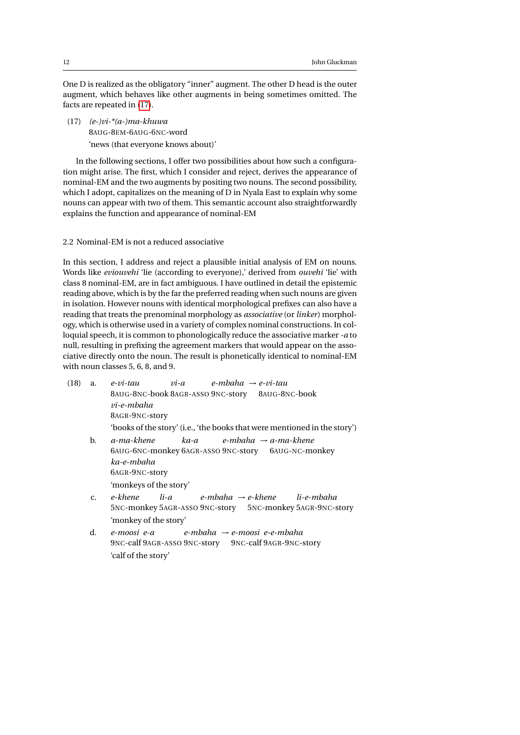One D is realized as the obligatory "inner" augment. The other D head is the outer augment, which behaves like other augments in being sometimes omitted. The facts are repeated in (17).

(17) *(e-)vi-*(a-)ma-khuwa*
8AUG-8EM-6AUG-6NC-word
'news (that everyone knows about)'

In the following sections, I offer two possibilities about how such a configuration might arise. The first, which I consider and reject, derives the appearance of nominal-EM and the two augments by positing two nouns. The second possibility, which I adopt, capitalizes on the meaning of D in Nyala East to explain why some nouns can appear with two of them. This semantic account also straightforwardly explains the function and appearance of nominal-EM

## 2.2 Nominal-EM is not a reduced associative

In this section, I address and reject a plausible initial analysis of EM on nouns. Words like *eviouvehi* 'lie (according to everyone),' derived from *ouvehi* 'lie' with class 8 nominal-EM, are in fact ambiguous. I have outlined in detail the epistemic reading above, which is by the far the preferred reading when such nouns are given in isolation. However nouns with identical morphological prefixes can also have a reading that treats the prenominal morphology as *associative* (or *linker*) morphology, which is otherwise used in a variety of complex nominal constructions. In colloquial speech, it is common to phonologically reduce the associative marker *-a* to null, resulting in prefixing the agreement markers that would appear on the associative directly onto the noun. The result is phonetically identical to nominal-EM with noun classes 5, 6, 8, and 9.

(18) a. *e-vi-tau vi-a e-mbaha* → *e-vi-tau vi-e-mbaha*
8AUG-8NC-book 8AGR-ASSO 9NC-story → 8AUG-8NC-book 8AGR-9NC-story
'books of the story' (i.e., 'the books that were mentioned in the story')

b. *a-ma-khene ka-a e-mbaha* → *a-ma-khene ka-e-mbaha*
6AUG-6NC-monkey 6AGR-ASSO 9NC-story → 6AUG-NC-monkey 6AGR-9NC-story
'monkeys of the story'

c. *e-khene li-a e-mbaha* → *e-khene li-e-mbaha*
5NC-monkey 5AGR-ASSO 9NC-story → 5NC-monkey 5AGR-9NC-story
'monkey of the story'

d. *e-moosi e-a e-mbaha* → *e-moosi e-e-mbaha*
9NC-calf 9AGR-ASSO 9NC-story → 9NC-calf 9AGR-9NC-story
'calf of the story'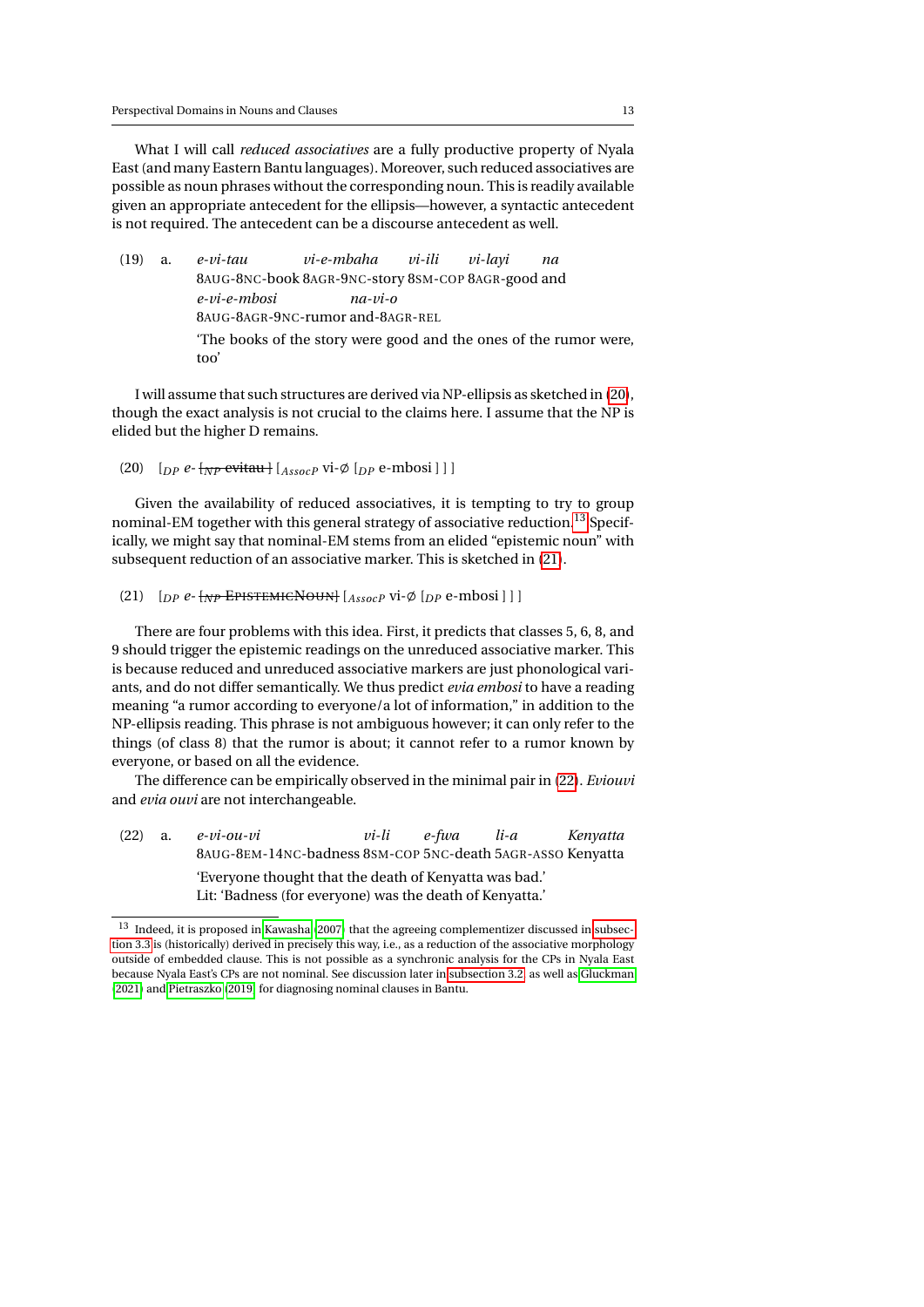What I will call *reduced associatives* are a fully productive property of Nyala East (and many Eastern Bantu languages). Moreover, such reduced associatives are possible as noun phrases without the corresponding noun. This is readily available given an appropriate antecedent for the ellipsis—however, a syntactic antecedent is not required. The antecedent can be a discourse antecedent as well.

(19) a. *e-vi-tau vi-e-mbaha vi-ili vi-layi na*
8AUG-8NC-book 8AGR-9NC-story 8SM-COP 8AGR-good and
*e-vi-e-mbosi na-vi-o*
8AUG-8AGR-9NC-rumor and-8AGR-REL
'The books of the story were good and the ones of the rumor were, too'

I will assume that such structures are derived via NP-ellipsis as sketched in (20), though the exact analysis is not crucial to the claims here. I assume that the NP is elided but the higher D remains.

(20) $[_{DP}$ *e-* ~~$[_{NP}$ evitau ]~~ $[_{AssocP}$ vi-∅ $[_{DP}$ e-mbosi ] ] ]

Given the availability of reduced associatives, it is tempting to try to group nominal-EM together with this general strategy of associative reduction.[13] Specifically, we might say that nominal-EM stems from an elided "epistemic noun" with subsequent reduction of an associative marker. This is sketched in (21).

(21) $[_{DP}$ *e-* ~~$[_{NP}$ EPISTEMICNOUN]~~ $[_{AssocP}$ vi-∅ $[_{DP}$ e-mbosi ] ] ]

There are four problems with this idea. First, it predicts that classes 5, 6, 8, and 9 should trigger the epistemic readings on the unreduced associative marker. This is because reduced and unreduced associative markers are just phonological variants, and do not differ semantically. We thus predict *evia embosi* to have a reading meaning "a rumor according to everyone/a lot of information," in addition to the NP-ellipsis reading. This phrase is not ambiguous however; it can only refer to the things (of class 8) that the rumor is about; it cannot refer to a rumor known by everyone, or based on all the evidence.

The difference can be empirically observed in the minimal pair in (22). *Eviouvi* and *evia ouvi* are not interchangeable.

(22) a. *e-vi-ou-vi vi-li e-fwa li-a Kenyatta*
8AUG-8EM-14NC-badness 8SM-COP 5NC-death 5AGR-ASSO Kenyatta
'Everyone thought that the death of Kenyatta was bad.'
Lit: 'Badness (for everyone) was the death of Kenyatta.'

[13] Indeed, it is proposed in Kawasha (2007) that the agreeing complementizer discussed in subsection 3.3 is (historically) derived in precisely this way, i.e., as a reduction of the associative morphology outside of embedded clause. This is not possible as a synchronic analysis for the CPs in Nyala East because Nyala East's CPs are not nominal. See discussion later in subsection 3.2, as well as Gluckman (2021) and Pietraszko (2019) for diagnosing nominal clauses in Bantu.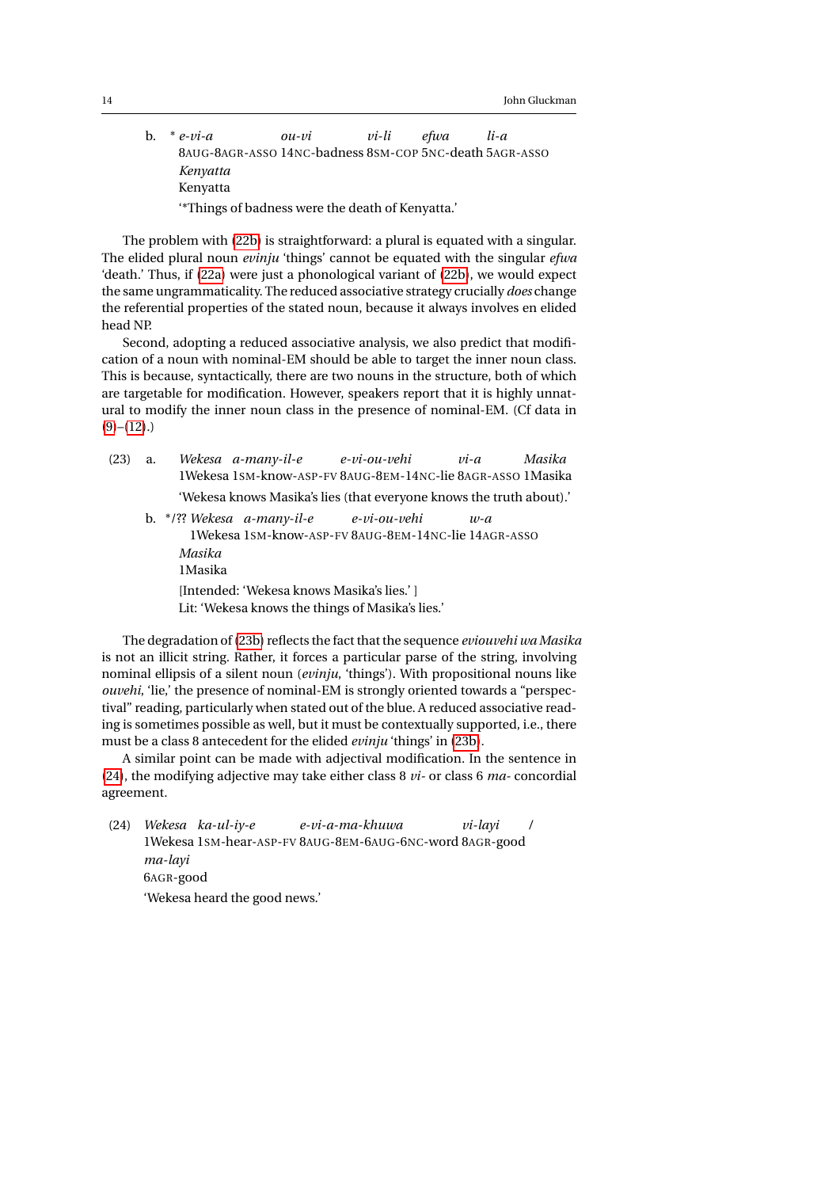b. \* *e-vi-a* *ou-vi* *vi-li* *efwa* *li-a*
8AUG-8AGR-ASSO 14NC-badness 8SM-COP 5NC-death 5AGR-ASSO
*Kenyatta*
Kenyatta
'\*Things of badness were the death of Kenyatta.'

The problem with (22b) is straightforward: a plural is equated with a singular. The elided plural noun *evinju* 'things' cannot be equated with the singular *efwa* 'death.' Thus, if (22a) were just a phonological variant of (22b), we would expect the same ungrammaticality. The reduced associative strategy crucially *does* change the referential properties of the stated noun, because it always involves en elided head NP.

Second, adopting a reduced associative analysis, we also predict that modification of a noun with nominal-EM should be able to target the inner noun class. This is because, syntactically, there are two nouns in the structure, both of which are targetable for modification. However, speakers report that it is highly unnatural to modify the inner noun class in the presence of nominal-EM. (Cf data in (9)–(12).)

(23) a. *Wekesa* *a-many-il-e* *e-vi-ou-vehi* *vi-a* *Masika*
1Wekesa 1SM-know-ASP-FV 8AUG-8EM-14NC-lie 8AGR-ASSO 1Masika
'Wekesa knows Masika's lies (that everyone knows the truth about).'

b. \*/?? *Wekesa* *a-many-il-e* *e-vi-ou-vehi* *w-a*
1Wekesa 1SM-know-ASP-FV 8AUG-8EM-14NC-lie 14AGR-ASSO
*Masika*
1Masika
[Intended: 'Wekesa knows Masika's lies.' ]
Lit: 'Wekesa knows the things of Masika's lies.'

The degradation of (23b) reflects the fact that the sequence *eviouvehi wa Masika* is not an illicit string. Rather, it forces a particular parse of the string, involving nominal ellipsis of a silent noun (*evinju*, 'things'). With propositional nouns like *ouvehi*, 'lie,' the presence of nominal-EM is strongly oriented towards a "perspectival" reading, particularly when stated out of the blue. A reduced associative reading is sometimes possible as well, but it must be contextually supported, i.e., there must be a class 8 antecedent for the elided *evinju* 'things' in (23b).

A similar point can be made with adjectival modification. In the sentence in (24), the modifying adjective may take either class 8 *vi-* or class 6 *ma-* concordial agreement.

(24) *Wekesa* *ka-ul-iy-e* *e-vi-a-ma-khuwa* *vi-layi* /
1Wekesa 1SM-hear-ASP-FV 8AUG-8EM-6AUG-6NC-word 8AGR-good
*ma-layi*
6AGR-good
'Wekesa heard the good news.'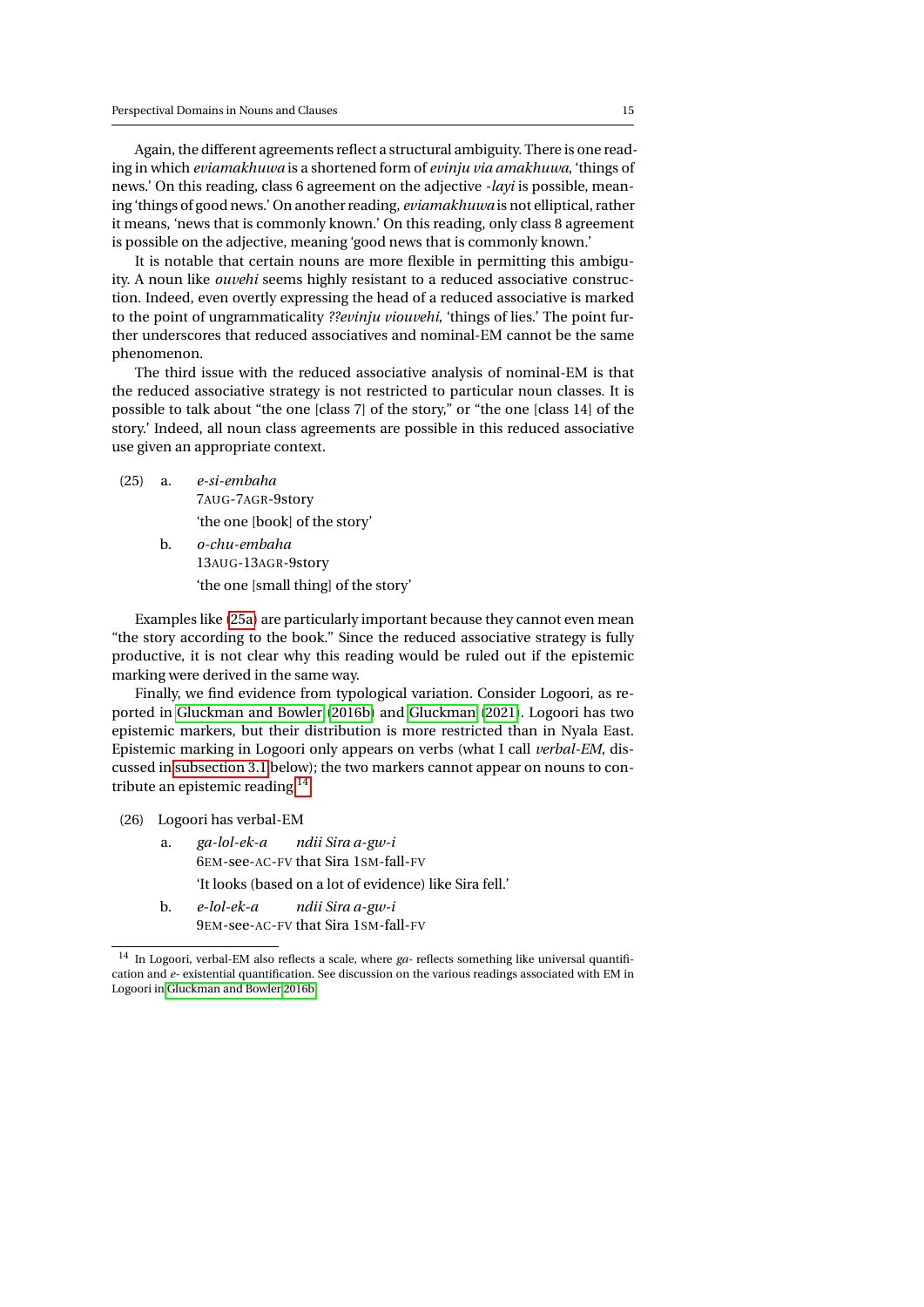Again, the different agreements reflect a structural ambiguity. There is one reading in which *eviamakhuwa* is a shortened form of *evinju via amakhuwa*, 'things of news.' On this reading, class 6 agreement on the adjective *-layi* is possible, meaning 'things of good news.' On another reading, *eviamakhuwa* is not elliptical, rather it means, 'news that is commonly known.' On this reading, only class 8 agreement is possible on the adjective, meaning 'good news that is commonly known.'

It is notable that certain nouns are more flexible in permitting this ambiguity. A noun like *ouvehi* seems highly resistant to a reduced associative construction. Indeed, even overtly expressing the head of a reduced associative is marked to the point of ungrammaticality *??evinju viouvehi*, 'things of lies.' The point further underscores that reduced associatives and nominal-EM cannot be the same phenomenon.

The third issue with the reduced associative analysis of nominal-EM is that the reduced associative strategy is not restricted to particular noun classes. It is possible to talk about "the one [class 7] of the story," or "the one [class 14] of the story.' Indeed, all noun class agreements are possible in this reduced associative use given an appropriate context.

(25) a. *e-si-embaha*
   7AUG-7AGR-9story
   'the one [book] of the story'

  b. *o-chu-embaha*
   13AUG-13AGR-9story
   'the one [small thing] of the story'

Examples like (25a) are particularly important because they cannot even mean "the story according to the book." Since the reduced associative strategy is fully productive, it is not clear why this reading would be ruled out if the epistemic marking were derived in the same way.

Finally, we find evidence from typological variation. Consider Logoori, as reported in Gluckman and Bowler (2016b) and Gluckman (2021). Logoori has two epistemic markers, but their distribution is more restricted than in Nyala East. Epistemic marking in Logoori only appears on verbs (what I call *verbal-EM*, discussed in subsection 3.1 below); the two markers cannot appear on nouns to contribute an epistemic reading.[14]

(26) Logoori has verbal-EM

  a. *ga-lol-ek-a   ndii Sira a-gw-i*
   6EM-see-AC-FV that Sira 1SM-fall-FV
   'It looks (based on a lot of evidence) like Sira fell.'

  b. *e-lol-ek-a   ndii Sira a-gw-i*
   9EM-see-AC-FV that Sira 1SM-fall-FV

[14] In Logoori, verbal-EM also reflects a scale, where *ga-* reflects something like universal quantification and *e-* existential quantification. See discussion on the various readings associated with EM in Logoori in Gluckman and Bowler 2016b.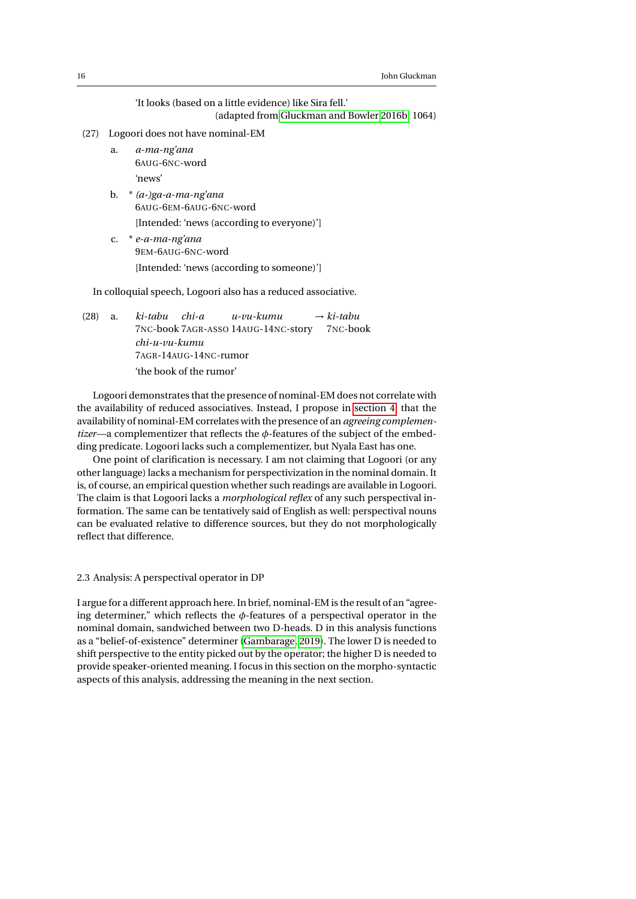'It looks (based on a little evidence) like Sira fell.'
(adapted from Gluckman and Bowler 2016b: 1064)

(27) Logoori does not have nominal-EM

a. *a-ma-ng'ana*
6AUG-6NC-word
'news'

b. * *(a-)ga-a-ma-ng'ana*
6AUG-6EM-6AUG-6NC-word
[Intended: 'news (according to everyone)']

c. * *e-a-ma-ng'ana*
9EM-6AUG-6NC-word
[Intended: 'news (according to someone)']

In colloquial speech, Logoori also has a reduced associative.

(28) a. *ki-tabu chi-a u-vu-kumu* → *ki-tabu chi-u-vu-kumu*
7NC-book 7AGR-ASSO 14AUG-14NC-story 7NC-book 7AGR-14AUG-14NC-rumor
'the book of the rumor'

Logoori demonstrates that the presence of nominal-EM does not correlate with the availability of reduced associatives. Instead, I propose in section 4 that the availability of nominal-EM correlates with the presence of an *agreeing complementizer*—a complementizer that reflects the $\phi$-features of the subject of the embedding predicate. Logoori lacks such a complementizer, but Nyala East has one.

One point of clarification is necessary. I am not claiming that Logoori (or any other language) lacks a mechanism for perspectivization in the nominal domain. It is, of course, an empirical question whether such readings are available in Logoori. The claim is that Logoori lacks a *morphological reflex* of any such perspectival information. The same can be tentatively said of English as well: perspectival nouns can be evaluated relative to difference sources, but they do not morphologically reflect that difference.

### 2.3 Analysis: A perspectival operator in DP

I argue for a different approach here. In brief, nominal-EM is the result of an "agreeing determiner," which reflects the $\phi$-features of a perspectival operator in the nominal domain, sandwiched between two D-heads. D in this analysis functions as a "belief-of-existence" determiner (Gambarage, 2019). The lower D is needed to shift perspective to the entity picked out by the operator; the higher D is needed to provide speaker-oriented meaning. I focus in this section on the morpho-syntactic aspects of this analysis, addressing the meaning in the next section.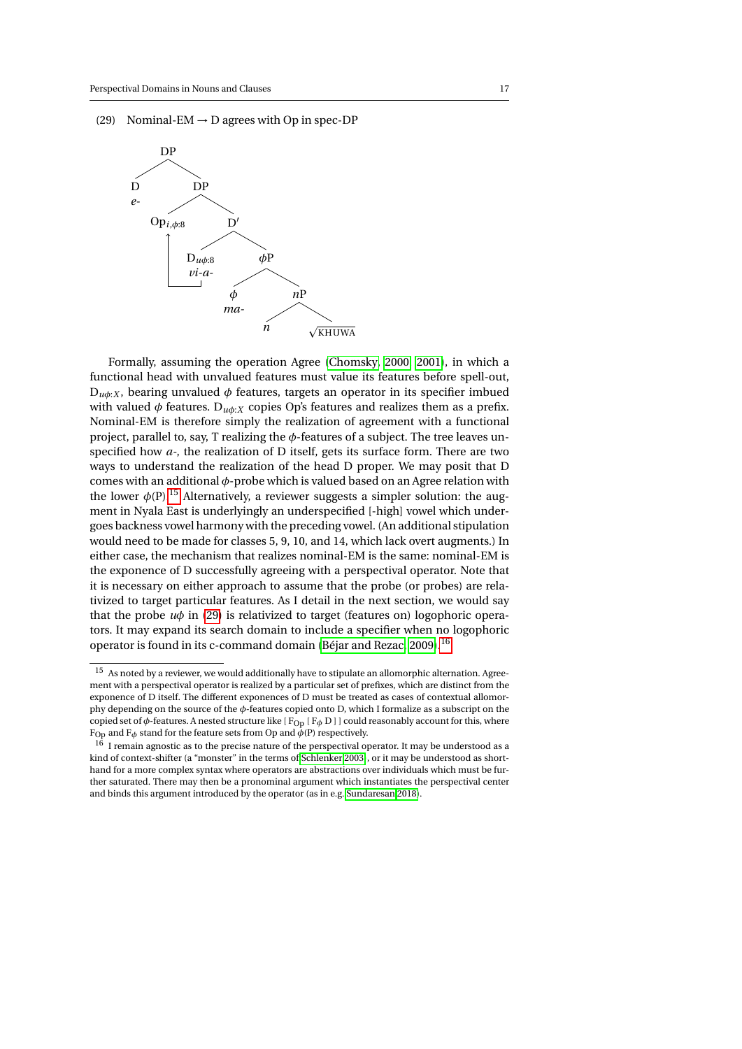(29) Nominal-EM → D agrees with Op in spec-DP

```
DP
├── D
│   e-
└── DP
    ├── Op_{i,ϕ:8}
    └── D′
        ├── D_{uϕ:8}
        │   vi-a-
        └── ϕP
            ├── ϕ
            │   ma-
            └── nP
                ├── n
                └── √KHUWA
```

(Arrow from $D_{u\phi:8}$ to $Op_{i,\phi:8}$)

Formally, assuming the operation Agree (Chomsky, 2000, 2001), in which a functional head with unvalued features must value its features before spell-out, $D_{u\phi:X}$, bearing unvalued $\phi$ features, targets an operator in its specifier imbued with valued $\phi$ features. $D_{u\phi:X}$ copies Op's features and realizes them as a prefix. Nominal-EM is therefore simply the realization of agreement with a functional project, parallel to, say, T realizing the $\phi$-features of a subject. The tree leaves unspecified how *a-*, the realization of D itself, gets its surface form. There are two ways to understand the realization of the head D proper. We may posit that D comes with an additional $\phi$-probe which is valued based on an Agree relation with the lower $\phi$(P).[15] Alternatively, a reviewer suggests a simpler solution: the augment in Nyala East is underlyingly an underspecified [-high] vowel which undergoes backness vowel harmony with the preceding vowel. (An additional stipulation would need to be made for classes 5, 9, 10, and 14, which lack overt augments.) In either case, the mechanism that realizes nominal-EM is the same: nominal-EM is the exponence of D successfully agreeing with a perspectival operator. Note that it is necessary on either approach to assume that the probe (or probes) are relativized to target particular features. As I detail in the next section, we would say that the probe $u\phi$ in (29) is relativized to target (features on) logophoric operators. It may expand its search domain to include a specifier when no logophoric operator is found in its c-command domain (Béjar and Rezac, 2009).[16]

---

[15] As noted by a reviewer, we would additionally have to stipulate an allomorphic alternation. Agreement with a perspectival operator is realized by a particular set of prefixes, which are distinct from the exponence of D itself. The different exponences of D must be treated as cases of contextual allomorphy depending on the source of the $\phi$-features copied onto D, which I formalize as a subscript on the copied set of $\phi$-features. A nested structure like [ $F_{Op}$ [ $F_\phi$ D ] ] could reasonably account for this, where $F_{Op}$ and $F_\phi$ stand for the feature sets from Op and $\phi$(P) respectively.

[16] I remain agnostic as to the precise nature of the perspectival operator. It may be understood as a kind of context-shifter (a "monster" in the terms of Schlenker 2003), or it may be understood as shorthand for a more complex syntax where operators are abstractions over individuals which must be further saturated. There may then be a pronominal argument which instantiates the perspectival center and binds this argument introduced by the operator (as in e.g. Sundaresan 2018).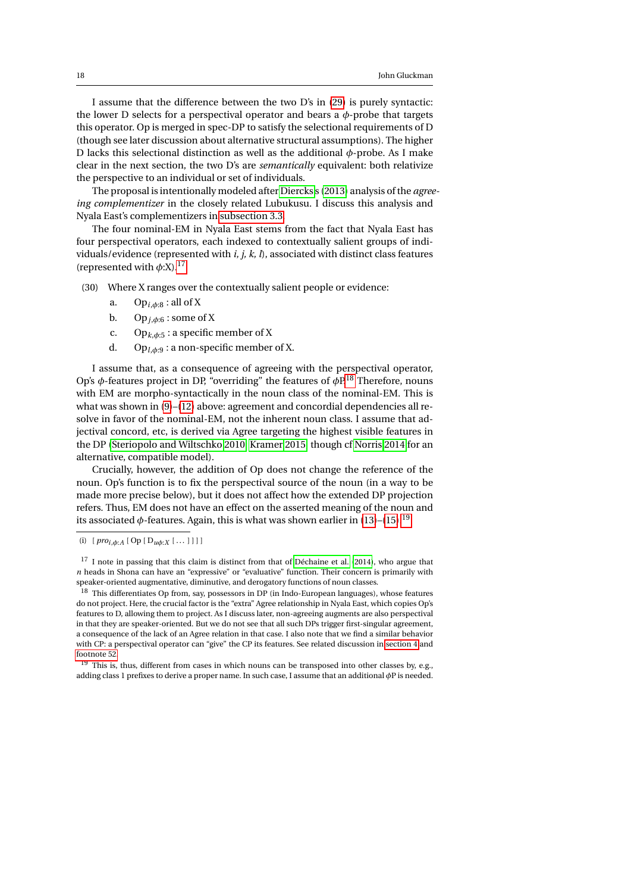I assume that the difference between the two D's in (29) is purely syntactic: the lower D selects for a perspectival operator and bears a $\phi$-probe that targets this operator. Op is merged in spec-DP to satisfy the selectional requirements of D (though see later discussion about alternative structural assumptions). The higher D lacks this selectional distinction as well as the additional $\phi$-probe. As I make clear in the next section, the two D's are *semantically* equivalent: both relativize the perspective to an individual or set of individuals.

The proposal is intentionally modeled after Diercks's (2013) analysis of the *agreeing complementizer* in the closely related Lubukusu. I discuss this analysis and Nyala East's complementizers in subsection 3.3.

The four nominal-EM in Nyala East stems from the fact that Nyala East has four perspectival operators, each indexed to contextually salient groups of individuals/evidence (represented with *i, j, k, l*), associated with distinct class features (represented with $\phi$:X).[17]

(30) Where X ranges over the contextually salient people or evidence:

a. $\mathrm{Op}_{i,\phi:8}$ : all of X

b. $\mathrm{Op}_{j,\phi:6}$ : some of X

c. $\mathrm{Op}_{k,\phi:5}$ : a specific member of X

d. $\mathrm{Op}_{l,\phi:9}$ : a non-specific member of X.

I assume that, as a consequence of agreeing with the perspectival operator, Op's $\phi$-features project in DP, "overriding" the features of $\phi$P.[18] Therefore, nouns with EM are morpho-syntactically in the noun class of the nominal-EM. This is what was shown in (9)–(12) above: agreement and concordial dependencies all resolve in favor of the nominal-EM, not the inherent noun class. I assume that adjectival concord, etc, is derived via Agree targeting the highest visible features in the DP (Steriopolo and Wiltschko 2010; Kramer 2015; though cf Norris 2014 for an alternative, compatible model).

Crucially, however, the addition of Op does not change the reference of the noun. Op's function is to fix the perspectival source of the noun (in a way to be made more precise below), but it does not affect how the extended DP projection refers. Thus, EM does not have an effect on the asserted meaning of the noun and its associated $\phi$-features. Again, this is what was shown earlier in (13)–(15).[19]

---

(i) [ $pro_{i,\phi:A}$ [ Op [ $\mathrm{D}_{u\phi:X}$ [ ... ] ] ] ]

[17] I note in passing that this claim is distinct from that of Déchaine et al. (2014), who argue that *n* heads in Shona can have an "expressive" or "evaluative" function. Their concern is primarily with speaker-oriented augmentative, diminutive, and derogatory functions of noun classes.

[18] This differentiates Op from, say, possessors in DP (in Indo-European languages), whose features do not project. Here, the crucial factor is the "extra" Agree relationship in Nyala East, which copies Op's features to D, allowing them to project. As I discuss later, non-agreeing augments are also perspectival in that they are speaker-oriented. But we do not see that all such DPs trigger first-singular agreement, a consequence of the lack of an Agree relation in that case. I also note that we find a similar behavior with CP: a perspectival operator can "give" the CP its features. See related discussion in section 4 and footnote 52.

[19] This is, thus, different from cases in which nouns can be transposed into other classes by, e.g., adding class 1 prefixes to derive a proper name. In such case, I assume that an additional $\phi$P is needed.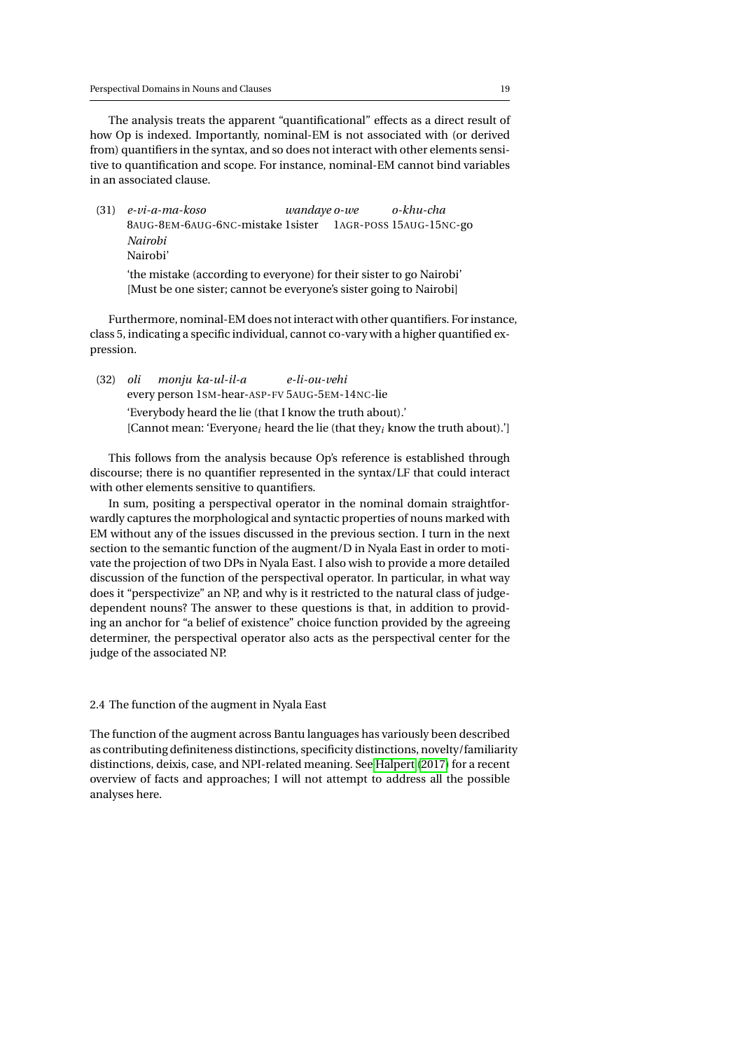The analysis treats the apparent "quantificational" effects as a direct result of how Op is indexed. Importantly, nominal-EM is not associated with (or derived from) quantifiers in the syntax, and so does not interact with other elements sensitive to quantification and scope. For instance, nominal-EM cannot bind variables in an associated clause.

(31) *e-vi-a-ma-koso* *wandaye* *o-we* *o-khu-cha* *Nairobi*
8AUG-8EM-6AUG-6NC-mistake 1sister 1AGR-POSS 15AUG-15NC-go Nairobi'
'the mistake (according to everyone) for their sister to go Nairobi'
[Must be one sister; cannot be everyone's sister going to Nairobi]

Furthermore, nominal-EM does not interact with other quantifiers. For instance, class 5, indicating a specific individual, cannot co-vary with a higher quantified expression.

(32) *oli* *monju* *ka-ul-il-a* *e-li-ou-vehi*
every person 1SM-hear-ASP-FV 5AUG-5EM-14NC-lie
'Everybody heard the lie (that I know the truth about).'
[Cannot mean: 'Everyone$_i$ heard the lie (that they$_i$ know the truth about).']

This follows from the analysis because Op's reference is established through discourse; there is no quantifier represented in the syntax/LF that could interact with other elements sensitive to quantifiers.

In sum, positing a perspectival operator in the nominal domain straightforwardly captures the morphological and syntactic properties of nouns marked with EM without any of the issues discussed in the previous section. I turn in the next section to the semantic function of the augment/D in Nyala East in order to motivate the projection of two DPs in Nyala East. I also wish to provide a more detailed discussion of the function of the perspectival operator. In particular, in what way does it "perspectivize" an NP, and why is it restricted to the natural class of judge-dependent nouns? The answer to these questions is that, in addition to providing an anchor for "a belief of existence" choice function provided by the agreeing determiner, the perspectival operator also acts as the perspectival center for the judge of the associated NP.

### 2.4 The function of the augment in Nyala East

The function of the augment across Bantu languages has variously been described as contributing definiteness distinctions, specificity distinctions, novelty/familiarity distinctions, deixis, case, and NPI-related meaning. See Halpert (2017) for a recent overview of facts and approaches; I will not attempt to address all the possible analyses here.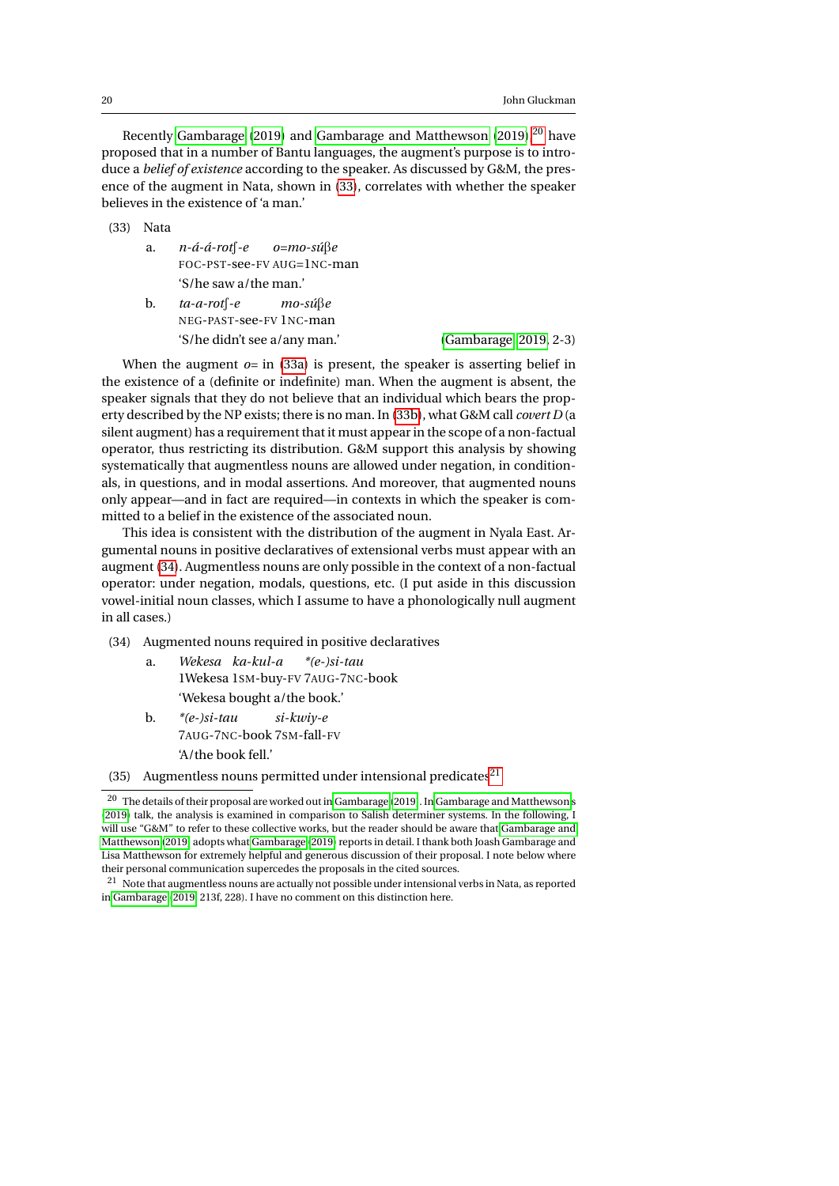Recently Gambarage (2019) and Gambarage and Matthewson (2019),[20] have proposed that in a number of Bantu languages, the augment's purpose is to introduce a *belief of existence* according to the speaker. As discussed by G&M, the presence of the augment in Nata, shown in (33), correlates with whether the speaker believes in the existence of 'a man.'

(33) Nata

a. *n-á-á-rotʃ-e o=mo-súβe*
FOC-PST-see-FV AUG=1NC-man
'S/he saw a/the man.'

b. *ta-a-rotʃ-e mo-súβe*
NEG-PAST-see-FV 1NC-man
'S/he didn't see a/any man.' (Gambarage 2019, 2-3)

When the augment *o=* in (33a) is present, the speaker is asserting belief in the existence of a (definite or indefinite) man. When the augment is absent, the speaker signals that they do not believe that an individual which bears the property described by the NP exists; there is no man. In (33b), what G&M call *covert D* (a silent augment) has a requirement that it must appear in the scope of a non-factual operator, thus restricting its distribution. G&M support this analysis by showing systematically that augmentless nouns are allowed under negation, in conditionals, in questions, and in modal assertions. And moreover, that augmented nouns only appear—and in fact are required—in contexts in which the speaker is committed to a belief in the existence of the associated noun.

This idea is consistent with the distribution of the augment in Nyala East. Argumental nouns in positive declaratives of extensional verbs must appear with an augment (34). Augmentless nouns are only possible in the context of a non-factual operator: under negation, modals, questions, etc. (I put aside in this discussion vowel-initial noun classes, which I assume to have a phonologically null augment in all cases.)

(34) Augmented nouns required in positive declaratives

a. *Wekesa ka-kul-a \*(e-)si-tau*
1Wekesa 1SM-buy-FV 7AUG-7NC-book
'Wekesa bought a/the book.'

b. *\*(e-)si-tau si-kwiy-e*
7AUG-7NC-book 7SM-fall-FV
'A/the book fell.'

(35) Augmentless nouns permitted under intensional predicates[21]

---

[20] The details of their proposal are worked out in Gambarage (2019). In Gambarage and Matthewson's (2019) talk, the analysis is examined in comparison to Salish determiner systems. In the following, I will use "G&M" to refer to these collective works, but the reader should be aware that Gambarage and Matthewson (2019) adopts what Gambarage (2019) reports in detail. I thank both Joash Gambarage and Lisa Matthewson for extremely helpful and generous discussion of their proposal. I note below where their personal communication supercedes the proposals in the cited sources.

[21] Note that augmentless nouns are actually not possible under intensional verbs in Nata, as reported in Gambarage (2019, 213f, 228). I have no comment on this distinction here.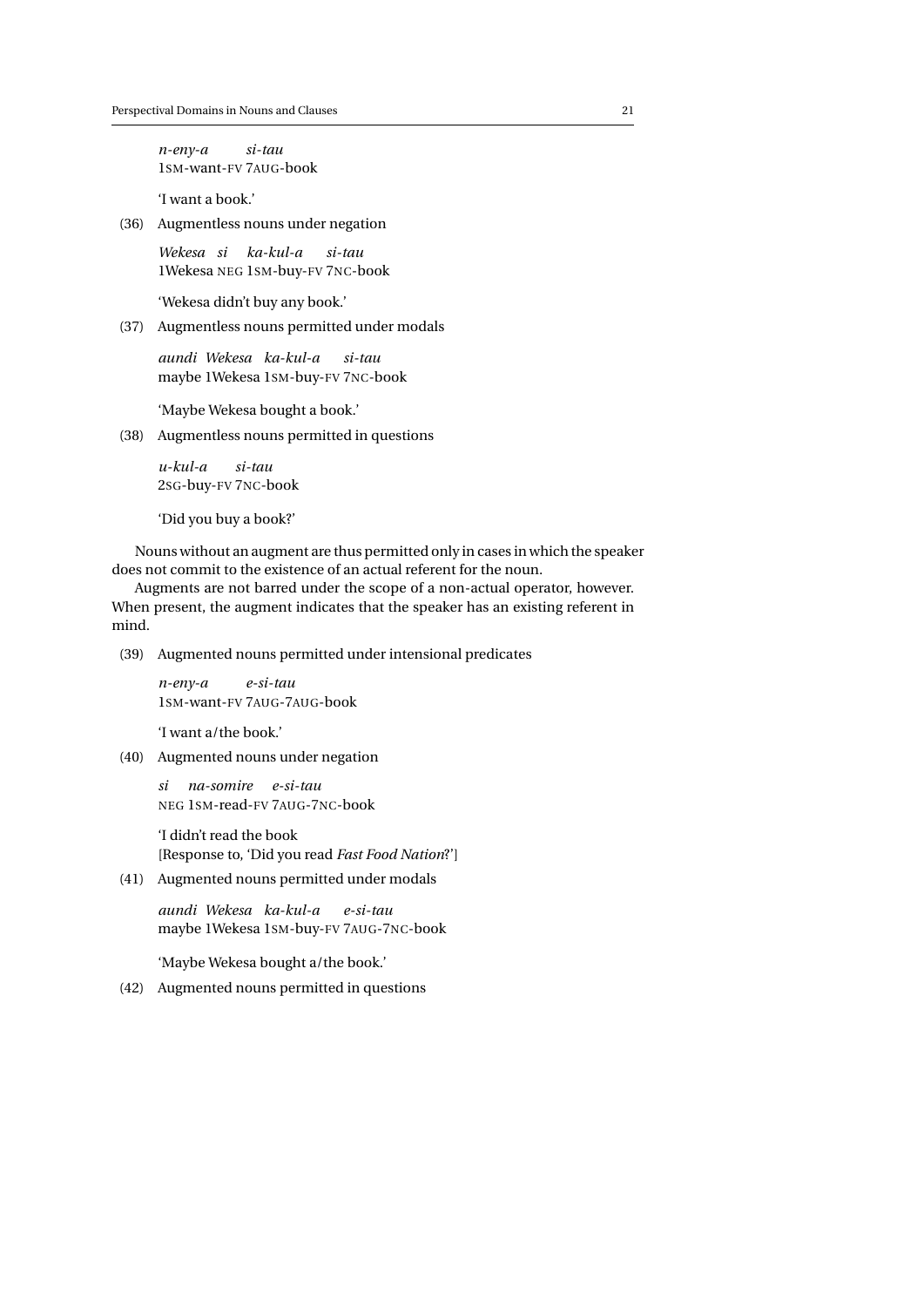*n-eny-a si-tau*
1SM-want-FV 7AUG-book

'I want a book.'

(36) Augmentless nouns under negation

*Wekesa si ka-kul-a si-tau*
1Wekesa NEG 1SM-buy-FV 7NC-book

'Wekesa didn't buy any book.'

(37) Augmentless nouns permitted under modals

*aundi Wekesa ka-kul-a si-tau*
maybe 1Wekesa 1SM-buy-FV 7NC-book

'Maybe Wekesa bought a book.'

(38) Augmentless nouns permitted in questions

*u-kul-a si-tau*
2SG-buy-FV 7NC-book

'Did you buy a book?'

Nouns without an augment are thus permitted only in cases in which the speaker does not commit to the existence of an actual referent for the noun.

Augments are not barred under the scope of a non-actual operator, however. When present, the augment indicates that the speaker has an existing referent in mind.

(39) Augmented nouns permitted under intensional predicates

*n-eny-a e-si-tau*
1SM-want-FV 7AUG-7AUG-book

'I want a/the book.'

(40) Augmented nouns under negation

*si na-somire e-si-tau*
NEG 1SM-read-FV 7AUG-7NC-book

'I didn't read the book
[Response to, 'Did you read *Fast Food Nation*?']

(41) Augmented nouns permitted under modals

*aundi Wekesa ka-kul-a e-si-tau*
maybe 1Wekesa 1SM-buy-FV 7AUG-7NC-book

'Maybe Wekesa bought a/the book.'

(42) Augmented nouns permitted in questions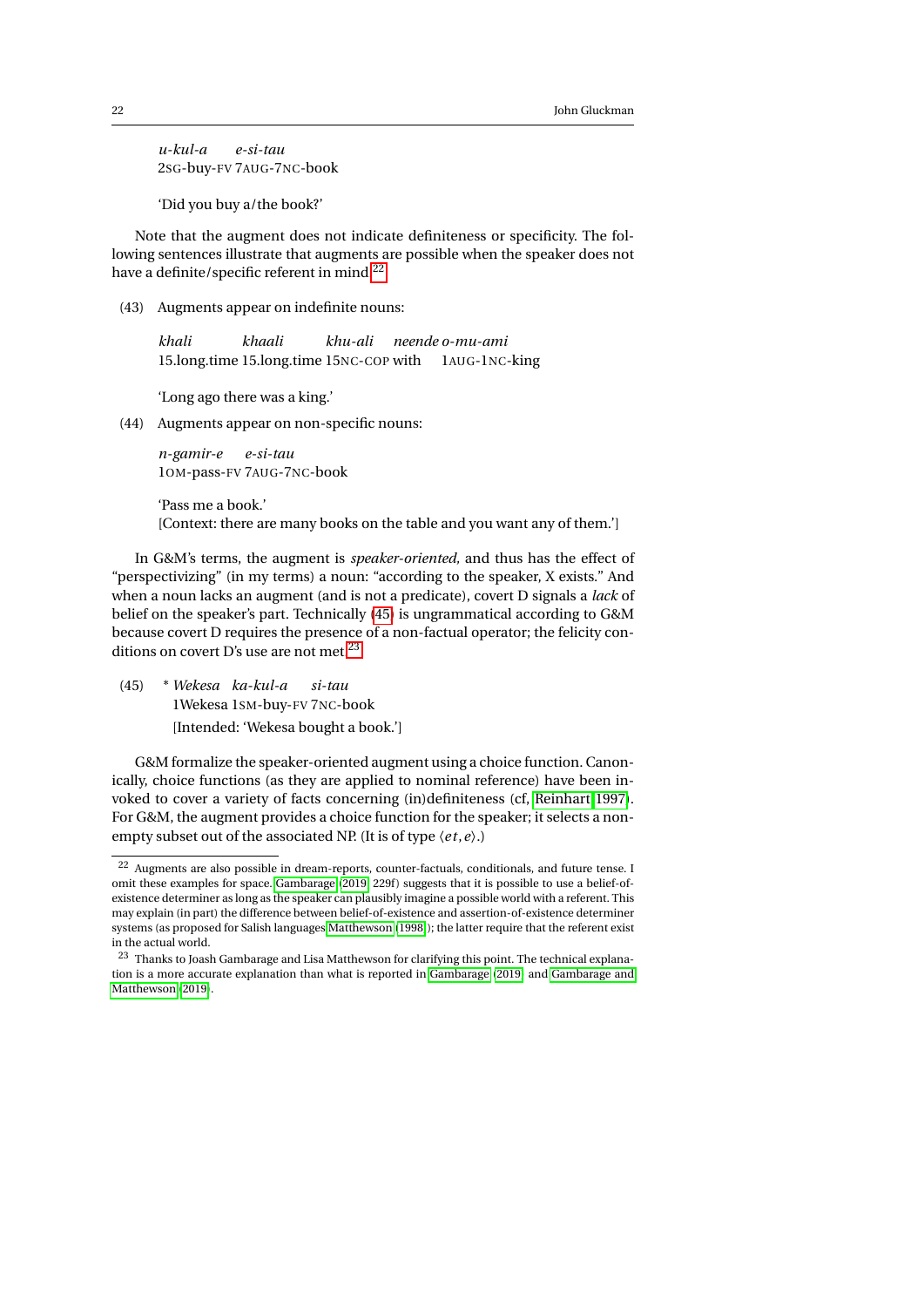*u-kul-a* *e-si-tau*
2SG-buy-FV 7AUG-7NC-book

'Did you buy a/the book?'

Note that the augment does not indicate definiteness or specificity. The following sentences illustrate that augments are possible when the speaker does not have a definite/specific referent in mind.[22]

(43) Augments appear on indefinite nouns:

*khali* *khaali* *khu-ali* *neende* *o-mu-ami*
15.long.time 15.long.time 15NC-COP with 1AUG-1NC-king

'Long ago there was a king.'

(44) Augments appear on non-specific nouns:

*n-gamir-e* *e-si-tau*
1OM-pass-FV 7AUG-7NC-book

'Pass me a book.'
[Context: there are many books on the table and you want any of them.']

In G&M's terms, the augment is *speaker-oriented*, and thus has the effect of "perspectivizing" (in my terms) a noun: "according to the speaker, X exists." And when a noun lacks an augment (and is not a predicate), covert D signals a *lack* of belief on the speaker's part. Technically (45) is ungrammatical according to G&M because covert D requires the presence of a non-factual operator; the felicity conditions on covert D's use are not met.[23]

(45) \* *Wekesa* *ka-kul-a* *si-tau*
1Wekesa 1SM-buy-FV 7NC-book
[Intended: 'Wekesa bought a book.']

G&M formalize the speaker-oriented augment using a choice function. Canonically, choice functions (as they are applied to nominal reference) have been invoked to cover a variety of facts concerning (in)definiteness (cf, Reinhart 1997). For G&M, the augment provides a choice function for the speaker; it selects a non-empty subset out of the associated NP. (It is of type $\langle et, e\rangle$.)

---

[22] Augments are also possible in dream-reports, counter-factuals, conditionals, and future tense. I omit these examples for space. Gambarage (2019, 229f) suggests that it is possible to use a belief-of-existence determiner as long as the speaker can plausibly imagine a possible world with a referent. This may explain (in part) the difference between belief-of-existence and assertion-of-existence determiner systems (as proposed for Salish languages Matthewson (1998)); the latter require that the referent exist in the actual world.

[23] Thanks to Joash Gambarage and Lisa Matthewson for clarifying this point. The technical explanation is a more accurate explanation than what is reported in Gambarage (2019) and Gambarage and Matthewson (2019).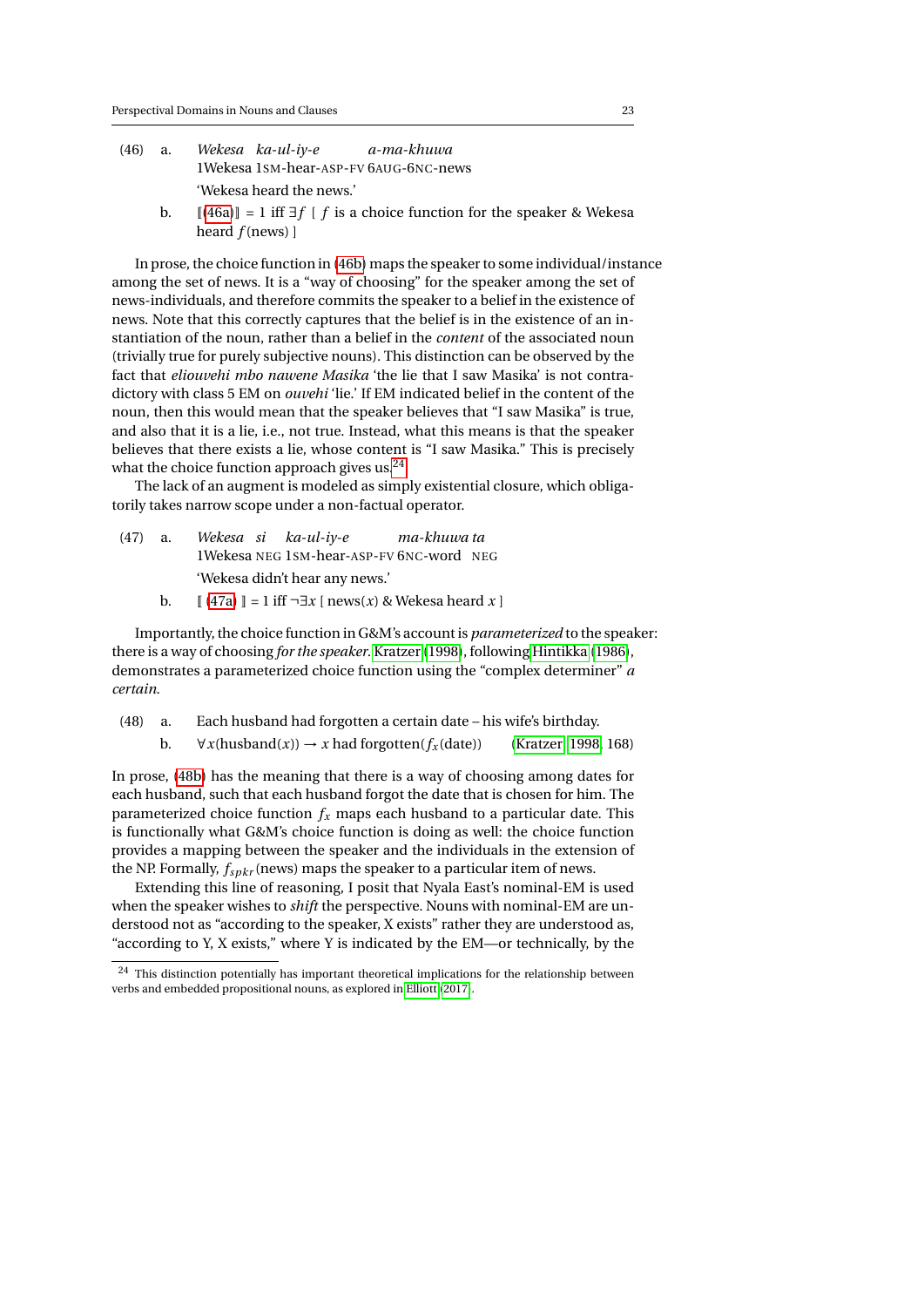(46) a. *Wekesa ka-ul-iy-e a-ma-khuwa*
1Wekesa 1SM-hear-ASP-FV 6AUG-6NC-news
'Wekesa heard the news.'

b. ⟦(46a)⟧ = 1 iff $\exists f$ [ $f$ is a choice function for the speaker & Wekesa heard $f$(news) ]

In prose, the choice function in (46b) maps the speaker to some individual/instance among the set of news. It is a "way of choosing" for the speaker among the set of news-individuals, and therefore commits the speaker to a belief in the existence of news. Note that this correctly captures that the belief is in the existence of an instantiation of the noun, rather than a belief in the *content* of the associated noun (trivially true for purely subjective nouns). This distinction can be observed by the fact that *eliouvehi mbo nawene Masika* 'the lie that I saw Masika' is not contradictory with class 5 EM on *ouvehi* 'lie.' If EM indicated belief in the content of the noun, then this would mean that the speaker believes that "I saw Masika" is true, and also that it is a lie, i.e., not true. Instead, what this means is that the speaker believes that there exists a lie, whose content is "I saw Masika." This is precisely what the choice function approach gives us.[24]

The lack of an augment is modeled as simply existential closure, which obligatorily takes narrow scope under a non-factual operator.

(47) a. *Wekesa si ka-ul-iy-e ma-khuwa ta*
1Wekesa NEG 1SM-hear-ASP-FV 6NC-word NEG
'Wekesa didn't hear any news.'

b. ⟦ (47a) ⟧ = 1 iff $\neg\exists x$ [ news($x$) & Wekesa heard $x$ ]

Importantly, the choice function in G&M's account is *parameterized* to the speaker: there is a way of choosing *for the speaker*. Kratzer (1998), following Hintikka (1986), demonstrates a parameterized choice function using the "complex determiner" *a certain*.

(48) a. Each husband had forgotten a certain date – his wife's birthday.

b. $\forall x$(husband($x$)) $\rightarrow$ $x$ had forgotten($f_x$(date)) (Kratzer 1998, 168)

In prose, (48b) has the meaning that there is a way of choosing among dates for each husband, such that each husband forgot the date that is chosen for him. The parameterized choice function $f_x$ maps each husband to a particular date. This is functionally what G&M's choice function is doing as well: the choice function provides a mapping between the speaker and the individuals in the extension of the NP. Formally, $f_{spkr}$(news) maps the speaker to a particular item of news.

Extending this line of reasoning, I posit that Nyala East's nominal-EM is used when the speaker wishes to *shift* the perspective. Nouns with nominal-EM are understood not as "according to the speaker, X exists" rather they are understood as, "according to Y, X exists," where Y is indicated by the EM—or technically, by the

[24] This distinction potentially has important theoretical implications for the relationship between verbs and embedded propositional nouns, as explored in Elliott (2017).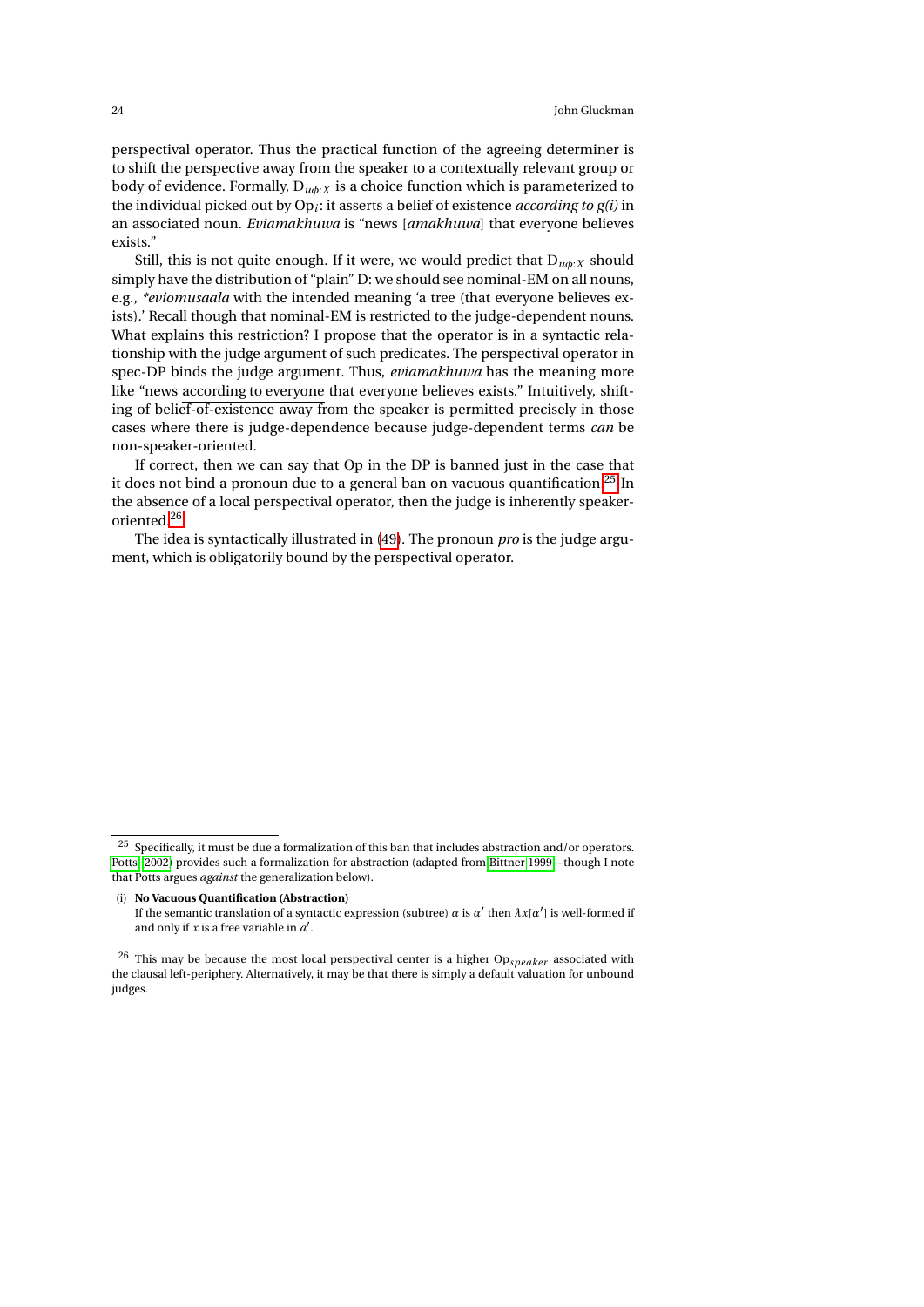perspectival operator. Thus the practical function of the agreeing determiner is to shift the perspective away from the speaker to a contextually relevant group or body of evidence. Formally, $D_{u\phi:X}$ is a choice function which is parameterized to the individual picked out by $Op_i$: it asserts a belief of existence *according to g(i)* in an associated noun. *Eviamakhuwa* is "news [*amakhuwa*] that everyone believes exists."

Still, this is not quite enough. If it were, we would predict that $D_{u\phi:X}$ should simply have the distribution of "plain" D: we should see nominal-EM on all nouns, e.g., *\*eviomusaala* with the intended meaning 'a tree (that everyone believes exists).' Recall though that nominal-EM is restricted to the judge-dependent nouns. What explains this restriction? I propose that the operator is in a syntactic relationship with the judge argument of such predicates. The perspectival operator in spec-DP binds the judge argument. Thus, *eviamakhuwa* has the meaning more like "news according to everyone that everyone believes exists." Intuitively, shifting of belief-of-existence away from the speaker is permitted precisely in those cases where there is judge-dependence because judge-dependent terms *can* be non-speaker-oriented.

If correct, then we can say that Op in the DP is banned just in the case that it does not bind a pronoun due to a general ban on vacuous quantification.[25] In the absence of a local perspectival operator, then the judge is inherently speaker-oriented.[26]

The idea is syntactically illustrated in (49). The pronoun *pro* is the judge argument, which is obligatorily bound by the perspectival operator.

---

[25] Specifically, it must be due a formalization of this ban that includes abstraction and/or operators. Potts (2002) provides such a formalization for abstraction (adapted from Bittner 1999—though I note that Potts argues *against* the generalization below).

(i) **No Vacuous Quantification (Abstraction)**
If the semantic translation of a syntactic expression (subtree) $\alpha$ is $\alpha'$ then $\lambda x[\alpha']$ is well-formed if and only if $x$ is a free variable in $\alpha'$.

[26] This may be because the most local perspectival center is a higher $Op_{speaker}$ associated with the clausal left-periphery. Alternatively, it may be that there is simply a default valuation for unbound judges.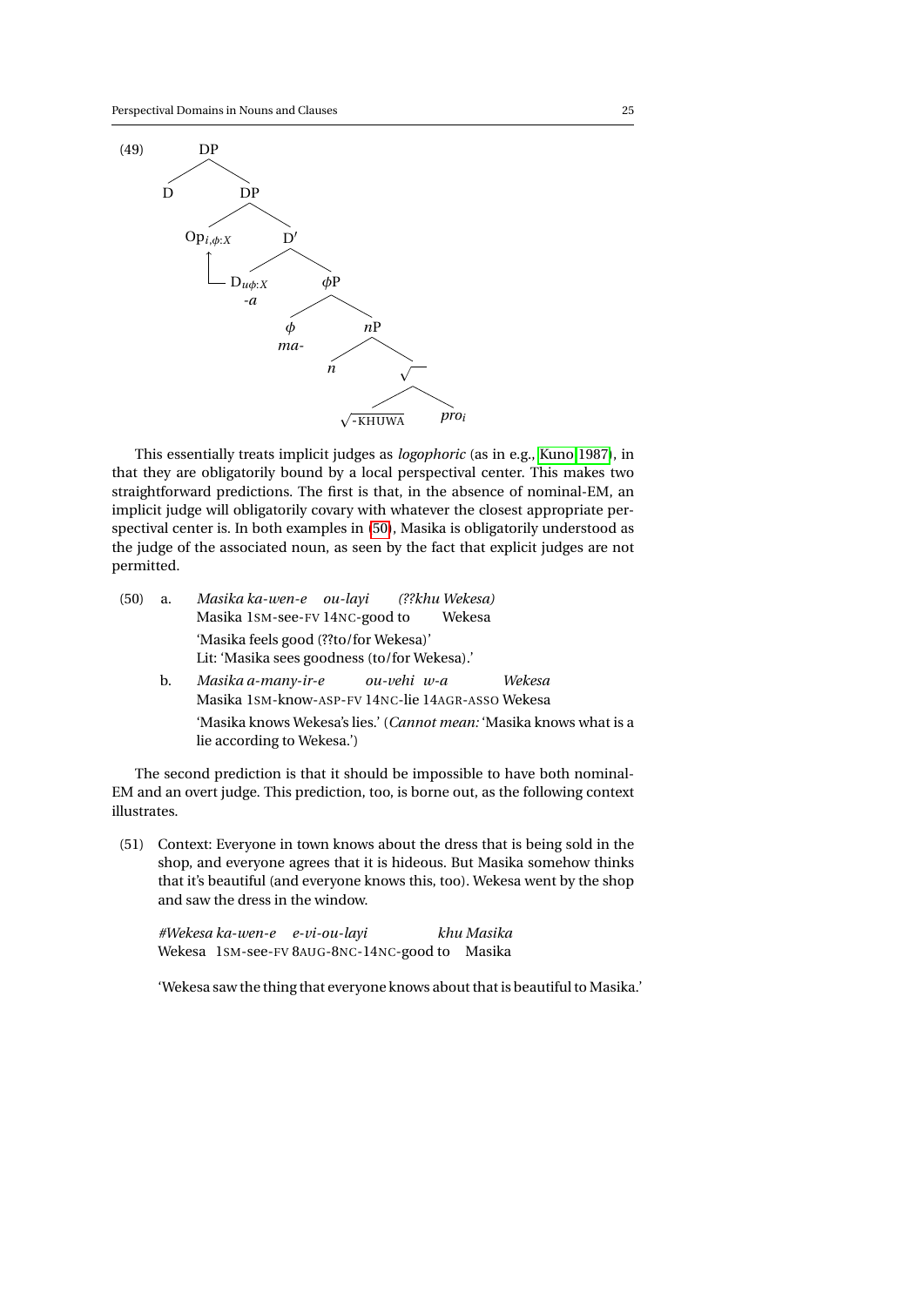(49)

```
DP
├── D
└── DP
    ├── Op_{i,φ:X}
    └── D′
        ├── D_{uφ:X}  -a
        └── φP
            ├── φ  ma-
            └── nP
                ├── n
                └── √
                    ├── √-KHUWA
                    └── pro_i
```

This essentially treats implicit judges as *logophoric* (as in e.g., Kuno 1987), in that they are obligatorily bound by a local perspectival center. This makes two straightforward predictions. The first is that, in the absence of nominal-EM, an implicit judge will obligatorily covary with whatever the closest appropriate perspectival center is. In both examples in (50), Masika is obligatorily understood as the judge of the associated noun, as seen by the fact that explicit judges are not permitted.

(50) a. *Masika ka-wen-e ou-layi (??khu Wekesa)*
Masika 1SM-see-FV 14NC-good to Wekesa
'Masika feels good (??to/for Wekesa)'
Lit: 'Masika sees goodness (to/for Wekesa).'

b. *Masika a-many-ir-e ou-vehi w-a Wekesa*
Masika 1SM-know-ASP-FV 14NC-lie 14AGR-ASSO Wekesa
'Masika knows Wekesa's lies.' (*Cannot mean:* 'Masika knows what is a lie according to Wekesa.')

The second prediction is that it should be impossible to have both nominal-EM and an overt judge. This prediction, too, is borne out, as the following context illustrates.

(51) Context: Everyone in town knows about the dress that is being sold in the shop, and everyone agrees that it is hideous. But Masika somehow thinks that it's beautiful (and everyone knows this, too). Wekesa went by the shop and saw the dress in the window.

*#Wekesa ka-wen-e e-vi-ou-layi khu Masika*
Wekesa 1SM-see-FV 8AUG-8NC-14NC-good to Masika

'Wekesa saw the thing that everyone knows about that is beautiful to Masika.'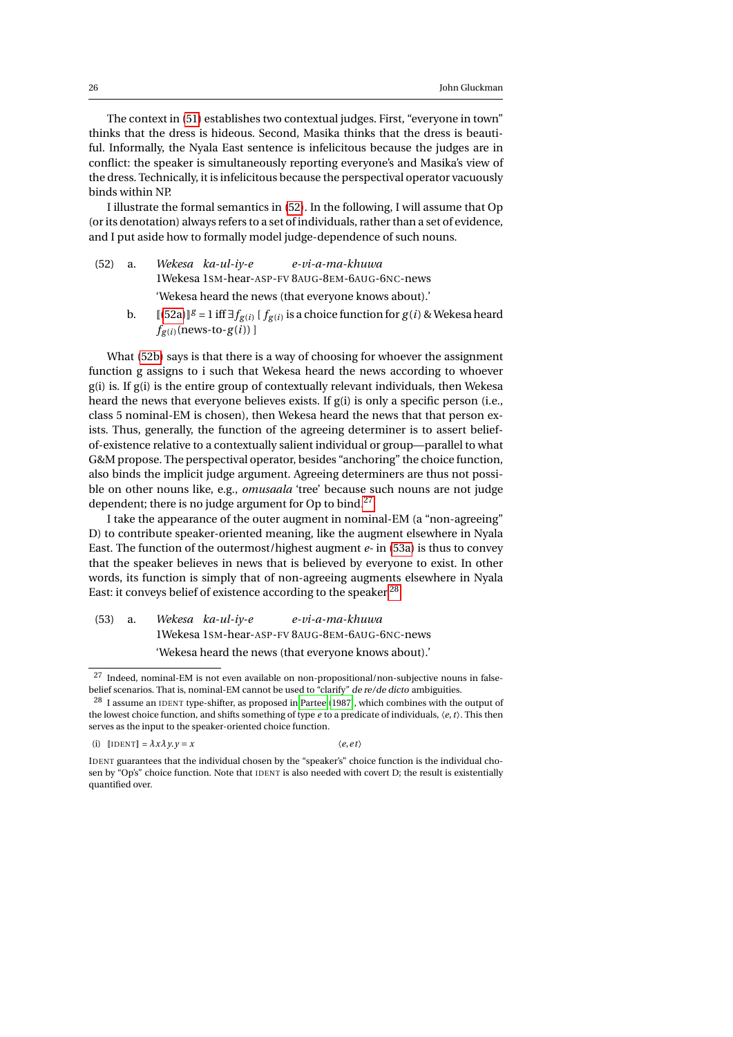The context in (51) establishes two contextual judges. First, "everyone in town" thinks that the dress is hideous. Second, Masika thinks that the dress is beautiful. Informally, the Nyala East sentence is infelicitous because the judges are in conflict: the speaker is simultaneously reporting everyone's and Masika's view of the dress. Technically, it is infelicitous because the perspectival operator vacuously binds within NP.

I illustrate the formal semantics in (52). In the following, I will assume that Op (or its denotation) always refers to a set of individuals, rather than a set of evidence, and I put aside how to formally model judge-dependence of such nouns.

(52) a. *Wekesa ka-ul-iy-e e-vi-a-ma-khuwa*
1Wekesa 1SM-hear-ASP-FV 8AUG-8EM-6AUG-6NC-news
'Wekesa heard the news (that everyone knows about).'

b. $[\![(52a)]\!]^g = 1$ iff $\exists f_{g(i)}$ [ $f_{g(i)}$ is a choice function for $g(i)$ & Wekesa heard $f_{g(i)}$(news-to-$g(i)$) ]

What (52b) says is that there is a way of choosing for whoever the assignment function g assigns to i such that Wekesa heard the news according to whoever g(i) is. If g(i) is the entire group of contextually relevant individuals, then Wekesa heard the news that everyone believes exists. If g(i) is only a specific person (i.e., class 5 nominal-EM is chosen), then Wekesa heard the news that that person exists. Thus, generally, the function of the agreeing determiner is to assert belief-of-existence relative to a contextually salient individual or group—parallel to what G&M propose. The perspectival operator, besides "anchoring" the choice function, also binds the implicit judge argument. Agreeing determiners are thus not possible on other nouns like, e.g., *omusaala* 'tree' because such nouns are not judge dependent; there is no judge argument for Op to bind.[27]

I take the appearance of the outer augment in nominal-EM (a "non-agreeing" D) to contribute speaker-oriented meaning, like the augment elsewhere in Nyala East. The function of the outermost/highest augment *e-* in (53a) is thus to convey that the speaker believes in news that is believed by everyone to exist. In other words, its function is simply that of non-agreeing augments elsewhere in Nyala East: it conveys belief of existence according to the speaker.[28]

(53) a. *Wekesa ka-ul-iy-e e-vi-a-ma-khuwa*
1Wekesa 1SM-hear-ASP-FV 8AUG-8EM-6AUG-6NC-news
'Wekesa heard the news (that everyone knows about).'

---

[27] Indeed, nominal-EM is not even available on non-propositional/non-subjective nouns in false-belief scenarios. That is, nominal-EM cannot be used to "clarify" *de re*/*de dicto* ambiguities.

[28] I assume an IDENT type-shifter, as proposed in Partee (1987), which combines with the output of the lowest choice function, and shifts something of type $e$ to a predicate of individuals, $\langle e,t\rangle$. This then serves as the input to the speaker-oriented choice function.

(i) $[\![\text{IDENT}]\!] = \lambda x \lambda y. y = x$ $\langle e, et\rangle$

IDENT guarantees that the individual chosen by the "speaker's" choice function is the individual chosen by "Op's" choice function. Note that IDENT is also needed with covert D; the result is existentially quantified over.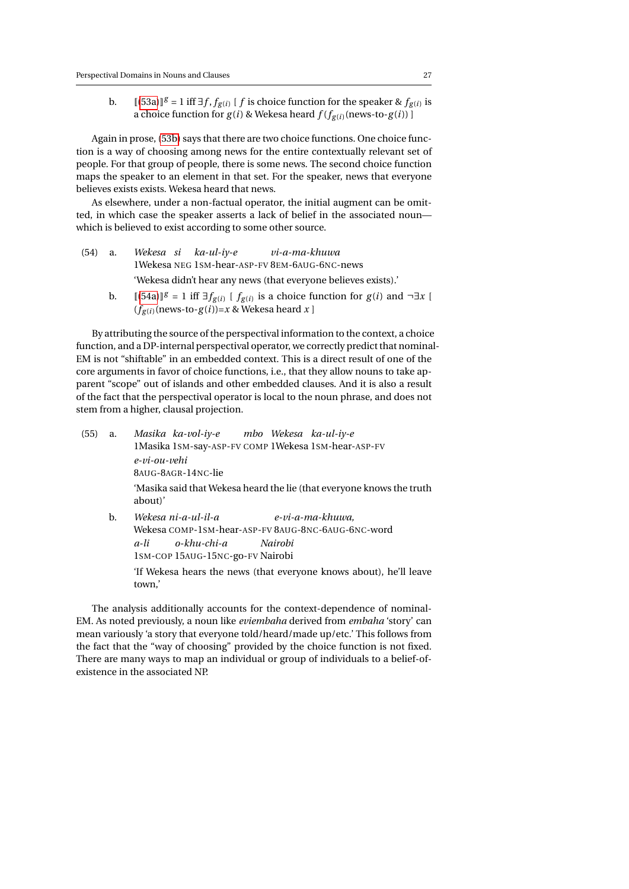b. $[\![(53a)]\!]^g = 1$ iff $\exists f, f_{g(i)}$ [ $f$ is choice function for the speaker & $f_{g(i)}$ is a choice function for $g(i)$ & Wekesa heard $f(f_{g(i)}(\text{news-to-}g(i)))$ ]

Again in prose, (53b) says that there are two choice functions. One choice function is a way of choosing among news for the entire contextually relevant set of people. For that group of people, there is some news. The second choice function maps the speaker to an element in that set. For the speaker, news that everyone believes exists exists. Wekesa heard that news.

As elsewhere, under a non-factual operator, the initial augment can be omitted, in which case the speaker asserts a lack of belief in the associated noun—which is believed to exist according to some other source.

(54) a. *Wekesa si ka-ul-iy-e vi-a-ma-khuwa*
1Wekesa NEG 1SM-hear-ASP-FV 8EM-6AUG-6NC-news
'Wekesa didn't hear any news (that everyone believes exists).'

b. $[\![(54a)]\!]^g = 1$ iff $\exists f_{g(i)}$ [ $f_{g(i)}$ is a choice function for $g(i)$ and $\neg\exists x$ [ $(f_{g(i)}(\text{news-to-}g(i))=x$ & Wekesa heard $x$ ]

By attributing the source of the perspectival information to the context, a choice function, and a DP-internal perspectival operator, we correctly predict that nominal-EM is not "shiftable" in an embedded context. This is a direct result of one of the core arguments in favor of choice functions, i.e., that they allow nouns to take apparent "scope" out of islands and other embedded clauses. And it is also a result of the fact that the perspectival operator is local to the noun phrase, and does not stem from a higher, clausal projection.

(55) a. *Masika ka-vol-iy-e mbo Wekesa ka-ul-iy-e e-vi-ou-vehi*
1Masika 1SM-say-ASP-FV COMP 1Wekesa 1SM-hear-ASP-FV 8AUG-8AGR-14NC-lie
'Masika said that Wekesa heard the lie (that everyone knows the truth about)'

b. *Wekesa ni-a-ul-il-a e-vi-a-ma-khuwa, a-li o-khu-chi-a Nairobi*
Wekesa COMP-1SM-hear-ASP-FV 8AUG-8NC-6AUG-6NC-word 1SM-COP 15AUG-15NC-go-FV Nairobi
'If Wekesa hears the news (that everyone knows about), he'll leave town,'

The analysis additionally accounts for the context-dependence of nominal-EM. As noted previously, a noun like *eviembaha* derived from *embaha* 'story' can mean variously 'a story that everyone told/heard/made up/etc.' This follows from the fact that the "way of choosing" provided by the choice function is not fixed. There are many ways to map an individual or group of individuals to a belief-of-existence in the associated NP.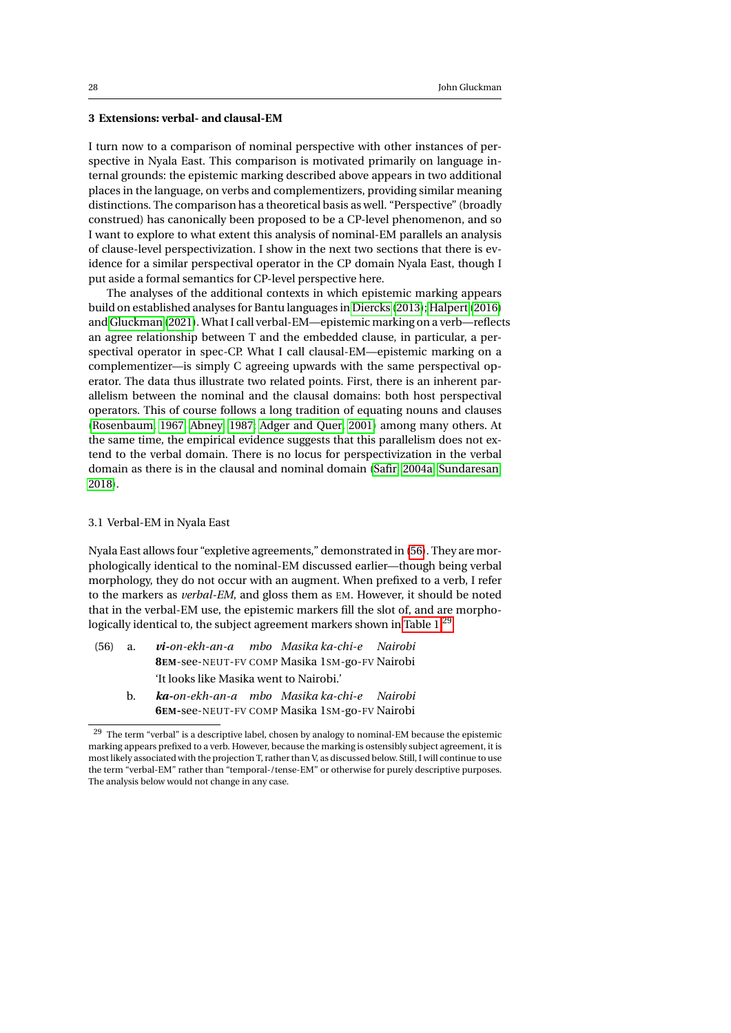## 3 Extensions: verbal- and clausal-EM

I turn now to a comparison of nominal perspective with other instances of perspective in Nyala East. This comparison is motivated primarily on language internal grounds: the epistemic marking described above appears in two additional places in the language, on verbs and complementizers, providing similar meaning distinctions. The comparison has a theoretical basis as well. "Perspective" (broadly construed) has canonically been proposed to be a CP-level phenomenon, and so I want to explore to what extent this analysis of nominal-EM parallels an analysis of clause-level perspectivization. I show in the next two sections that there is evidence for a similar perspectival operator in the CP domain Nyala East, though I put aside a formal semantics for CP-level perspective here.

The analyses of the additional contexts in which epistemic marking appears build on established analyses for Bantu languages in Diercks (2013); Halpert (2016) and Gluckman (2021). What I call verbal-EM—epistemic marking on a verb—reflects an agree relationship between T and the embedded clause, in particular, a perspectival operator in spec-CP. What I call clausal-EM—epistemic marking on a complementizer—is simply C agreeing upwards with the same perspectival operator. The data thus illustrate two related points. First, there is an inherent parallelism between the nominal and the clausal domains: both host perspectival operators. This of course follows a long tradition of equating nouns and clauses (Rosenbaum, 1967; Abney, 1987; Adger and Quer, 2001) among many others. At the same time, the empirical evidence suggests that this parallelism does not extend to the verbal domain. There is no locus for perspectivization in the verbal domain as there is in the clausal and nominal domain (Safir, 2004a; Sundaresan, 2018).

### 3.1 Verbal-EM in Nyala East

Nyala East allows four "expletive agreements," demonstrated in (56). They are morphologically identical to the nominal-EM discussed earlier—though being verbal morphology, they do not occur with an augment. When prefixed to a verb, I refer to the markers as *verbal-EM*, and gloss them as EM. However, it should be noted that in the verbal-EM use, the epistemic markers fill the slot of, and are morphologically identical to, the subject agreement markers shown in Table 1.[29]

(56) a. ***vi**-on-ekh-an-a mbo Masika ka-chi-e Nairobi*
**8EM**-see-NEUT-FV COMP Masika 1SM-go-FV Nairobi
'It looks like Masika went to Nairobi.'

b. ***ka**-on-ekh-an-a mbo Masika ka-chi-e Nairobi*
**6EM**-see-NEUT-FV COMP Masika 1SM-go-FV Nairobi

[29] The term "verbal" is a descriptive label, chosen by analogy to nominal-EM because the epistemic marking appears prefixed to a verb. However, because the marking is ostensibly subject agreement, it is most likely associated with the projection T, rather than V, as discussed below. Still, I will continue to use the term "verbal-EM" rather than "temporal-/tense-EM" or otherwise for purely descriptive purposes. The analysis below would not change in any case.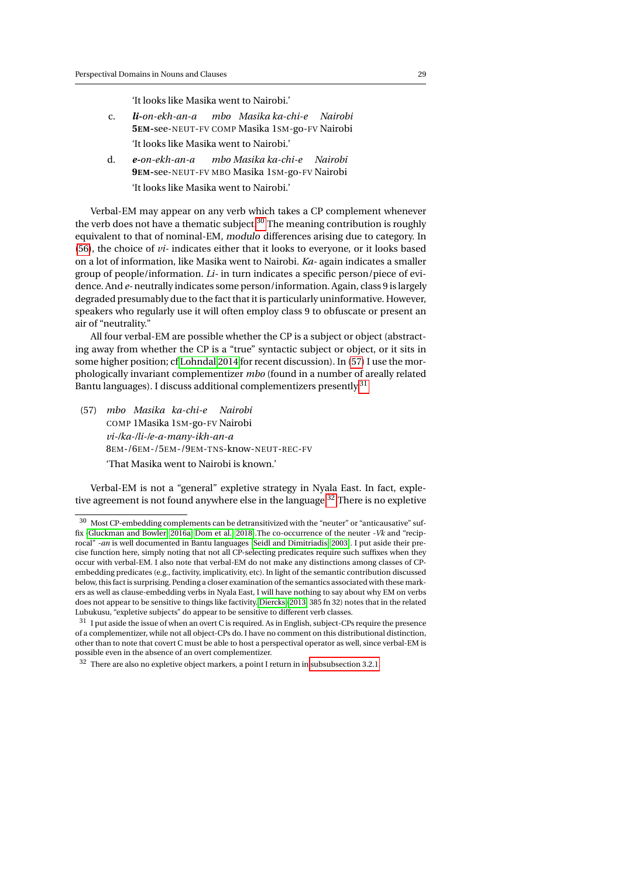'It looks like Masika went to Nairobi.'

c. ***li***-*on-ekh-an-a mbo Masika ka-chi-e Nairobi*
**5EM**-see-NEUT-FV COMP Masika 1SM-go-FV Nairobi
'It looks like Masika went to Nairobi.'

d. ***e***-*on-ekh-an-a mbo Masika ka-chi-e Nairobi*
**9EM**-see-NEUT-FV MBO Masika 1SM-go-FV Nairobi
'It looks like Masika went to Nairobi.'

Verbal-EM may appear on any verb which takes a CP complement whenever the verb does not have a thematic subject.[30] The meaning contribution is roughly equivalent to that of nominal-EM, *modulo* differences arising due to category. In (56), the choice of *vi-* indicates either that it looks to everyone, or it looks based on a lot of information, like Masika went to Nairobi. *Ka-* again indicates a smaller group of people/information. *Li-* in turn indicates a specific person/piece of evidence. And *e-* neutrally indicates some person/information. Again, class 9 is largely degraded presumably due to the fact that it is particularly uninformative. However, speakers who regularly use it will often employ class 9 to obfuscate or present an air of "neutrality."

All four verbal-EM are possible whether the CP is a subject or object (abstracting away from whether the CP is a "true" syntactic subject or object, or it sits in some higher position; cf Lohndal 2014 for recent discussion). In (57) I use the morphologically invariant complementizer *mbo* (found in a number of areally related Bantu languages). I discuss additional complementizers presently.[31]

(57) *mbo Masika ka-chi-e Nairobi*
COMP 1Masika 1SM-go-FV Nairobi
*vi-/ka-/li-/e-a-many-ikh-an-a*
8EM-/6EM-/5EM-/9EM-TNS-know-NEUT-REC-FV
'That Masika went to Nairobi is known.'

Verbal-EM is not a "general" expletive strategy in Nyala East. In fact, expletive agreement is not found anywhere else in the language.[32] There is no expletive

---

[30] Most CP-embedding complements can be detransitivized with the "neuter" or "anticausative" suffix (Gluckman and Bowler 2016a; Dom et al. 2018).The co-occurrence of the neuter *-Vk* and "reciprocal" *-an* is well documented in Bantu languages (Seidl and Dimitriadis 2003). I put aside their precise function here, simply noting that not all CP-selecting predicates require such suffixes when they occur with verbal-EM. I also note that verbal-EM do not make any distinctions among classes of CP-embedding predicates (e.g., factivity, implicativity, etc). In light of the semantic contribution discussed below, this fact is surprising. Pending a closer examination of the semantics associated with these markers as well as clause-embedding verbs in Nyala East, I will have nothing to say about why EM on verbs does not appear to be sensitive to things like factivity. Diercks (2013, 385 fn 32) notes that in the related Lubukusu, "expletive subjects" do appear to be sensitive to different verb classes.

[31] I put aside the issue of when an overt C is required. As in English, subject-CPs require the presence of a complementizer, while not all object-CPs do. I have no comment on this distributional distinction, other than to note that covert C must be able to host a perspectival operator as well, since verbal-EM is possible even in the absence of an overt complementizer.

[32] There are also no expletive object markers, a point I return in in subsubsection 3.2.1.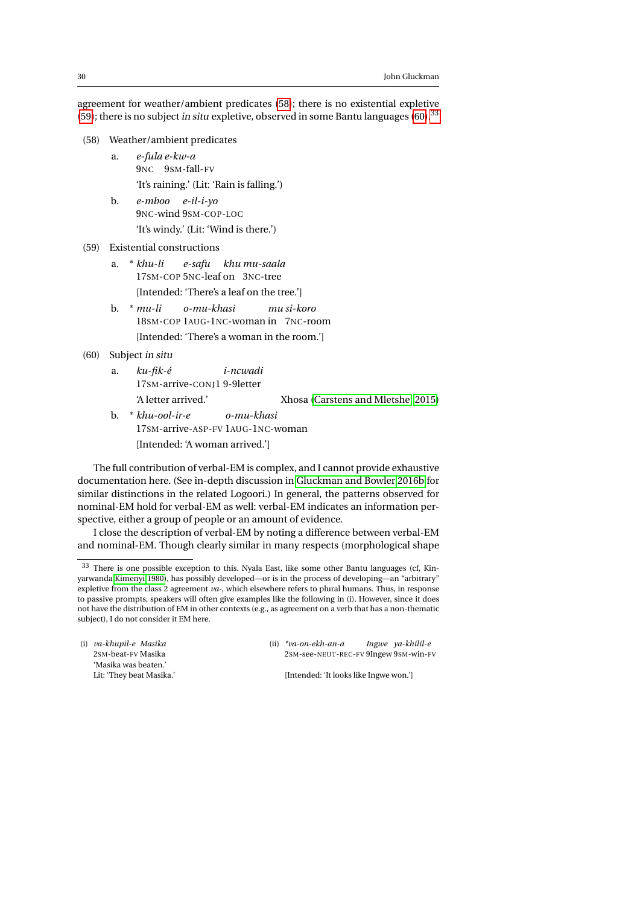agreement for weather/ambient predicates (58); there is no existential expletive (59); there is no subject *in situ* expletive, observed in some Bantu languages (60).[33]

(58) Weather/ambient predicates

a. *e-fula e-kw-a*
9NC 9SM-fall-FV
'It's raining.' (Lit: 'Rain is falling.')

b. *e-mboo e-il-i-yo*
9NC-wind 9SM-COP-LOC
'It's windy.' (Lit: 'Wind is there.')

(59) Existential constructions

a. * *khu-li e-safu khu mu-saala*
17SM-COP 5NC-leaf on 3NC-tree
[Intended: 'There's a leaf on the tree.']

b. * *mu-li o-mu-khasi mu si-koro*
18SM-COP 1AUG-1NC-woman in 7NC-room
[Intended: 'There's a woman in the room.']

(60) Subject *in situ*

a. *ku-fik-é i-ncwadi*
17SM-arrive-CONJ1 9-9letter
'A letter arrived.' Xhosa (Carstens and Mletshe 2015)

b. * *khu-ool-ir-e o-mu-khasi*
17SM-arrive-ASP-FV 1AUG-1NC-woman
[Intended: 'A woman arrived.']

The full contribution of verbal-EM is complex, and I cannot provide exhaustive documentation here. (See in-depth discussion in Gluckman and Bowler 2016b for similar distinctions in the related Logoori.) In general, the patterns observed for nominal-EM hold for verbal-EM as well: verbal-EM indicates an information perspective, either a group of people or an amount of evidence.

I close the description of verbal-EM by noting a difference between verbal-EM and nominal-EM. Though clearly similar in many respects (morphological shape

---

[33] There is one possible exception to this. Nyala East, like some other Bantu languages (cf, Kinyarwanda Kimenyi 1980), has possibly developed—or is in the process of developing—an "arbitrary" expletive from the class 2 agreement *va-*, which elsewhere refers to plural humans. Thus, in response to passive prompts, speakers will often give examples like the following in (i). However, since it does not have the distribution of EM in other contexts (e.g., as agreement on a verb that has a non-thematic subject), I do not consider it EM here.

(i) *va-khupil-e Masika*
2SM-beat-FV Masika
'Masika was beaten.'
Lit: 'They beat Masika.'

(ii) **va-on-ekh-an-a Ingwe ya-khilil-e*
2SM-see-NEUT-REC-FV 9Ingew 9SM-win-FV
[Intended: 'It looks like Ingwe won.']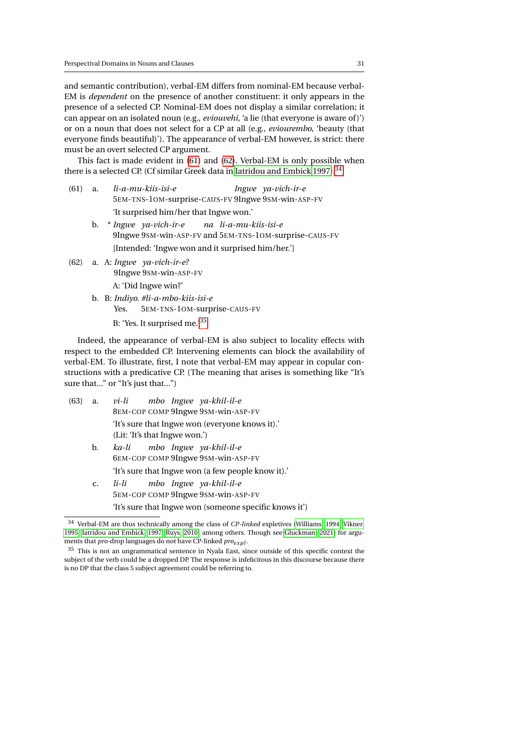and semantic contribution), verbal-EM differs from nominal-EM because verbal-EM is *dependent* on the presence of another constituent: it only appears in the presence of a selected CP. Nominal-EM does not display a similar correlation; it can appear on an isolated noun (e.g., *eviouvehi*, 'a lie (that everyone is aware of)') or on a noun that does not select for a CP at all (e.g., *eviourembo*, 'beauty (that everyone finds beautiful)'). The appearance of verbal-EM however, is strict: there must be an overt selected CP argument.

This fact is made evident in (61) and (62). Verbal-EM is only possible when there is a selected CP. (Cf similar Greek data in Iatridou and Embick 1997).[34]

(61) a. *li-a-mu-kiis-isi-e* *Ingwe ya-vich-ir-e*
5EM-TNS-1OM-surprise-CAUS-FV 9Ingwe 9SM-win-ASP-FV
'It surprised him/her that Ingwe won.'

b. * *Ingwe ya-vich-ir-e* *na li-a-mu-kiis-isi-e*
9Ingwe 9SM-win-ASP-FV and 5EM-TNS-1OM-surprise-CAUS-FV
[Intended: 'Ingwe won and it surprised him/her.']

(62) a. A: *Ingwe ya-vich-ir-e?*
9Ingwe 9SM-win-ASP-FV
A: 'Did Ingwe win?'

b. B: *Indiyo. #li-a-mbo-kiis-isi-e*
Yes. 5EM-TNS-1OM-surprise-CAUS-FV
B: 'Yes. It surprised me.'[35]

Indeed, the appearance of verbal-EM is also subject to locality effects with respect to the embedded CP. Intervening elements can block the availability of verbal-EM. To illustrate, first, I note that verbal-EM may appear in copular constructions with a predicative CP. (The meaning that arises is something like "It's sure that..." or "It's just that...")

(63) a. *vi-li mbo Ingwe ya-khil-il-e*
8EM-COP COMP 9Ingwe 9SM-win-ASP-FV
'It's sure that Ingwe won (everyone knows it).'
(Lit: 'It's that Ingwe won.')

b. *ka-li mbo Ingwe ya-khil-il-e*
6EM-COP COMP 9Ingwe 9SM-win-ASP-FV
'It's sure that Ingwe won (a few people know it).'

c. *li-li mbo Ingwe ya-khil-il-e*
5EM-COP COMP 9Ingwe 9SM-win-ASP-FV
'It's sure that Ingwe won (someone specific knows it')

[34] Verbal-EM are thus technically among the class of *CP-linked* expletives (Williams 1994; Vikner 1995; Iatridou and Embick 1997; Ruys 2010, among others. Though see Gluckman 2021 for arguments that *pro*-drop languages do not have CP-linked $pro_{expl}$.

[35] This is not an ungrammatical sentence in Nyala East, since outside of this specific context the subject of the verb could be a dropped DP. The response is infelicitous in this discourse because there is no DP that the class 5 subject agreement could be referring to.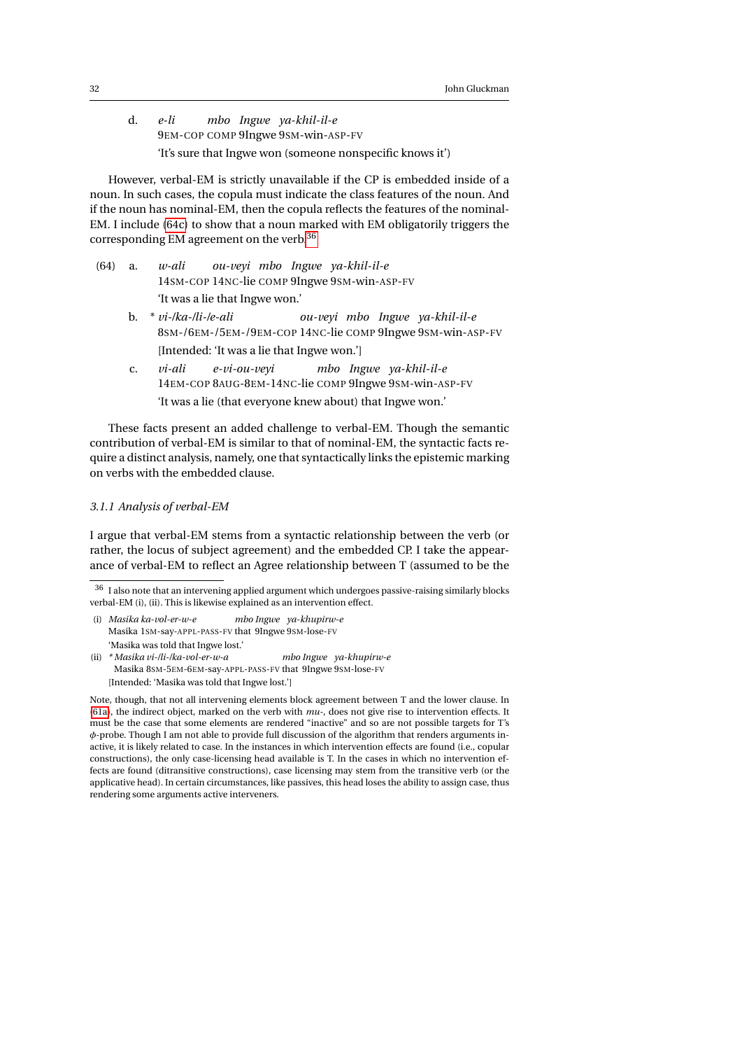d. *e-li mbo Ingwe ya-khil-il-e*
9EM-COP COMP 9Ingwe 9SM-win-ASP-FV
'It's sure that Ingwe won (someone nonspecific knows it')

However, verbal-EM is strictly unavailable if the CP is embedded inside of a noun. In such cases, the copula must indicate the class features of the noun. And if the noun has nominal-EM, then the copula reflects the features of the nominal-EM. I include (64c) to show that a noun marked with EM obligatorily triggers the corresponding EM agreement on the verb.[36]

(64) a. *w-ali ou-veyi mbo Ingwe ya-khil-il-e*
14SM-COP 14NC-lie COMP 9Ingwe 9SM-win-ASP-FV
'It was a lie that Ingwe won.'

b. * *vi-/ka-/li-/e-ali ou-veyi mbo Ingwe ya-khil-il-e*
8SM-/6EM-/5EM-/9EM-COP 14NC-lie COMP 9Ingwe 9SM-win-ASP-FV
[Intended: 'It was a lie that Ingwe won.']

c. *vi-ali e-vi-ou-veyi mbo Ingwe ya-khil-il-e*
14EM-COP 8AUG-8EM-14NC-lie COMP 9Ingwe 9SM-win-ASP-FV
'It was a lie (that everyone knew about) that Ingwe won.'

These facts present an added challenge to verbal-EM. Though the semantic contribution of verbal-EM is similar to that of nominal-EM, the syntactic facts require a distinct analysis, namely, one that syntactically links the epistemic marking on verbs with the embedded clause.

### 3.1.1 Analysis of verbal-EM

I argue that verbal-EM stems from a syntactic relationship between the verb (or rather, the locus of subject agreement) and the embedded CP. I take the appearance of verbal-EM to reflect an Agree relationship between T (assumed to be the

---

[36] I also note that an intervening applied argument which undergoes passive-raising similarly blocks verbal-EM (i), (ii). This is likewise explained as an intervention effect.

(i) *Masika ka-vol-er-w-e mbo Ingwe ya-khupirw-e*
Masika 1SM-say-APPL-PASS-FV that 9Ingwe 9SM-lose-FV
'Masika was told that Ingwe lost.'

(ii) * *Masika vi-/li-/ka-vol-er-w-a mbo Ingwe ya-khupirw-e*
Masika 8SM-5EM-6EM-say-APPL-PASS-FV that 9Ingwe 9SM-lose-FV
[Intended: 'Masika was told that Ingwe lost.']

Note, though, that not all intervening elements block agreement between T and the lower clause. In (61a), the indirect object, marked on the verb with *mu-*, does not give rise to intervention effects. It must be the case that some elements are rendered "inactive" and so are not possible targets for T's $\phi$-probe. Though I am not able to provide full discussion of the algorithm that renders arguments inactive, it is likely related to case. In the instances in which intervention effects are found (i.e., copular constructions), the only case-licensing head available is T. In the cases in which no intervention effects are found (ditransitive constructions), case licensing may stem from the transitive verb (or the applicative head). In certain circumstances, like passives, this head loses the ability to assign case, thus rendering some arguments active interveners.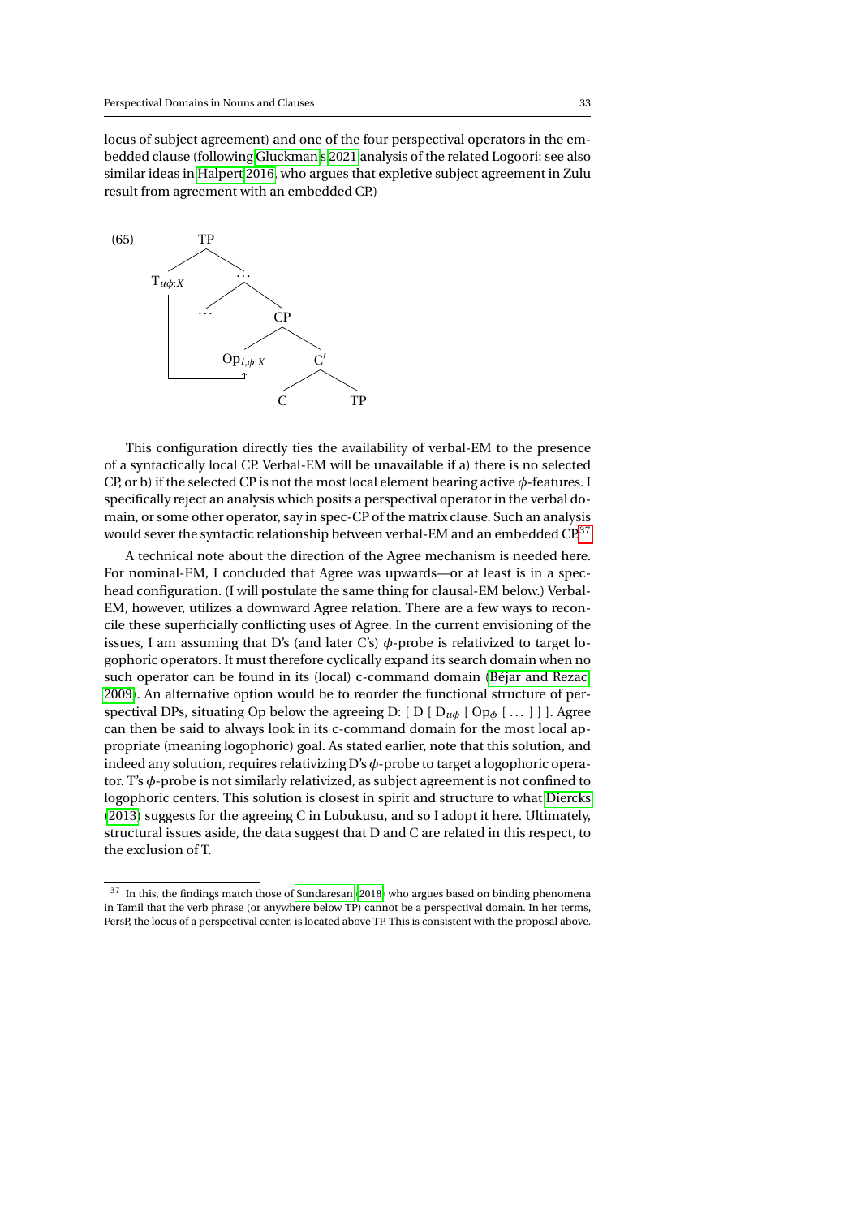locus of subject agreement) and one of the four perspectival operators in the embedded clause (following Gluckman's 2021 analysis of the related Logoori; see also similar ideas in Halpert 2016, who argues that expletive subject agreement in Zulu result from agreement with an embedded CP.)

(65)

```
              TP
            /    \
   T_uϕ:X          ...
     |           /     \
     |        ...        CP
     |                 /    \
     |          Op_i,ϕ:X     C'
     |______________↑      /    \
                          C      TP
```

This configuration directly ties the availability of verbal-EM to the presence of a syntactically local CP. Verbal-EM will be unavailable if a) there is no selected CP, or b) if the selected CP is not the most local element bearing active $\phi$-features. I specifically reject an analysis which posits a perspectival operator in the verbal domain, or some other operator, say in spec-CP of the matrix clause. Such an analysis would sever the syntactic relationship between verbal-EM and an embedded CP.[37]

A technical note about the direction of the Agree mechanism is needed here. For nominal-EM, I concluded that Agree was upwards—or at least is in a spec-head configuration. (I will postulate the same thing for clausal-EM below.) Verbal-EM, however, utilizes a downward Agree relation. There are a few ways to reconcile these superficially conflicting uses of Agree. In the current envisioning of the issues, I am assuming that D's (and later C's) $\phi$-probe is relativized to target logophoric operators. It must therefore cyclically expand its search domain when no such operator can be found in its (local) c-command domain (Béjar and Rezac 2009). An alternative option would be to reorder the functional structure of perspectival DPs, situating Op below the agreeing D: [ D [ $D_{u\phi}$ [ $Op_{\phi}$ [ ... ] ] ]. Agree can then be said to always look in its c-command domain for the most local appropriate (meaning logophoric) goal. As stated earlier, note that this solution, and indeed any solution, requires relativizing D's $\phi$-probe to target a logophoric operator. T's $\phi$-probe is not similarly relativized, as subject agreement is not confined to logophoric centers. This solution is closest in spirit and structure to what Diercks (2013) suggests for the agreeing C in Lubukusu, and so I adopt it here. Ultimately, structural issues aside, the data suggest that D and C are related in this respect, to the exclusion of T.

---

[37] In this, the findings match those of Sundaresan (2018) who argues based on binding phenomena in Tamil that the verb phrase (or anywhere below TP) cannot be a perspectival domain. In her terms, PersP, the locus of a perspectival center, is located above TP. This is consistent with the proposal above.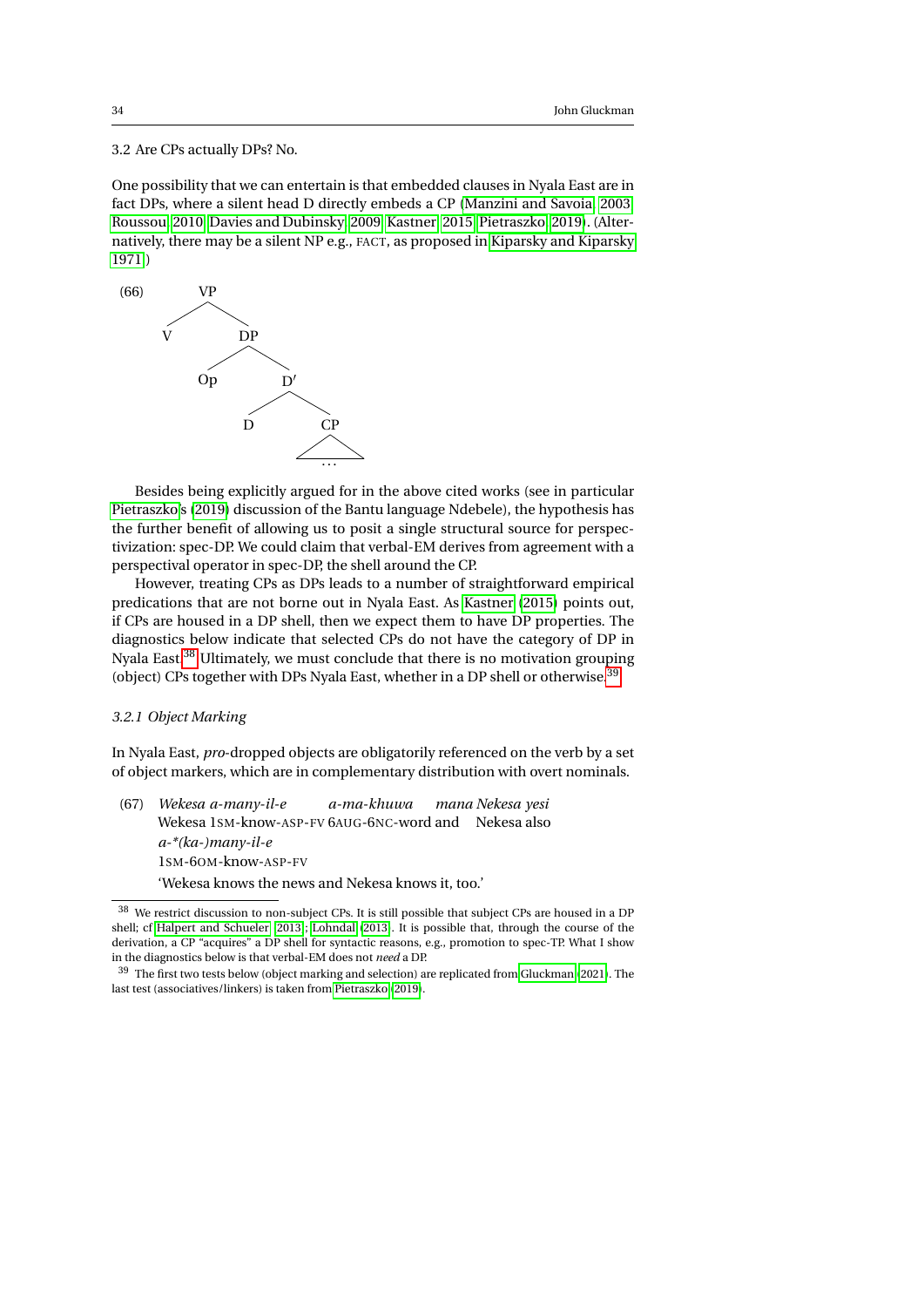3.2 Are CPs actually DPs? No.

One possibility that we can entertain is that embedded clauses in Nyala East are in fact DPs, where a silent head D directly embeds a CP (Manzini and Savoia 2003; Roussou 2010; Davies and Dubinsky 2009; Kastner 2015; Pietraszko 2019). (Alternatively, there may be a silent NP e.g., FACT, as proposed in Kiparsky and Kiparsky 1971.)

(66) [VP V [DP Op [D′ D [CP ...]]]]

Besides being explicitly argued for in the above cited works (see in particular Pietraszko's (2019) discussion of the Bantu language Ndebele), the hypothesis has the further benefit of allowing us to posit a single structural source for perspectivization: spec-DP. We could claim that verbal-EM derives from agreement with a perspectival operator in spec-DP, the shell around the CP.

However, treating CPs as DPs leads to a number of straightforward empirical predications that are not borne out in Nyala East. As Kastner (2015) points out, if CPs are housed in a DP shell, then we expect them to have DP properties. The diagnostics below indicate that selected CPs do not have the category of DP in Nyala East.[38] Ultimately, we must conclude that there is no motivation grouping (object) CPs together with DPs Nyala East, whether in a DP shell or otherwise.[39]

### 3.2.1 Object Marking

In Nyala East, *pro*-dropped objects are obligatorily referenced on the verb by a set of object markers, which are in complementary distribution with overt nominals.

(67) *Wekesa a-many-il-e a-ma-khuwa mana Nekesa yesi*
Wekesa 1SM-know-ASP-FV 6AUG-6NC-word and Nekesa also
*a-\*(ka-)many-il-e*
1SM-6OM-know-ASP-FV
'Wekesa knows the news and Nekesa knows it, too.'

---

[38] We restrict discussion to non-subject CPs. It is still possible that subject CPs are housed in a DP shell; cf Halpert and Schueler (2013); Lohndal (2013). It is possible that, through the course of the derivation, a CP "acquires" a DP shell for syntactic reasons, e.g., promotion to spec-TP. What I show in the diagnostics below is that verbal-EM does not *need* a DP.

[39] The first two tests below (object marking and selection) are replicated from Gluckman (2021). The last test (associatives/linkers) is taken from Pietraszko (2019).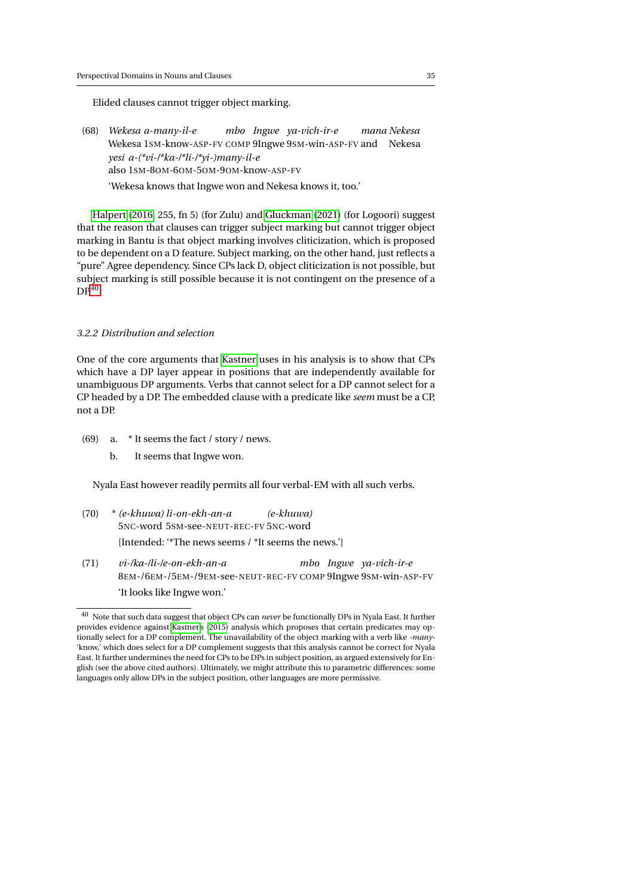Elided clauses cannot trigger object marking.

(68) *Wekesa a-many-il-e mbo Ingwe ya-vich-ir-e mana Nekesa yesi a-(*vi-/*ka-/*li-/*yi-)many-il-e*
Wekesa 1SM-know-ASP-FV COMP 9Ingwe 9SM-win-ASP-FV and Nekesa also 1SM-8OM-6OM-5OM-9OM-know-ASP-FV
'Wekesa knows that Ingwe won and Nekesa knows it, too.'

Halpert (2016, 255, fn 5) (for Zulu) and Gluckman (2021) (for Logoori) suggest that the reason that clauses can trigger subject marking but cannot trigger object marking in Bantu is that object marking involves cliticization, which is proposed to be dependent on a D feature. Subject marking, on the other hand, just reflects a "pure" Agree dependency. Since CPs lack D, object cliticization is not possible, but subject marking is still possible because it is not contingent on the presence of a DP.[40]

### 3.2.2 Distribution and selection

One of the core arguments that Kastner uses in his analysis is to show that CPs which have a DP layer appear in positions that are independently available for unambiguous DP arguments. Verbs that cannot select for a DP cannot select for a CP headed by a DP. The embedded clause with a predicate like *seem* must be a CP, not a DP.

(69) a. * It seems the fact / story / news.
b. It seems that Ingwe won.

Nyala East however readily permits all four verbal-EM with all such verbs.

(70) * *(e-khuwa) li-on-ekh-an-a (e-khuwa)*
5NC-word 5SM-see-NEUT-REC-FV 5NC-word
[Intended: '*The news seems / *It seems the news.']

(71) *vi-/ka-/li-/e-on-ekh-an-a mbo Ingwe ya-vich-ir-e*
8EM-/6EM-/5EM-/9EM-see-NEUT-REC-FV COMP 9Ingwe 9SM-win-ASP-FV
'It looks like Ingwe won.'

[40] Note that such data suggest that object CPs can *never* be functionally DPs in Nyala East. It further provides evidence against Kastner's (2015) analysis which proposes that certain predicates may optionally select for a DP complement. The unavailability of the object marking with a verb like *-many-* 'know,' which does select for a DP complement suggests that this analysis cannot be correct for Nyala East. It further undermines the need for CPs to be DPs in subject position, as argued extensively for English (see the above cited authors). Ultimately, we might attribute this to parametric differences: some languages only allow DPs in the subject position, other languages are more permissive.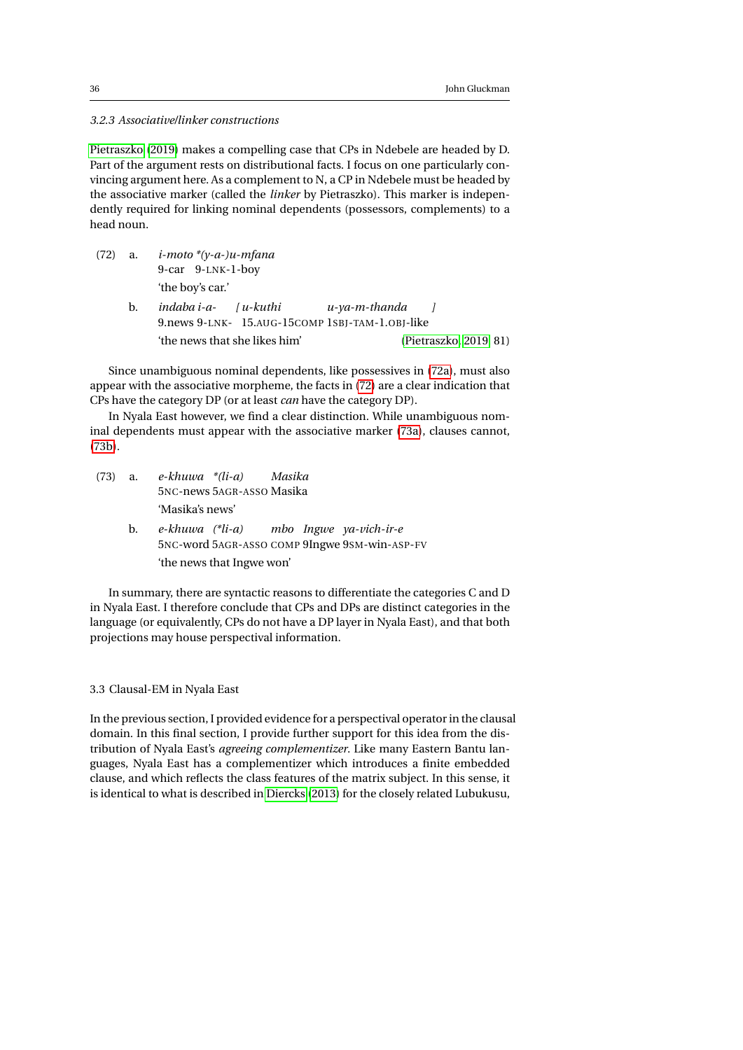### 3.2.3 Associative/linker constructions

Pietraszko (2019) makes a compelling case that CPs in Ndebele are headed by D. Part of the argument rests on distributional facts. I focus on one particularly convincing argument here. As a complement to N, a CP in Ndebele must be headed by the associative marker (called the *linker* by Pietraszko). This marker is independently required for linking nominal dependents (possessors, complements) to a head noun.

(72) a. *i-moto \*(y-a-)u-mfana*
9-car 9-LNK-1-boy
'the boy's car.'

b. *indaba i-a- [ u-kuthi u-ya-m-thanda ]*
9.news 9-LNK- 15.AUG-15COMP 1SBJ-TAM-1.OBJ-like
'the news that she likes him' (Pietraszko, 2019, 81)

Since unambiguous nominal dependents, like possessives in (72a), must also appear with the associative morpheme, the facts in (72) are a clear indication that CPs have the category DP (or at least *can* have the category DP).

In Nyala East however, we find a clear distinction. While unambiguous nominal dependents must appear with the associative marker (73a), clauses cannot, (73b).

(73) a. *e-khuwa \*(li-a) Masika*
5NC-news 5AGR-ASSO Masika
'Masika's news'

b. *e-khuwa (\*li-a) mbo Ingwe ya-vich-ir-e*
5NC-word 5AGR-ASSO COMP 9Ingwe 9SM-win-ASP-FV
'the news that Ingwe won'

In summary, there are syntactic reasons to differentiate the categories C and D in Nyala East. I therefore conclude that CPs and DPs are distinct categories in the language (or equivalently, CPs do not have a DP layer in Nyala East), and that both projections may house perspectival information.

## 3.3 Clausal-EM in Nyala East

In the previous section, I provided evidence for a perspectival operator in the clausal domain. In this final section, I provide further support for this idea from the distribution of Nyala East's *agreeing complementizer*. Like many Eastern Bantu languages, Nyala East has a complementizer which introduces a finite embedded clause, and which reflects the class features of the matrix subject. In this sense, it is identical to what is described in Diercks (2013) for the closely related Lubukusu,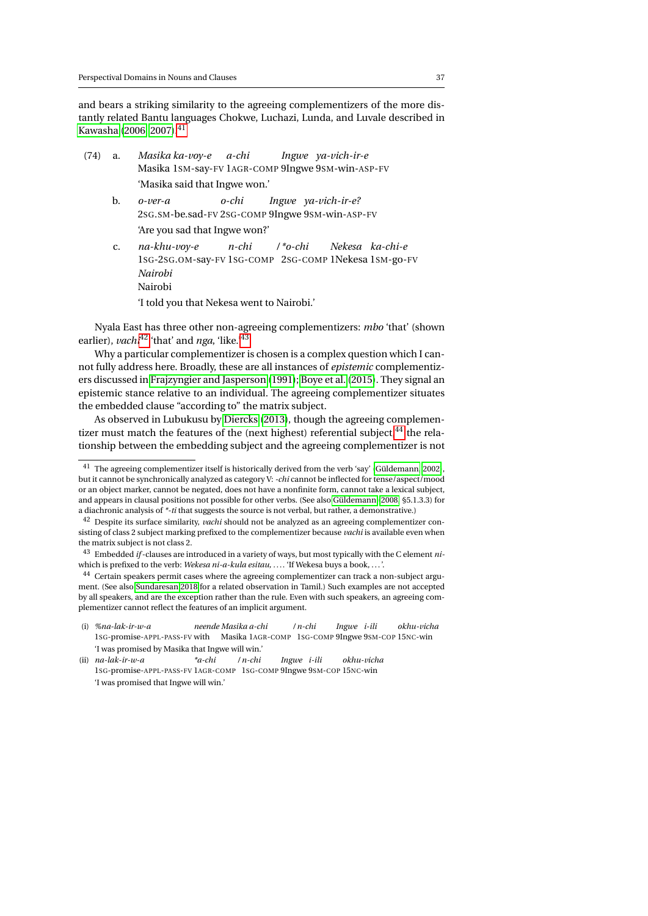and bears a striking similarity to the agreeing complementizers of the more distantly related Bantu languages Chokwe, Luchazi, Lunda, and Luvale described in Kawasha (2006; 2007).[41]

(74) a. *Masika ka-voy-e a-chi Ingwe ya-vich-ir-e*
Masika 1SM-say-FV 1AGR-COMP 9Ingwe 9SM-win-ASP-FV
'Masika said that Ingwe won.'

b. *o-ver-a o-chi Ingwe ya-vich-ir-e?*
2SG.SM-be.sad-FV 2SG-COMP 9Ingwe 9SM-win-ASP-FV
'Are you sad that Ingwe won?'

c. *na-khu-voy-e n-chi / \*o-chi Nekesa ka-chi-e Nairobi*
1SG-2SG.OM-say-FV 1SG-COMP 2SG-COMP 1Nekesa 1SM-go-FV Nairobi
'I told you that Nekesa went to Nairobi.'

Nyala East has three other non-agreeing complementizers: *mbo* 'that' (shown earlier), *vachi*[42] 'that' and *nga*, 'like.'[43]

Why a particular complementizer is chosen is a complex question which I cannot fully address here. Broadly, these are all instances of *epistemic* complementizers discussed in Frajzyngier and Jasperson (1991); Boye et al. (2015). They signal an epistemic stance relative to an individual. The agreeing complementizer situates the embedded clause "according to" the matrix subject.

As observed in Lubukusu by Diercks (2013), though the agreeing complementizer must match the features of the (next highest) referential subject,[44] the relationship between the embedding subject and the agreeing complementizer is not

---

[41] The agreeing complementizer itself is historically derived from the verb 'say' (Güldemann 2002), but it cannot be synchronically analyzed as category V: *-chi* cannot be inflected for tense/aspect/mood or an object marker, cannot be negated, does not have a nonfinite form, cannot take a lexical subject, and appears in clausal positions not possible for other verbs. (See also Güldemann (2008, §5.1.3.3) for a diachronic analysis of *\*-ti* that suggests the source is not verbal, but rather, a demonstrative.)

[42] Despite its surface similarity, *vachi* should not be analyzed as an agreeing complementizer consisting of class 2 subject marking prefixed to the complementizer because *vachi* is available even when the matrix subject is not class 2.

[43] Embedded *if*-clauses are introduced in a variety of ways, but most typically with the C element *ni-* which is prefixed to the verb: *Wekesa ni-a-kula esitau, ...*. 'If Wekesa buys a book, ...'.

[44] Certain speakers permit cases where the agreeing complementizer can track a non-subject argument. (See also Sundaresan 2018 for a related observation in Tamil.) Such examples are not accepted by all speakers, and are the exception rather than the rule. Even with such speakers, an agreeing complementizer cannot reflect the features of an implicit argument.

(i) *%na-lak-ir-w-a neende Masika a-chi / n-chi Ingwe i-ili okhu-vicha*
1SG-promise-APPL-PASS-FV with Masika 1AGR-COMP 1SG-COMP 9Ingwe 9SM-COP 15NC-win
'I was promised by Masika that Ingwe will win.'

(ii) *na-lak-ir-w-a \*a-chi / n-chi Ingwe i-ili okhu-vicha*
1SG-promise-APPL-PASS-FV 1AGR-COMP 1SG-COMP 9Ingwe 9SM-COP 15NC-win
'I was promised that Ingwe will win.'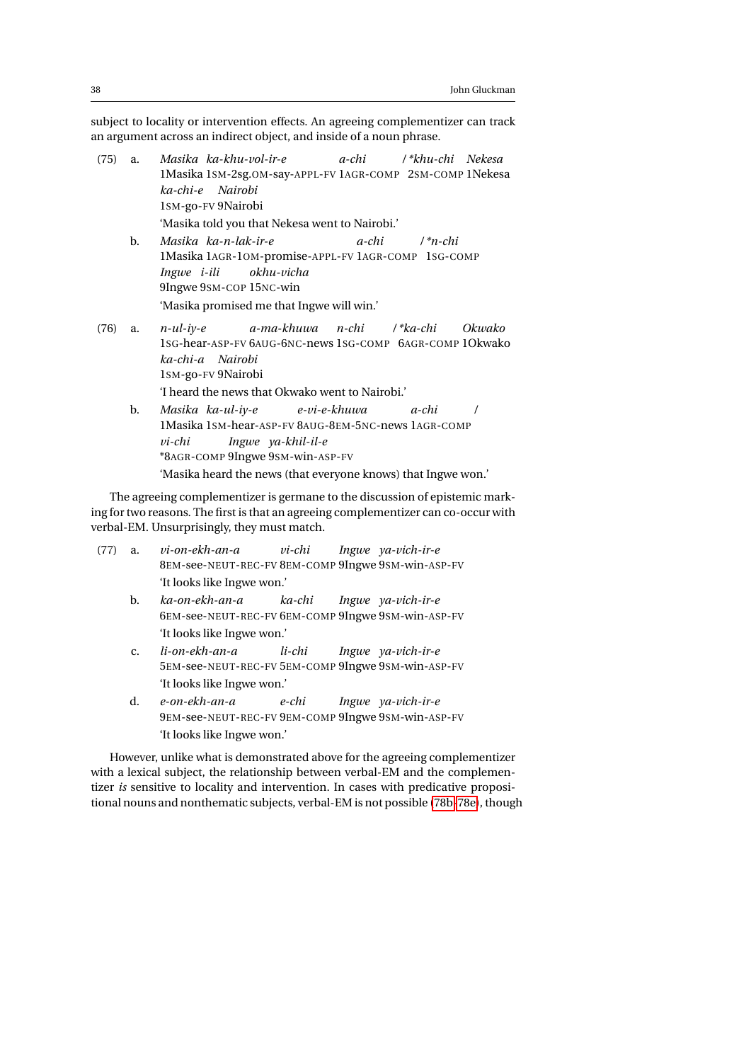subject to locality or intervention effects. An agreeing complementizer can track an argument across an indirect object, and inside of a noun phrase.

(75) a. *Masika ka-khu-vol-ir-e a-chi / \*khu-chi Nekesa ka-chi-e Nairobi*
1Masika 1SM-2sg.OM-say-APPL-FV 1AGR-COMP 2SM-COMP 1Nekesa 1SM-go-FV 9Nairobi
'Masika told you that Nekesa went to Nairobi.'

b. *Masika ka-n-lak-ir-e a-chi / \*n-chi Ingwe i-ili okhu-vicha*
1Masika 1AGR-1OM-promise-APPL-FV 1AGR-COMP 1SG-COMP 9Ingwe 9SM-COP 15NC-win
'Masika promised me that Ingwe will win.'

(76) a. *n-ul-iy-e a-ma-khuwa n-chi / \*ka-chi Okwako ka-chi-a Nairobi*
1SG-hear-ASP-FV 6AUG-6NC-news 1SG-COMP 6AGR-COMP 1Okwako 1SM-go-FV 9Nairobi
'I heard the news that Okwako went to Nairobi.'

b. *Masika ka-ul-iy-e e-vi-e-khuwa a-chi / vi-chi Ingwe ya-khil-il-e*
1Masika 1SM-hear-ASP-FV 8AUG-8EM-5NC-news 1AGR-COMP \*8AGR-COMP 9Ingwe 9SM-win-ASP-FV
'Masika heard the news (that everyone knows) that Ingwe won.'

The agreeing complementizer is germane to the discussion of epistemic marking for two reasons. The first is that an agreeing complementizer can co-occur with verbal-EM. Unsurprisingly, they must match.

(77) a. *vi-on-ekh-an-a vi-chi Ingwe ya-vich-ir-e*
8EM-see-NEUT-REC-FV 8EM-COMP 9Ingwe 9SM-win-ASP-FV
'It looks like Ingwe won.'

b. *ka-on-ekh-an-a ka-chi Ingwe ya-vich-ir-e*
6EM-see-NEUT-REC-FV 6EM-COMP 9Ingwe 9SM-win-ASP-FV
'It looks like Ingwe won.'

c. *li-on-ekh-an-a li-chi Ingwe ya-vich-ir-e*
5EM-see-NEUT-REC-FV 5EM-COMP 9Ingwe 9SM-win-ASP-FV
'It looks like Ingwe won.'

d. *e-on-ekh-an-a e-chi Ingwe ya-vich-ir-e*
9EM-see-NEUT-REC-FV 9EM-COMP 9Ingwe 9SM-win-ASP-FV
'It looks like Ingwe won.'

However, unlike what is demonstrated above for the agreeing complementizer with a lexical subject, the relationship between verbal-EM and the complementizer *is* sensitive to locality and intervention. In cases with predicative propositional nouns and nonthematic subjects, verbal-EM is not possible (78b,78e), though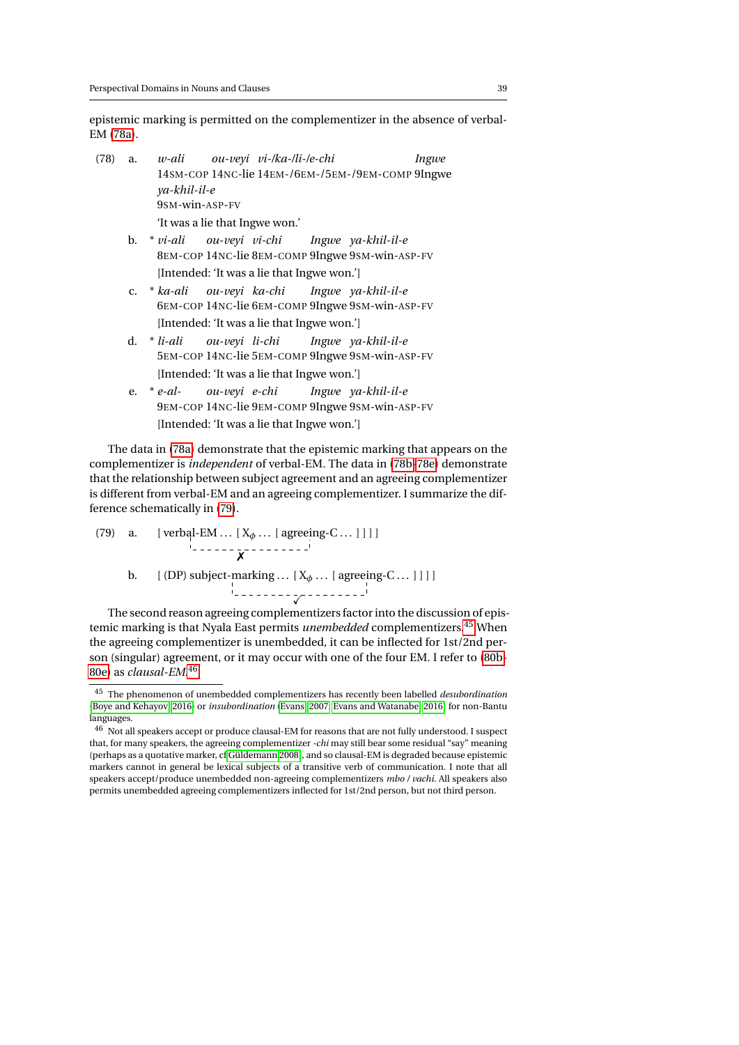epistemic marking is permitted on the complementizer in the absence of verbal-EM (78a).

(78) a. *w-ali ou-veyi vi-/ka-/li-/e-chi Ingwe ya-khil-il-e*
14SM-COP 14NC-lie 14EM-/6EM-/5EM-/9EM-COMP 9Ingwe 9SM-win-ASP-FV
'It was a lie that Ingwe won.'

b. * *vi-ali ou-veyi vi-chi Ingwe ya-khil-il-e*
8EM-COP 14NC-lie 8EM-COMP 9Ingwe 9SM-win-ASP-FV
[Intended: 'It was a lie that Ingwe won.']

c. * *ka-ali ou-veyi ka-chi Ingwe ya-khil-il-e*
6EM-COP 14NC-lie 6EM-COMP 9Ingwe 9SM-win-ASP-FV
[Intended: 'It was a lie that Ingwe won.']

d. * *li-ali ou-veyi li-chi Ingwe ya-khil-il-e*
5EM-COP 14NC-lie 5EM-COMP 9Ingwe 9SM-win-ASP-FV
[Intended: 'It was a lie that Ingwe won.']

e. * *e-al- ou-veyi e-chi Ingwe ya-khil-il-e*
9EM-COP 14NC-lie 9EM-COMP 9Ingwe 9SM-win-ASP-FV
[Intended: 'It was a lie that Ingwe won.']

The data in (78a) demonstrate that the epistemic marking that appears on the complementizer is *independent* of verbal-EM. The data in (78b-78e) demonstrate that the relationship between subject agreement and an agreeing complementizer is different from verbal-EM and an agreeing complementizer. I summarize the difference schematically in (79).

(79) a. [ verbal-EM ... [ $X_\phi$ ... [ agreeing-C ... ] ] ] ]
(verbal-EM — agreeing-C: ✗)

b. [ (DP) subject-marking ... [ $X_\phi$ ... [ agreeing-C ... ] ] ] ]
(subject-marking — agreeing-C: ✓)

The second reason agreeing complementizers factor into the discussion of epistemic marking is that Nyala East permits *unembedded* complementizers.[45] When the agreeing complementizer is unembedded, it can be inflected for 1st/2nd person (singular) agreement, or it may occur with one of the four EM. I refer to (80b-80e) as *clausal-EM*.[46]

[45] The phenomenon of unembedded complementizers has recently been labelled *desubordination* (Boye and Kehayov 2016) or *insubordination* (Evans 2007; Evans and Watanabe 2016) for non-Bantu languages.

[46] Not all speakers accept or produce clausal-EM for reasons that are not fully understood. I suspect that, for many speakers, the agreeing complementizer *-chi* may still bear some residual "say" meaning (perhaps as a quotative marker, cf Güldemann 2008), and so clausal-EM is degraded because epistemic markers cannot in general be lexical subjects of a transitive verb of communication. I note that all speakers accept/produce unembedded non-agreeing complementizers *mbo* / *vachi*. All speakers also permits unembedded agreeing complementizers inflected for 1st/2nd person, but not third person.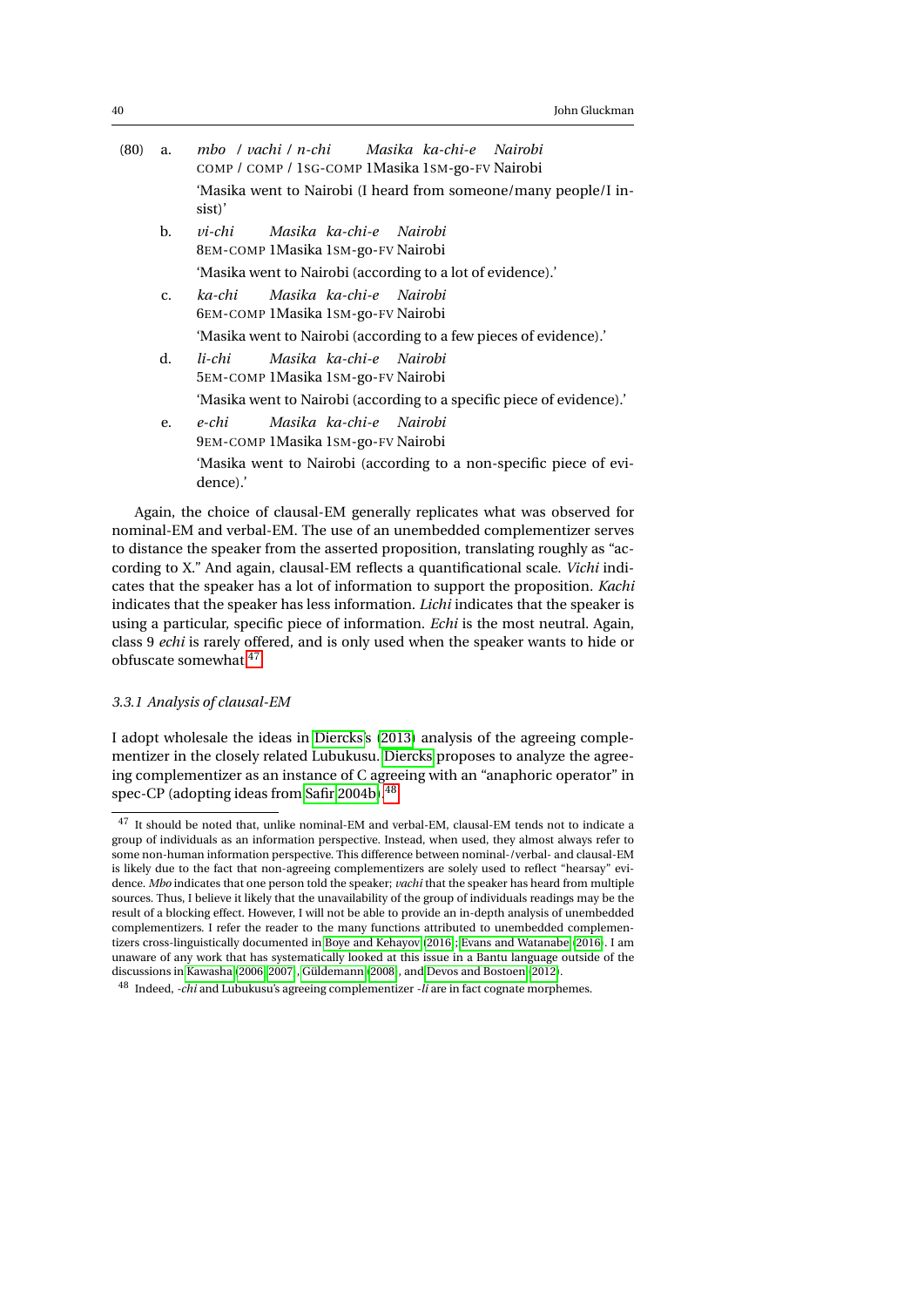(80) a. *mbo / vachi / n-chi Masika ka-chi-e Nairobi*
COMP / COMP / 1SG-COMP 1Masika 1SM-go-FV Nairobi
'Masika went to Nairobi (I heard from someone/many people/I insist)'

b. *vi-chi Masika ka-chi-e Nairobi*
8EM-COMP 1Masika 1SM-go-FV Nairobi
'Masika went to Nairobi (according to a lot of evidence).'

c. *ka-chi Masika ka-chi-e Nairobi*
6EM-COMP 1Masika 1SM-go-FV Nairobi
'Masika went to Nairobi (according to a few pieces of evidence).'

d. *li-chi Masika ka-chi-e Nairobi*
5EM-COMP 1Masika 1SM-go-FV Nairobi
'Masika went to Nairobi (according to a specific piece of evidence).'

e. *e-chi Masika ka-chi-e Nairobi*
9EM-COMP 1Masika 1SM-go-FV Nairobi
'Masika went to Nairobi (according to a non-specific piece of evidence).'

Again, the choice of clausal-EM generally replicates what was observed for nominal-EM and verbal-EM. The use of an unembedded complementizer serves to distance the speaker from the asserted proposition, translating roughly as "according to X." And again, clausal-EM reflects a quantificational scale. *Vichi* indicates that the speaker has a lot of information to support the proposition. *Kachi* indicates that the speaker has less information. *Lichi* indicates that the speaker is using a particular, specific piece of information. *Echi* is the most neutral. Again, class 9 *echi* is rarely offered, and is only used when the speaker wants to hide or obfuscate somewhat.[47]

### 3.3.1 Analysis of clausal-EM

I adopt wholesale the ideas in Diercks's (2013) analysis of the agreeing complementizer in the closely related Lubukusu. Diercks proposes to analyze the agreeing complementizer as an instance of C agreeing with an "anaphoric operator" in spec-CP (adopting ideas from Safir 2004b).[48]

[47] It should be noted that, unlike nominal-EM and verbal-EM, clausal-EM tends not to indicate a group of individuals as an information perspective. Instead, when used, they almost always refer to some non-human information perspective. This difference between nominal-/verbal- and clausal-EM is likely due to the fact that non-agreeing complementizers are solely used to reflect "hearsay" evidence. *Mbo* indicates that one person told the speaker; *vachi* that the speaker has heard from multiple sources. Thus, I believe it likely that the unavailability of the group of individuals readings may be the result of a blocking effect. However, I will not be able to provide an in-depth analysis of unembedded complementizers. I refer the reader to the many functions attributed to unembedded complementizers cross-linguistically documented in Boye and Kehayov (2016); Evans and Watanabe (2016). I am unaware of any work that has systematically looked at this issue in a Bantu language outside of the discussions in Kawasha (2006, 2007), Güldemann (2008), and Devos and Bostoen (2012).

[48] Indeed, *-chi* and Lubukusu's agreeing complementizer *-li* are in fact cognate morphemes.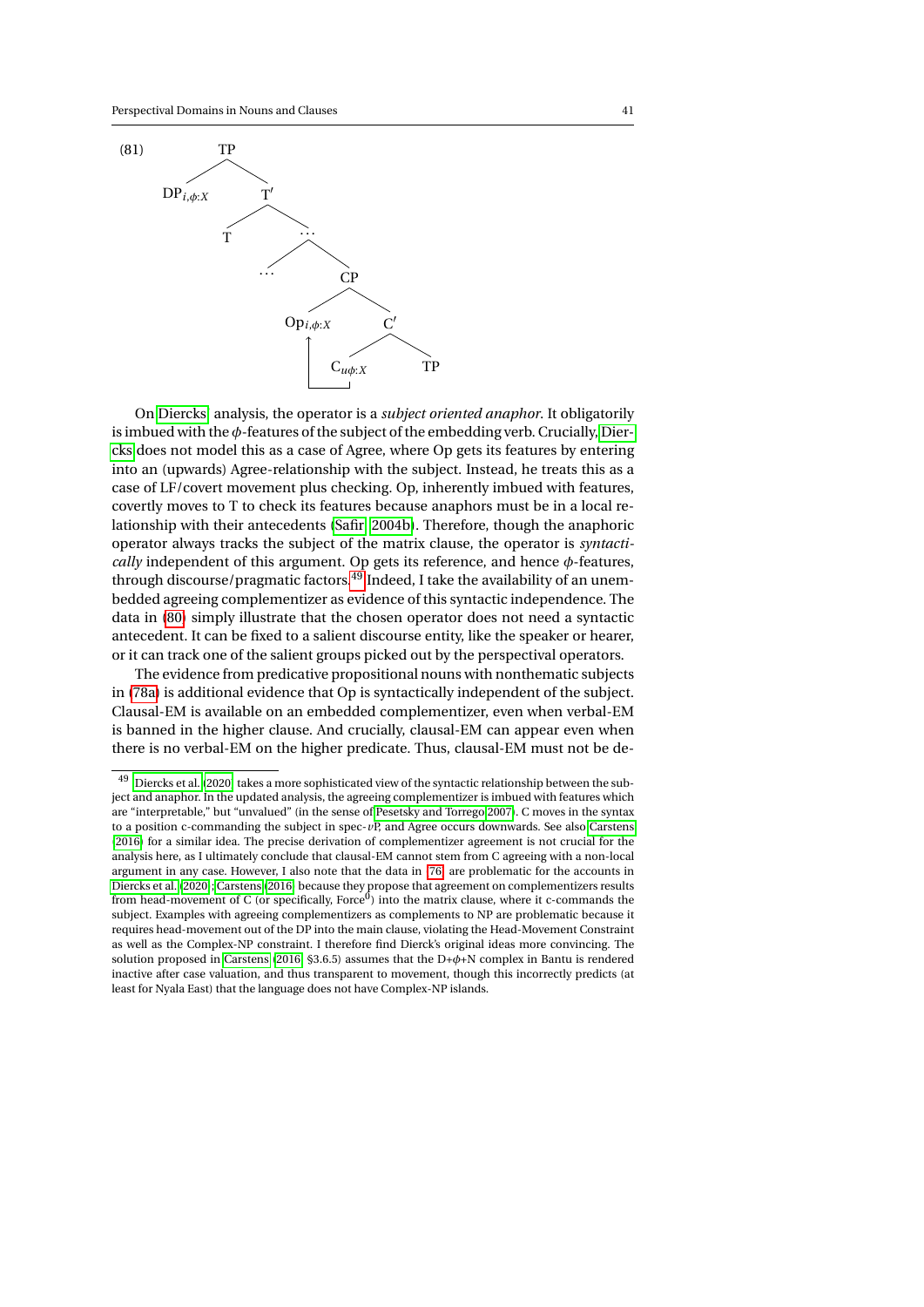(81) [TP [DP$_{i,\phi:X}$] [T′ [T] [… […] [CP [Op$_{i,\phi:X}$] [C′ [C$_{u\phi:X}$] [TP]]]]]]

(Arrow from C$_{u\phi:X}$ to Op$_{i,\phi:X}$)

On Diercks' analysis, the operator is a *subject oriented anaphor*. It obligatorily is imbued with the $\phi$-features of the subject of the embedding verb. Crucially, Diercks does not model this as a case of Agree, where Op gets its features by entering into an (upwards) Agree-relationship with the subject. Instead, he treats this as a case of LF/covert movement plus checking. Op, inherently imbued with features, covertly moves to T to check its features because anaphors must be in a local relationship with their antecedents (Safir 2004b). Therefore, though the anaphoric operator always tracks the subject of the matrix clause, the operator is *syntactically* independent of this argument. Op gets its reference, and hence $\phi$-features, through discourse/pragmatic factors.[49] Indeed, I take the availability of an unembedded agreeing complementizer as evidence of this syntactic independence. The data in (80) simply illustrate that the chosen operator does not need a syntactic antecedent. It can be fixed to a salient discourse entity, like the speaker or hearer, or it can track one of the salient groups picked out by the perspectival operators.

The evidence from predicative propositional nouns with nonthematic subjects in (78a) is additional evidence that Op is syntactically independent of the subject. Clausal-EM is available on an embedded complementizer, even when verbal-EM is banned in the higher clause. And crucially, clausal-EM can appear even when there is no verbal-EM on the higher predicate. Thus, clausal-EM must not be de-

---

[49] Diercks et al. (2020) takes a more sophisticated view of the syntactic relationship between the subject and anaphor. In the updated analysis, the agreeing complementizer is imbued with features which are "interpretable," but "unvalued" (in the sense of Pesetsky and Torrego 2007). C moves in the syntax to a position c-commanding the subject in spec-$v$P, and Agree occurs downwards. See also Carstens (2016) for a similar idea. The precise derivation of complementizer agreement is not crucial for the analysis here, as I ultimately conclude that clausal-EM cannot stem from C agreeing with a non-local argument in any case. However, I also note that the data in (76) are problematic for the accounts in Diercks et al. (2020); Carstens (2016) because they propose that agreement on complementizers results from head-movement of C (or specifically, Force$^0$) into the matrix clause, where it c-commands the subject. Examples with agreeing complementizers as complements to NP are problematic because it requires head-movement out of the DP into the main clause, violating the Head-Movement Constraint as well as the Complex-NP constraint. I therefore find Dierck's original ideas more convincing. The solution proposed in Carstens (2016, §3.6.5) assumes that the D+$\phi$+N complex in Bantu is rendered inactive after case valuation, and thus transparent to movement, though this incorrectly predicts (at least for Nyala East) that the language does not have Complex-NP islands.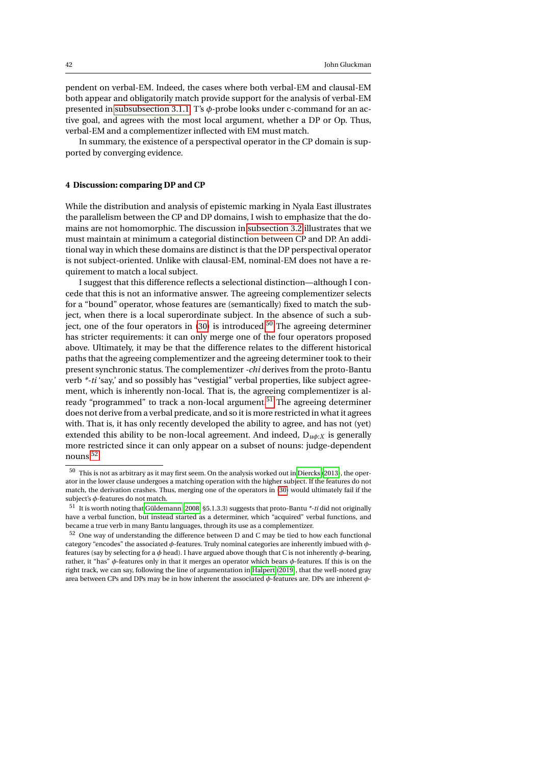pendent on verbal-EM. Indeed, the cases where both verbal-EM and clausal-EM both appear and obligatorily match provide support for the analysis of verbal-EM presented in subsubsection 3.1.1. T's $\phi$-probe looks under c-command for an active goal, and agrees with the most local argument, whether a DP or Op. Thus, verbal-EM and a complementizer inflected with EM must match.

In summary, the existence of a perspectival operator in the CP domain is supported by converging evidence.

## 4 Discussion: comparing DP and CP

While the distribution and analysis of epistemic marking in Nyala East illustrates the parallelism between the CP and DP domains, I wish to emphasize that the domains are not homomorphic. The discussion in subsection 3.2 illustrates that we must maintain at minimum a categorial distinction between CP and DP. An additional way in which these domains are distinct is that the DP perspectival operator is not subject-oriented. Unlike with clausal-EM, nominal-EM does not have a requirement to match a local subject.

I suggest that this difference reflects a selectional distinction—although I concede that this is not an informative answer. The agreeing complementizer selects for a "bound" operator, whose features are (semantically) fixed to match the subject, when there is a local superordinate subject. In the absence of such a subject, one of the four operators in (30) is introduced.[50] The agreeing determiner has stricter requirements: it can only merge one of the four operators proposed above. Ultimately, it may be that the difference relates to the different historical paths that the agreeing complementizer and the agreeing determiner took to their present synchronic status. The complementizer *-chi* derives from the proto-Bantu verb *\*-ti* 'say,' and so possibly has "vestigial" verbal properties, like subject agreement, which is inherently non-local. That is, the agreeing complementizer is already "programmed" to track a non-local argument.[51] The agreeing determiner does not derive from a verbal predicate, and so it is more restricted in what it agrees with. That is, it has only recently developed the ability to agree, and has not (yet) extended this ability to be non-local agreement. And indeed, $D_{u\phi:X}$ is generally more restricted since it can only appear on a subset of nouns: judge-dependent nouns.[52]

---

[50] This is not as arbitrary as it may first seem. On the analysis worked out in Diercks (2013), the operator in the lower clause undergoes a matching operation with the higher subject. If the features do not match, the derivation crashes. Thus, merging one of the operators in (30) would ultimately fail if the subject's $\phi$-features do not match.

[51] It is worth noting that Güldemann (2008, §5.1.3.3) suggests that proto-Bantu *\*-ti* did not originally have a verbal function, but instead started as a determiner, which "acquired" verbal functions, and became a true verb in many Bantu languages, through its use as a complementizer.

[52] One way of understanding the difference between D and C may be tied to how each functional category "encodes" the associated $\phi$-features. Truly nominal categories are inherently imbued with $\phi$-features (say by selecting for a $\phi$ head). I have argued above though that C is not inherently $\phi$-bearing, rather, it "has" $\phi$-features only in that it merges an operator which bears $\phi$-features. If this is on the right track, we can say, following the line of argumentation in Halpert (2019), that the well-noted gray area between CPs and DPs may be in how inherent the associated $\phi$-features are. DPs are inherent $\phi$-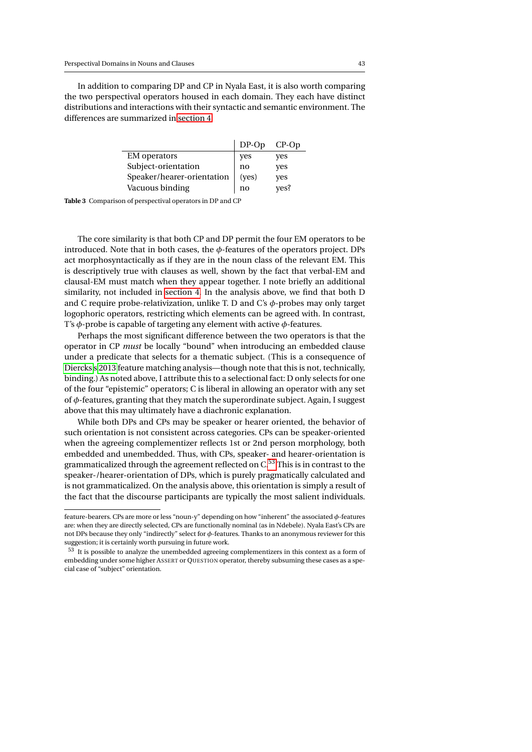In addition to comparing DP and CP in Nyala East, it is also worth comparing the two perspectival operators housed in each domain. They each have distinct distributions and interactions with their syntactic and semantic environment. The differences are summarized in section 4.

| | DP-Op | CP-Op |
|---|---|---|
| EM operators | yes | yes |
| Subject-orientation | no | yes |
| Speaker/hearer-orientation | (yes) | yes |
| Vacuous binding | no | yes? |

**Table 3** Comparison of perspectival operators in DP and CP

The core similarity is that both CP and DP permit the four EM operators to be introduced. Note that in both cases, the $\phi$-features of the operators project. DPs act morphosyntactically as if they are in the noun class of the relevant EM. This is descriptively true with clauses as well, shown by the fact that verbal-EM and clausal-EM must match when they appear together. I note briefly an additional similarity, not included in section 4. In the analysis above, we find that both D and C require probe-relativization, unlike T. D and C's $\phi$-probes may only target logophoric operators, restricting which elements can be agreed with. In contrast, T's $\phi$-probe is capable of targeting any element with active $\phi$-features.

Perhaps the most significant difference between the two operators is that the operator in CP *must* be locally "bound" when introducing an embedded clause under a predicate that selects for a thematic subject. (This is a consequence of Diercks's 2013 feature matching analysis—though note that this is not, technically, binding.) As noted above, I attribute this to a selectional fact: D only selects for one of the four "epistemic" operators; C is liberal in allowing an operator with any set of $\phi$-features, granting that they match the superordinate subject. Again, I suggest above that this may ultimately have a diachronic explanation.

While both DPs and CPs may be speaker or hearer oriented, the behavior of such orientation is not consistent across categories. CPs can be speaker-oriented when the agreeing complementizer reflects 1st or 2nd person morphology, both embedded and unembedded. Thus, with CPs, speaker- and hearer-orientation is grammaticalized through the agreement reflected on C.[53] This is in contrast to the speaker-/hearer-orientation of DPs, which is purely pragmatically calculated and is not grammaticalized. On the analysis above, this orientation is simply a result of the fact that the discourse participants are typically the most salient individuals.

---

feature-bearers. CPs are more or less "noun-y" depending on how "inherent" the associated $\phi$-features are: when they are directly selected, CPs are functionally nominal (as in Ndebele). Nyala East's CPs are not DPs because they only "indirectly" select for $\phi$-features. Thanks to an anonymous reviewer for this suggestion; it is certainly worth pursuing in future work.

[53] It is possible to analyze the unembedded agreeing complementizers in this context as a form of embedding under some higher ASSERT or QUESTION operator, thereby subsuming these cases as a special case of "subject" orientation.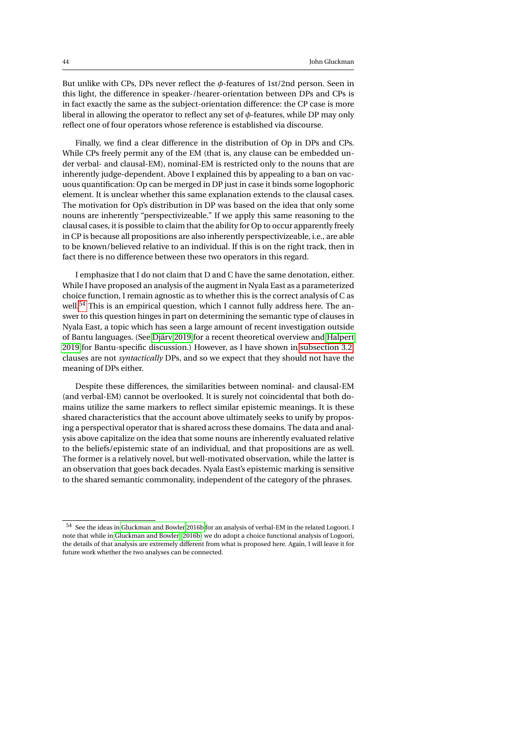But unlike with CPs, DPs never reflect the $\phi$-features of 1st/2nd person. Seen in this light, the difference in speaker-/hearer-orientation between DPs and CPs is in fact exactly the same as the subject-orientation difference: the CP case is more liberal in allowing the operator to reflect any set of $\phi$-features, while DP may only reflect one of four operators whose reference is established via discourse.

Finally, we find a clear difference in the distribution of Op in DPs and CPs. While CPs freely permit any of the EM (that is, any clause can be embedded under verbal- and clausal-EM), nominal-EM is restricted only to the nouns that are inherently judge-dependent. Above I explained this by appealing to a ban on vacuous quantification: Op can be merged in DP just in case it binds some logophoric element. It is unclear whether this same explanation extends to the clausal cases. The motivation for Op's distribution in DP was based on the idea that only some nouns are inherently "perspectivizeable." If we apply this same reasoning to the clausal cases, it is possible to claim that the ability for Op to occur apparently freely in CP is because all propositions are also inherently perspectivizeable, i.e., are able to be known/believed relative to an individual. If this is on the right track, then in fact there is no difference between these two operators in this regard.

I emphasize that I do not claim that D and C have the same denotation, either. While I have proposed an analysis of the augment in Nyala East as a parameterized choice function, I remain agnostic as to whether this is the correct analysis of C as well.[54] This is an empirical question, which I cannot fully address here. The answer to this question hinges in part on determining the semantic type of clauses in Nyala East, a topic which has seen a large amount of recent investigation outside of Bantu languages. (See Djärv 2019 for a recent theoretical overview and Halpert 2019 for Bantu-specific discussion.) However, as I have shown in subsection 3.2, clauses are not *syntactically* DPs, and so we expect that they should not have the meaning of DPs either.

Despite these differences, the similarities between nominal- and clausal-EM (and verbal-EM) cannot be overlooked. It is surely not coincidental that both domains utilize the same markers to reflect similar epistemic meanings. It is these shared characteristics that the account above ultimately seeks to unify by proposing a perspectival operator that is shared across these domains. The data and analysis above capitalize on the idea that some nouns are inherently evaluated relative to the beliefs/epistemic state of an individual, and that propositions are as well. The former is a relatively novel, but well-motivated observation, while the latter is an observation that goes back decades. Nyala East's epistemic marking is sensitive to the shared semantic commonality, independent of the category of the phrases.

---

[54] See the ideas in Gluckman and Bowler 2016b for an analysis of verbal-EM in the related Logoori. I note that while in Gluckman and Bowler (2016b) we do adopt a choice functional analysis of Logoori, the details of that analysis are extremely different from what is proposed here. Again, I will leave it for future work whether the two analyses can be connected.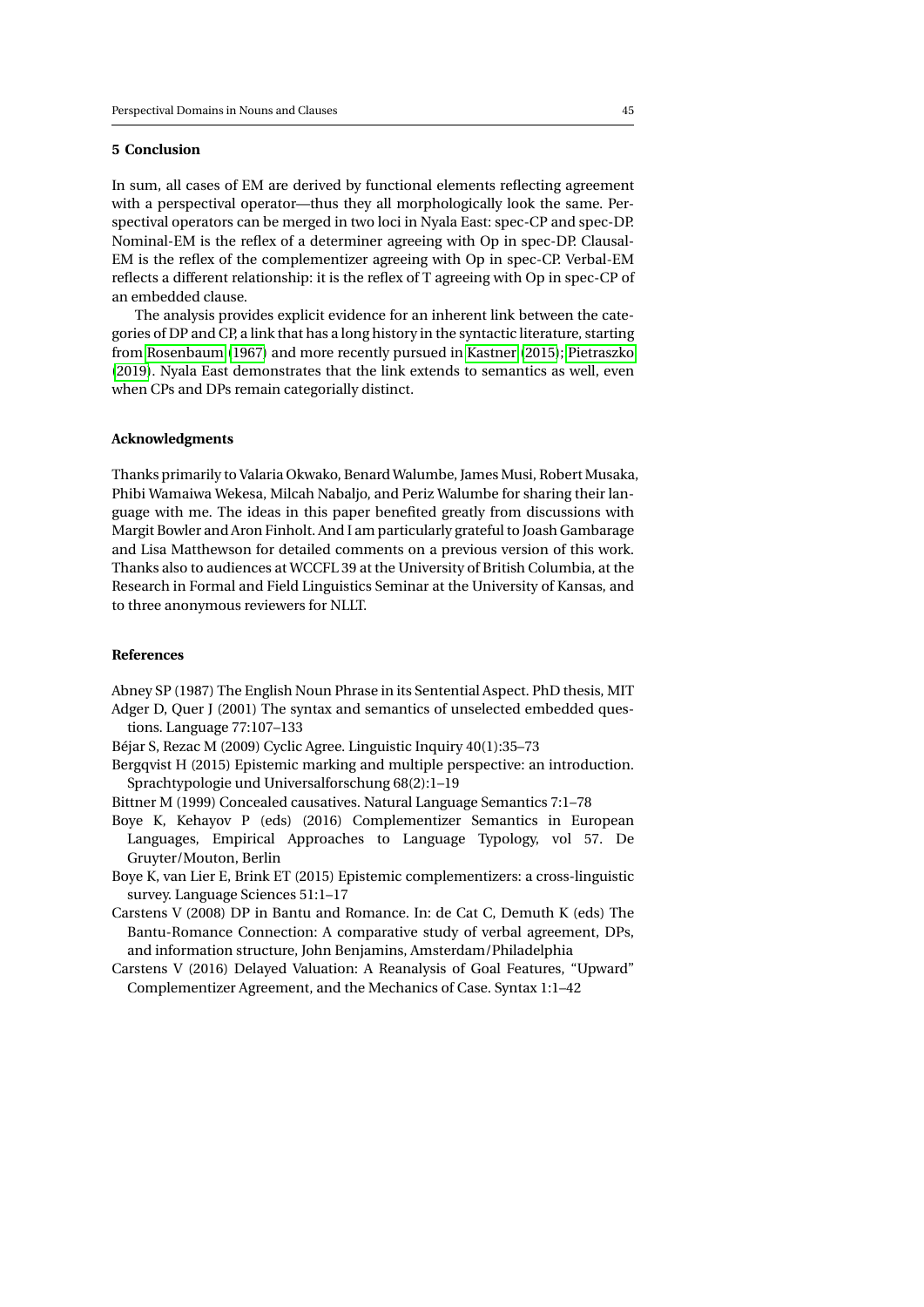## 5 Conclusion

In sum, all cases of EM are derived by functional elements reflecting agreement with a perspectival operator—thus they all morphologically look the same. Perspectival operators can be merged in two loci in Nyala East: spec-CP and spec-DP. Nominal-EM is the reflex of a determiner agreeing with Op in spec-DP. Clausal-EM is the reflex of the complementizer agreeing with Op in spec-CP. Verbal-EM reflects a different relationship: it is the reflex of T agreeing with Op in spec-CP of an embedded clause.

The analysis provides explicit evidence for an inherent link between the categories of DP and CP, a link that has a long history in the syntactic literature, starting from Rosenbaum (1967) and more recently pursued in Kastner (2015); Pietraszko (2019). Nyala East demonstrates that the link extends to semantics as well, even when CPs and DPs remain categorially distinct.

### Acknowledgments

Thanks primarily to Valaria Okwako, Benard Walumbe, James Musi, Robert Musaka, Phibi Wamaiwa Wekesa, Milcah Nabaljo, and Periz Walumbe for sharing their language with me. The ideas in this paper benefited greatly from discussions with Margit Bowler and Aron Finholt. And I am particularly grateful to Joash Gambarage and Lisa Matthewson for detailed comments on a previous version of this work. Thanks also to audiences at WCCFL 39 at the University of British Columbia, at the Research in Formal and Field Linguistics Seminar at the University of Kansas, and to three anonymous reviewers for NLLT.

### References

Abney SP (1987) The English Noun Phrase in its Sentential Aspect. PhD thesis, MIT

Adger D, Quer J (2001) The syntax and semantics of unselected embedded questions. Language 77:107–133

Béjar S, Rezac M (2009) Cyclic Agree. Linguistic Inquiry 40(1):35–73

Bergqvist H (2015) Epistemic marking and multiple perspective: an introduction. Sprachtypologie und Universalforschung 68(2):1–19

Bittner M (1999) Concealed causatives. Natural Language Semantics 7:1–78

Boye K, Kehayov P (eds) (2016) Complementizer Semantics in European Languages, Empirical Approaches to Language Typology, vol 57. De Gruyter/Mouton, Berlin

Boye K, van Lier E, Brink ET (2015) Epistemic complementizers: a cross-linguistic survey. Language Sciences 51:1–17

Carstens V (2008) DP in Bantu and Romance. In: de Cat C, Demuth K (eds) The Bantu-Romance Connection: A comparative study of verbal agreement, DPs, and information structure, John Benjamins, Amsterdam/Philadelphia

Carstens V (2016) Delayed Valuation: A Reanalysis of Goal Features, "Upward" Complementizer Agreement, and the Mechanics of Case. Syntax 1:1–42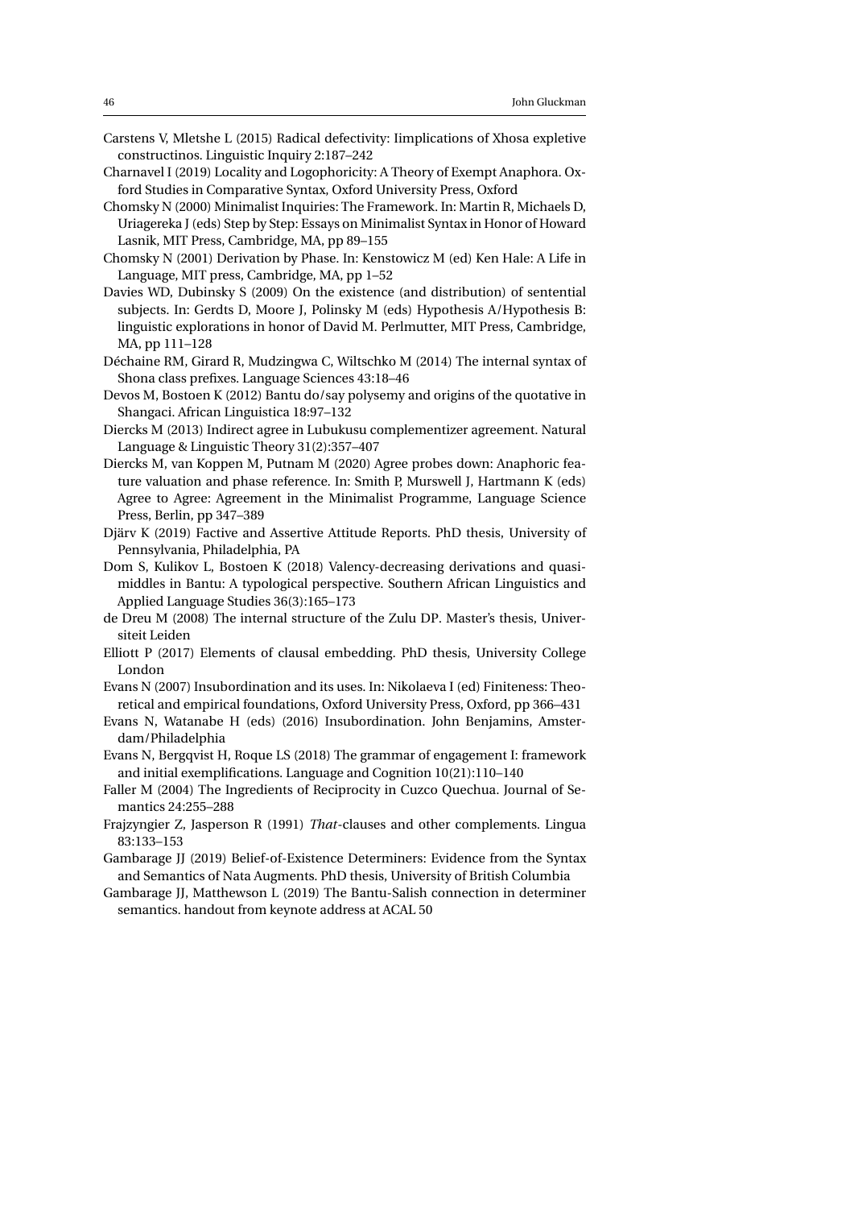Carstens V, Mletshe L (2015) Radical defectivity: Iimplications of Xhosa expletive constructinos. Linguistic Inquiry 2:187–242

Charnavel I (2019) Locality and Logophoricity: A Theory of Exempt Anaphora. Oxford Studies in Comparative Syntax, Oxford University Press, Oxford

Chomsky N (2000) Minimalist Inquiries: The Framework. In: Martin R, Michaels D, Uriagereka J (eds) Step by Step: Essays on Minimalist Syntax in Honor of Howard Lasnik, MIT Press, Cambridge, MA, pp 89–155

Chomsky N (2001) Derivation by Phase. In: Kenstowicz M (ed) Ken Hale: A Life in Language, MIT press, Cambridge, MA, pp 1–52

Davies WD, Dubinsky S (2009) On the existence (and distribution) of sentential subjects. In: Gerdts D, Moore J, Polinsky M (eds) Hypothesis A/Hypothesis B: linguistic explorations in honor of David M. Perlmutter, MIT Press, Cambridge, MA, pp 111–128

Déchaine RM, Girard R, Mudzingwa C, Wiltschko M (2014) The internal syntax of Shona class prefixes. Language Sciences 43:18–46

Devos M, Bostoen K (2012) Bantu do/say polysemy and origins of the quotative in Shangaci. African Linguistica 18:97–132

Diercks M (2013) Indirect agree in Lubukusu complementizer agreement. Natural Language & Linguistic Theory 31(2):357–407

Diercks M, van Koppen M, Putnam M (2020) Agree probes down: Anaphoric feature valuation and phase reference. In: Smith P, Murswell J, Hartmann K (eds) Agree to Agree: Agreement in the Minimalist Programme, Language Science Press, Berlin, pp 347–389

Djärv K (2019) Factive and Assertive Attitude Reports. PhD thesis, University of Pennsylvania, Philadelphia, PA

Dom S, Kulikov L, Bostoen K (2018) Valency-decreasing derivations and quasi-middles in Bantu: A typological perspective. Southern African Linguistics and Applied Language Studies 36(3):165–173

de Dreu M (2008) The internal structure of the Zulu DP. Master's thesis, Universiteit Leiden

Elliott P (2017) Elements of clausal embedding. PhD thesis, University College London

Evans N (2007) Insubordination and its uses. In: Nikolaeva I (ed) Finiteness: Theoretical and empirical foundations, Oxford University Press, Oxford, pp 366–431

Evans N, Watanabe H (eds) (2016) Insubordination. John Benjamins, Amsterdam/Philadelphia

Evans N, Bergqvist H, Roque LS (2018) The grammar of engagement I: framework and initial exemplifications. Language and Cognition 10(21):110–140

Faller M (2004) The Ingredients of Reciprocity in Cuzco Quechua. Journal of Semantics 24:255–288

Frajzyngier Z, Jasperson R (1991) *That*-clauses and other complements. Lingua 83:133–153

Gambarage JJ (2019) Belief-of-Existence Determiners: Evidence from the Syntax and Semantics of Nata Augments. PhD thesis, University of British Columbia

Gambarage JJ, Matthewson L (2019) The Bantu-Salish connection in determiner semantics. handout from keynote address at ACAL 50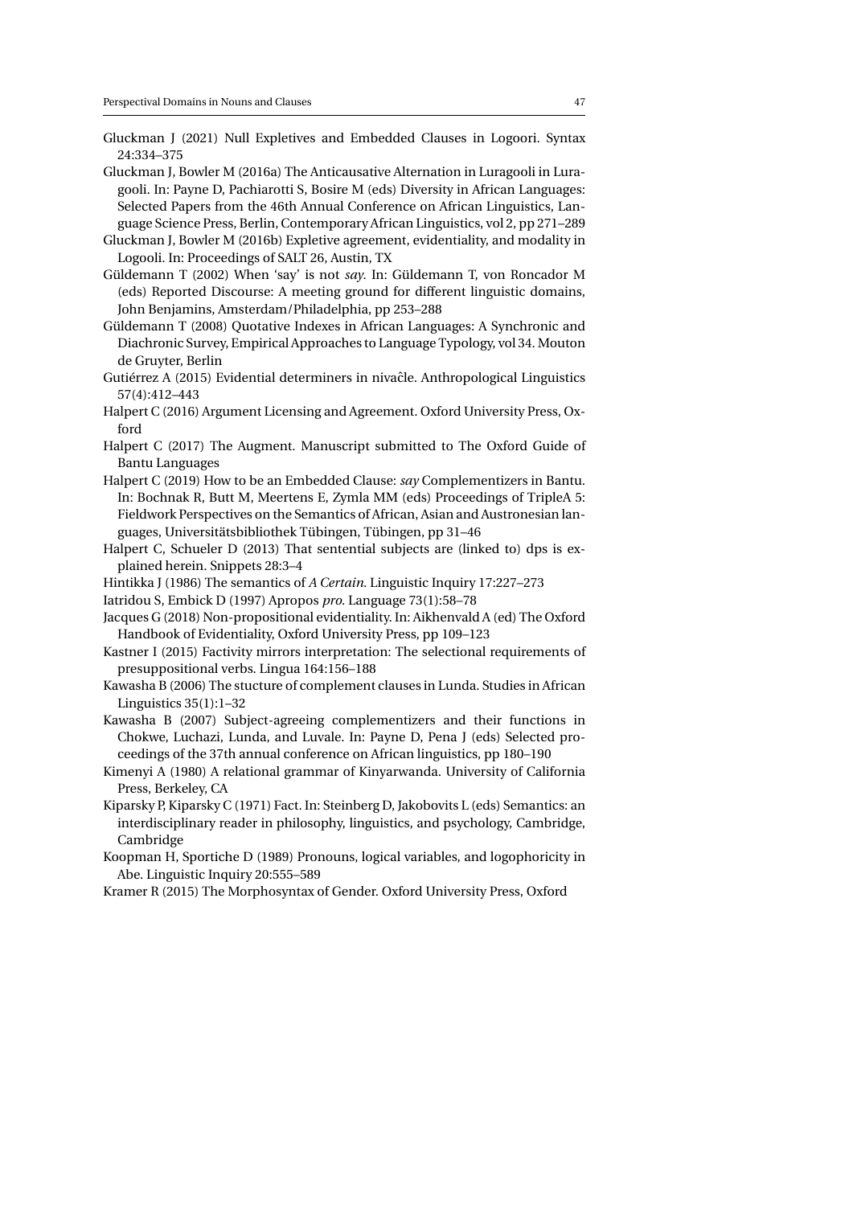Gluckman J (2021) Null Expletives and Embedded Clauses in Logoori. Syntax 24:334–375

Gluckman J, Bowler M (2016a) The Anticausative Alternation in Luragooli in Luragooli. In: Payne D, Pachiarotti S, Bosire M (eds) Diversity in African Languages: Selected Papers from the 46th Annual Conference on African Linguistics, Language Science Press, Berlin, Contemporary African Linguistics, vol 2, pp 271–289

Gluckman J, Bowler M (2016b) Expletive agreement, evidentiality, and modality in Logooli. In: Proceedings of SALT 26, Austin, TX

Güldemann T (2002) When 'say' is not *say*. In: Güldemann T, von Roncador M (eds) Reported Discourse: A meeting ground for different linguistic domains, John Benjamins, Amsterdam/Philadelphia, pp 253–288

Güldemann T (2008) Quotative Indexes in African Languages: A Synchronic and Diachronic Survey, Empirical Approaches to Language Typology, vol 34. Mouton de Gruyter, Berlin

Gutiérrez A (2015) Evidential determiners in nivaĉle. Anthropological Linguistics 57(4):412–443

Halpert C (2016) Argument Licensing and Agreement. Oxford University Press, Oxford

Halpert C (2017) The Augment. Manuscript submitted to The Oxford Guide of Bantu Languages

Halpert C (2019) How to be an Embedded Clause: *say* Complementizers in Bantu. In: Bochnak R, Butt M, Meertens E, Zymla MM (eds) Proceedings of TripleA 5: Fieldwork Perspectives on the Semantics of African, Asian and Austronesian languages, Universitätsbibliothek Tübingen, Tübingen, pp 31–46

Halpert C, Schueler D (2013) That sentential subjects are (linked to) dps is explained herein. Snippets 28:3–4

Hintikka J (1986) The semantics of *A Certain*. Linguistic Inquiry 17:227–273

Iatridou S, Embick D (1997) Apropos *pro*. Language 73(1):58–78

Jacques G (2018) Non-propositional evidentiality. In: Aikhenvald A (ed) The Oxford Handbook of Evidentiality, Oxford University Press, pp 109–123

Kastner I (2015) Factivity mirrors interpretation: The selectional requirements of presuppositional verbs. Lingua 164:156–188

Kawasha B (2006) The stucture of complement clauses in Lunda. Studies in African Linguistics 35(1):1–32

Kawasha B (2007) Subject-agreeing complementizers and their functions in Chokwe, Luchazi, Lunda, and Luvale. In: Payne D, Pena J (eds) Selected proceedings of the 37th annual conference on African linguistics, pp 180–190

Kimenyi A (1980) A relational grammar of Kinyarwanda. University of California Press, Berkeley, CA

Kiparsky P, Kiparsky C (1971) Fact. In: Steinberg D, Jakobovits L (eds) Semantics: an interdisciplinary reader in philosophy, linguistics, and psychology, Cambridge, Cambridge

Koopman H, Sportiche D (1989) Pronouns, logical variables, and logophoricity in Abe. Linguistic Inquiry 20:555–589

Kramer R (2015) The Morphosyntax of Gender. Oxford University Press, Oxford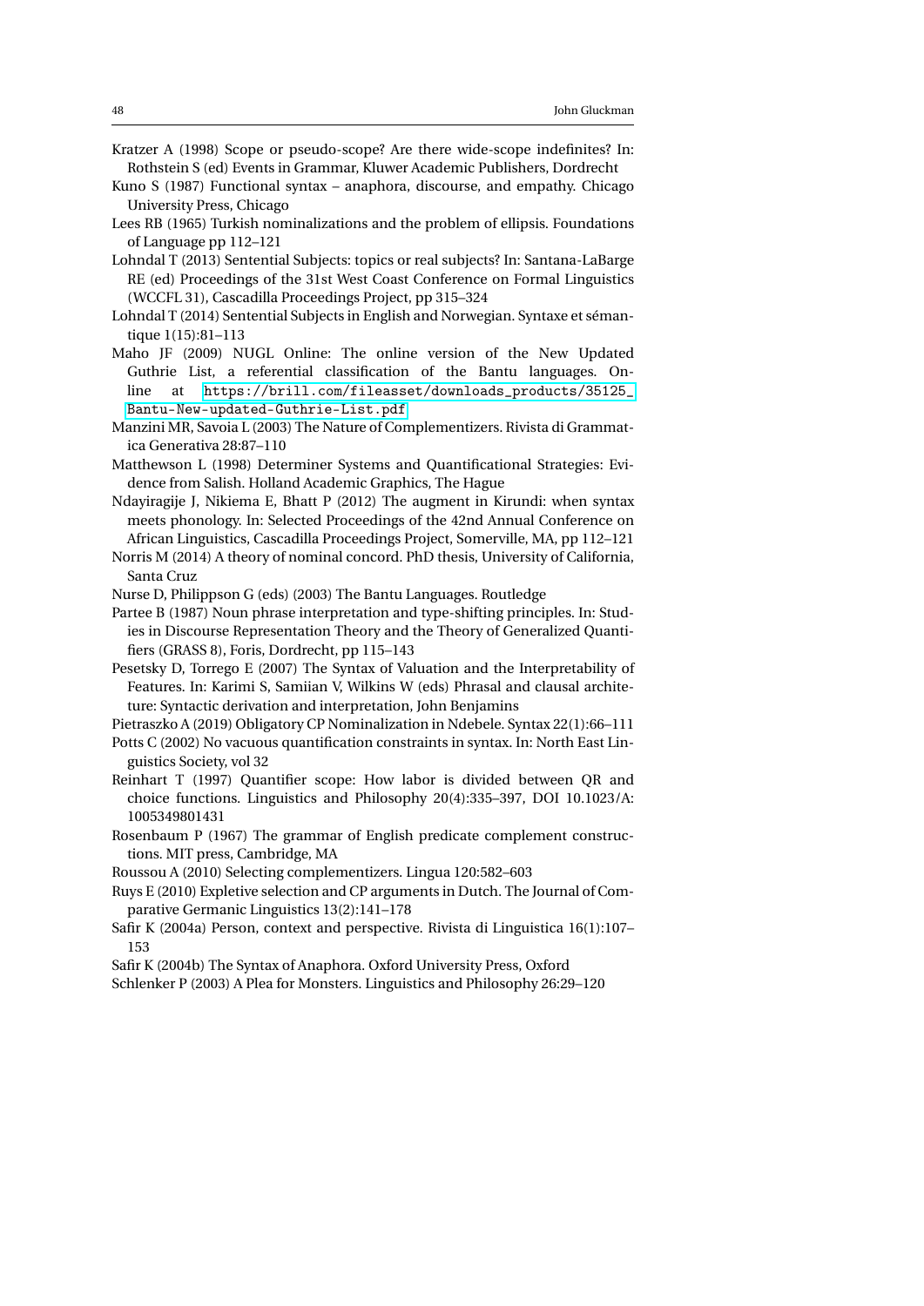Kratzer A (1998) Scope or pseudo-scope? Are there wide-scope indefinites? In: Rothstein S (ed) Events in Grammar, Kluwer Academic Publishers, Dordrecht

Kuno S (1987) Functional syntax – anaphora, discourse, and empathy. Chicago University Press, Chicago

Lees RB (1965) Turkish nominalizations and the problem of ellipsis. Foundations of Language pp 112–121

Lohndal T (2013) Sentential Subjects: topics or real subjects? In: Santana-LaBarge RE (ed) Proceedings of the 31st West Coast Conference on Formal Linguistics (WCCFL 31), Cascadilla Proceedings Project, pp 315–324

Lohndal T (2014) Sentential Subjects in English and Norwegian. Syntaxe et sémantique 1(15):81–113

Maho JF (2009) NUGL Online: The online version of the New Updated Guthrie List, a referential classification of the Bantu languages. Online at https://brill.com/fileasset/downloads_products/35125_Bantu-New-updated-Guthrie-List.pdf

Manzini MR, Savoia L (2003) The Nature of Complementizers. Rivista di Grammatica Generativa 28:87–110

Matthewson L (1998) Determiner Systems and Quantificational Strategies: Evidence from Salish. Holland Academic Graphics, The Hague

Ndayiragije J, Nikiema E, Bhatt P (2012) The augment in Kirundi: when syntax meets phonology. In: Selected Proceedings of the 42nd Annual Conference on African Linguistics, Cascadilla Proceedings Project, Somerville, MA, pp 112–121

Norris M (2014) A theory of nominal concord. PhD thesis, University of California, Santa Cruz

Nurse D, Philippson G (eds) (2003) The Bantu Languages. Routledge

Partee B (1987) Noun phrase interpretation and type-shifting principles. In: Studies in Discourse Representation Theory and the Theory of Generalized Quantifiers (GRASS 8), Foris, Dordrecht, pp 115–143

Pesetsky D, Torrego E (2007) The Syntax of Valuation and the Interpretability of Features. In: Karimi S, Samiian V, Wilkins W (eds) Phrasal and clausal architecture: Syntactic derivation and interpretation, John Benjamins

Pietraszko A (2019) Obligatory CP Nominalization in Ndebele. Syntax 22(1):66–111

Potts C (2002) No vacuous quantification constraints in syntax. In: North East Linguistics Society, vol 32

Reinhart T (1997) Quantifier scope: How labor is divided between QR and choice functions. Linguistics and Philosophy 20(4):335–397, DOI 10.1023/A:1005349801431

Rosenbaum P (1967) The grammar of English predicate complement constructions. MIT press, Cambridge, MA

Roussou A (2010) Selecting complementizers. Lingua 120:582–603

Ruys E (2010) Expletive selection and CP arguments in Dutch. The Journal of Comparative Germanic Linguistics 13(2):141–178

Safir K (2004a) Person, context and perspective. Rivista di Linguistica 16(1):107–153

Safir K (2004b) The Syntax of Anaphora. Oxford University Press, Oxford

Schlenker P (2003) A Plea for Monsters. Linguistics and Philosophy 26:29–120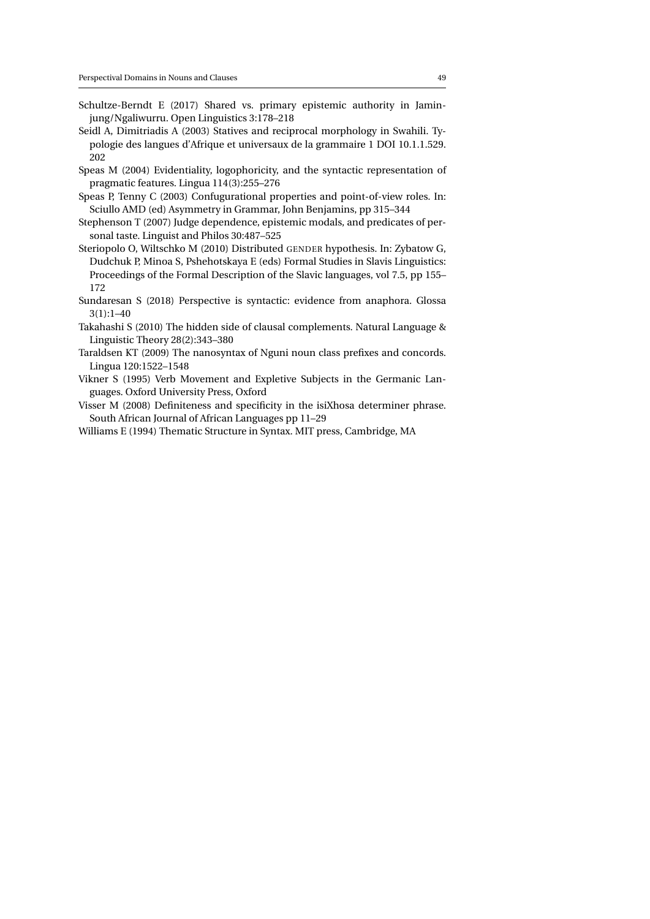Schultze-Berndt E (2017) Shared vs. primary epistemic authority in Jaminjung/Ngaliwurru. Open Linguistics 3:178–218

Seidl A, Dimitriadis A (2003) Statives and reciprocal morphology in Swahili. Typologie des langues d'Afrique et universaux de la grammaire 1 DOI 10.1.1.529.202

Speas M (2004) Evidentiality, logophoricity, and the syntactic representation of pragmatic features. Lingua 114(3):255–276

Speas P, Tenny C (2003) Confugurational properties and point-of-view roles. In: Sciullo AMD (ed) Asymmetry in Grammar, John Benjamins, pp 315–344

Stephenson T (2007) Judge dependence, epistemic modals, and predicates of personal taste. Linguist and Philos 30:487–525

Steriopolo O, Wiltschko M (2010) Distributed GENDER hypothesis. In: Zybatow G, Dudchuk P, Minoa S, Pshehotskaya E (eds) Formal Studies in Slavis Linguistics: Proceedings of the Formal Description of the Slavic languages, vol 7.5, pp 155–172

Sundaresan S (2018) Perspective is syntactic: evidence from anaphora. Glossa 3(1):1–40

Takahashi S (2010) The hidden side of clausal complements. Natural Language & Linguistic Theory 28(2):343–380

Taraldsen KT (2009) The nanosyntax of Nguni noun class prefixes and concords. Lingua 120:1522–1548

Vikner S (1995) Verb Movement and Expletive Subjects in the Germanic Languages. Oxford University Press, Oxford

Visser M (2008) Definiteness and specificity in the isiXhosa determiner phrase. South African Journal of African Languages pp 11–29

Williams E (1994) Thematic Structure in Syntax. MIT press, Cambridge, MA